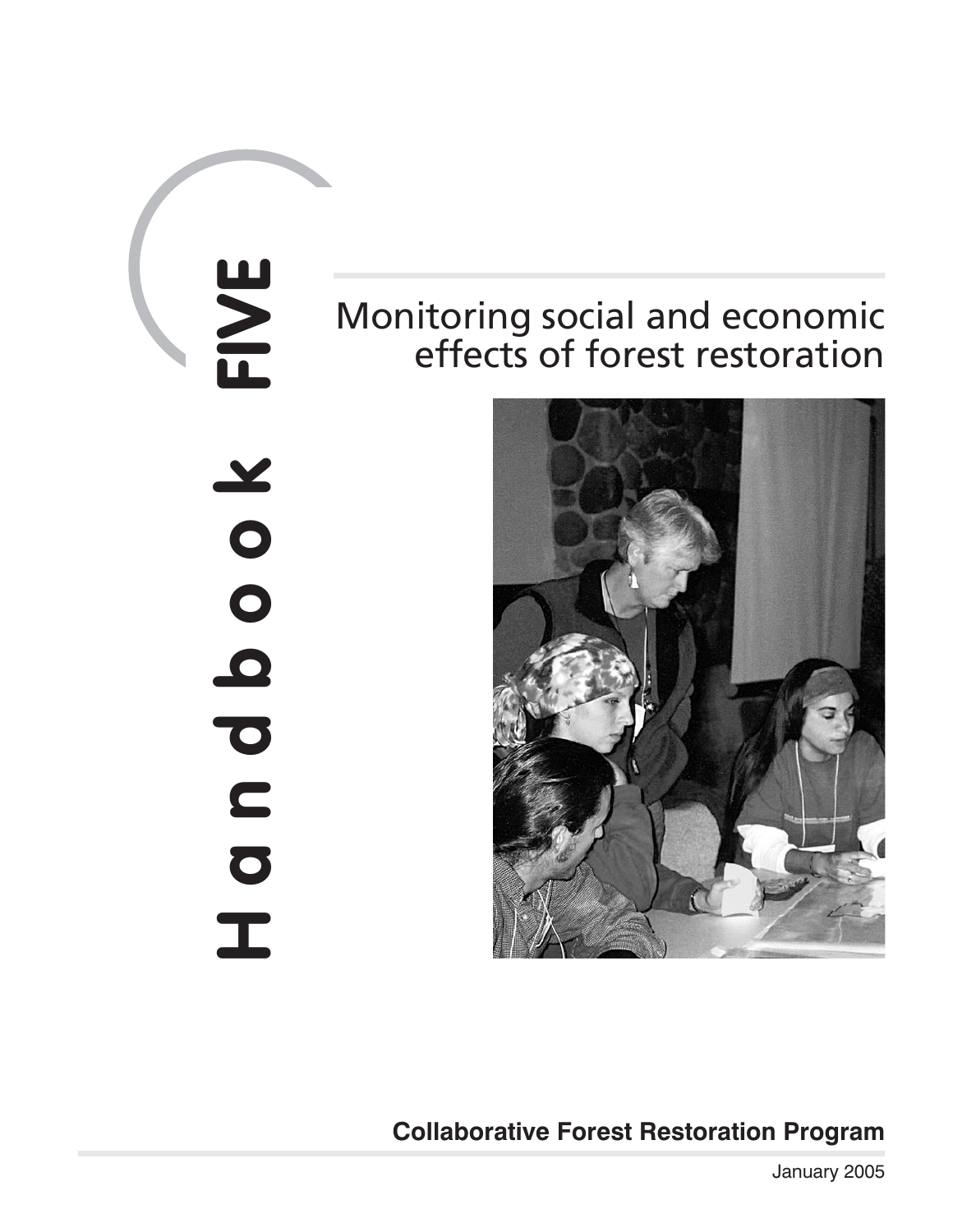# Handbook FIVE

## Monitoring social and economic effects of forest restoration

**Collaborative Forest Restoration Program**

January 2005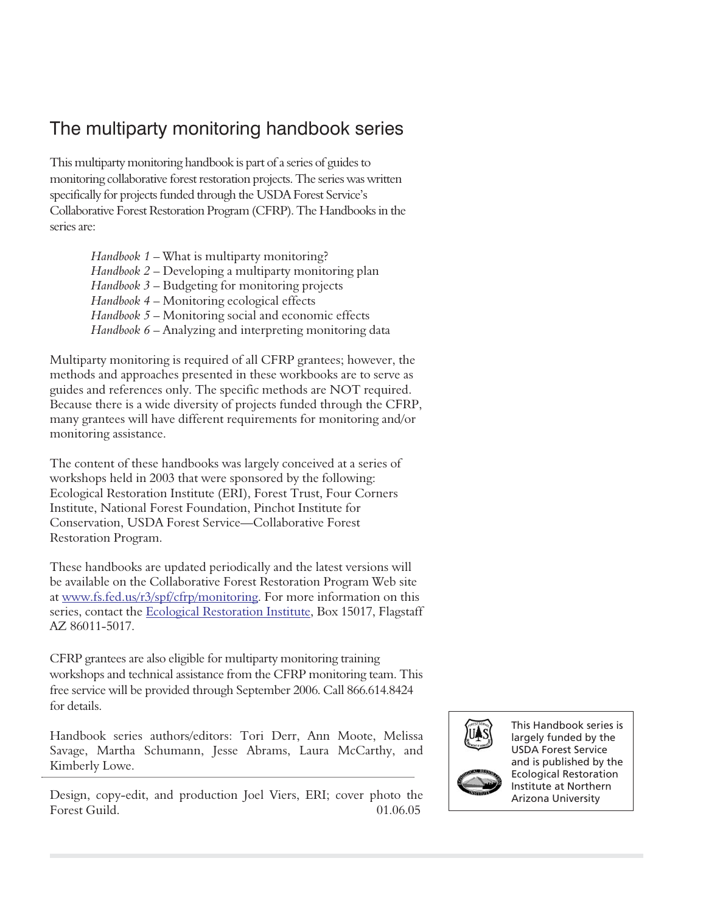# The multiparty monitoring handbook series

This multiparty monitoring handbook is part of a series of guides to monitoring collaborative forest restoration projects. The series was written specifically for projects funded through the USDA Forest Service's Collaborative Forest Restoration Program (CFRP). The Handbooks in the series are:

*Handbook 1* – What is multiparty monitoring?
*Handbook 2* – Developing a multiparty monitoring plan
*Handbook 3* – Budgeting for monitoring projects
*Handbook 4* – Monitoring ecological effects
*Handbook 5* – Monitoring social and economic effects
*Handbook 6* – Analyzing and interpreting monitoring data

Multiparty monitoring is required of all CFRP grantees; however, the methods and approaches presented in these workbooks are to serve as guides and references only. The specific methods are NOT required. Because there is a wide diversity of projects funded through the CFRP, many grantees will have different requirements for monitoring and/or monitoring assistance.

The content of these handbooks was largely conceived at a series of workshops held in 2003 that were sponsored by the following: Ecological Restoration Institute (ERI), Forest Trust, Four Corners Institute, National Forest Foundation, Pinchot Institute for Conservation, USDA Forest Service—Collaborative Forest Restoration Program.

These handbooks are updated periodically and the latest versions will be available on the Collaborative Forest Restoration Program Web site at www.fs.fed.us/r3/spf/cfrp/monitoring. For more information on this series, contact the Ecological Restoration Institute, Box 15017, Flagstaff AZ 86011-5017.

CFRP grantees are also eligible for multiparty monitoring training workshops and technical assistance from the CFRP monitoring team. This free service will be provided through September 2006. Call 866.614.8424 for details.

Handbook series authors/editors: Tori Derr, Ann Moote, Melissa Savage, Martha Schumann, Jesse Abrams, Laura McCarthy, and Kimberly Lowe.

Design, copy-edit, and production Joel Viers, ERI; cover photo the Forest Guild. 01.06.05

This Handbook series is largely funded by the USDA Forest Service and is published by the Ecological Restoration Institute at Northern Arizona University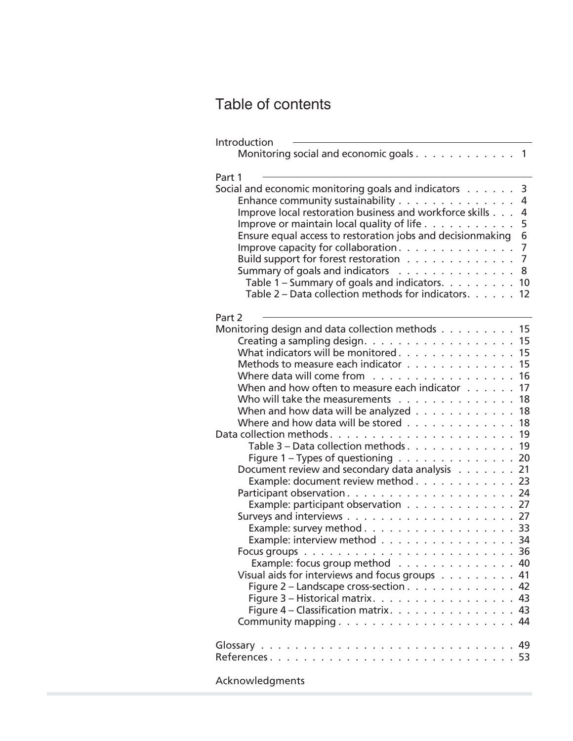# Table of contents

**Introduction**

- Monitoring social and economic goals . . . . . . . . . . . . 1

**Part 1**

Social and economic monitoring goals and indicators . . . . . . 3

- Enhance community sustainability . . . . . . . . . . . . . . 4
- Improve local restoration business and workforce skills . . . 4
- Improve or maintain local quality of life . . . . . . . . . . . 5
- Ensure equal access to restoration jobs and decisionmaking 6
- Improve capacity for collaboration . . . . . . . . . . . . . . 7
- Build support for forest restoration . . . . . . . . . . . . . 7
- Summary of goals and indicators . . . . . . . . . . . . . . 8
  - Table 1 – Summary of goals and indicators. . . . . . . . . 10
  - Table 2 – Data collection methods for indicators. . . . . . 12

**Part 2**

Monitoring design and data collection methods . . . . . . . . . 15

- Creating a sampling design. . . . . . . . . . . . . . . . . . 15
- What indicators will be monitored . . . . . . . . . . . . . . 15
- Methods to measure each indicator . . . . . . . . . . . . . 15
- Where data will come from . . . . . . . . . . . . . . . . . 16
- When and how often to measure each indicator . . . . . . 17
- Who will take the measurements . . . . . . . . . . . . . . 18
- When and how data will be analyzed . . . . . . . . . . . . 18
- Where and how data will be stored . . . . . . . . . . . . . 18

Data collection methods . . . . . . . . . . . . . . . . . . . . . . 19

- Table 3 – Data collection methods . . . . . . . . . . . . . 19
- Figure 1 – Types of questioning . . . . . . . . . . . . . . 20
- Document review and secondary data analysis . . . . . . . 21
  - Example: document review method . . . . . . . . . . . . 23
- Participant observation . . . . . . . . . . . . . . . . . . . . 24
  - Example: participant observation . . . . . . . . . . . . . 27
- Surveys and interviews . . . . . . . . . . . . . . . . . . . . 27
  - Example: survey method . . . . . . . . . . . . . . . . . . 33
  - Example: interview method . . . . . . . . . . . . . . . . 34
- Focus groups . . . . . . . . . . . . . . . . . . . . . . . . . 36
  - Example: focus group method . . . . . . . . . . . . . . 40
- Visual aids for interviews and focus groups . . . . . . . . . 41
  - Figure 2 – Landscape cross-section . . . . . . . . . . . . . 42
  - Figure 3 – Historical matrix. . . . . . . . . . . . . . . . . 43
  - Figure 4 – Classification matrix. . . . . . . . . . . . . . . 43
- Community mapping . . . . . . . . . . . . . . . . . . . . . 44

Glossary . . . . . . . . . . . . . . . . . . . . . . . . . . . . . . 49

References . . . . . . . . . . . . . . . . . . . . . . . . . . . . . 53

Acknowledgments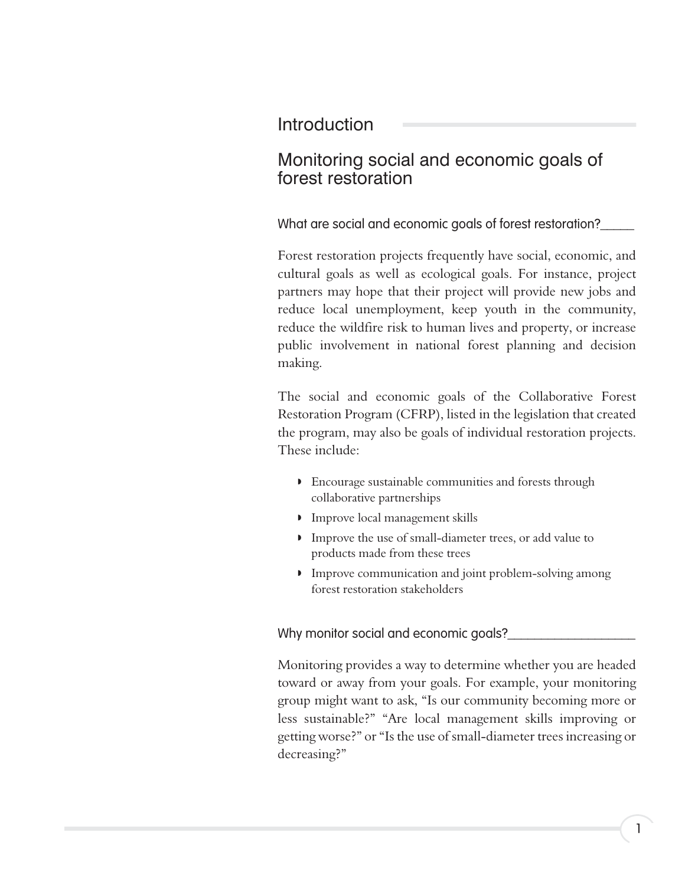# Introduction

## Monitoring social and economic goals of forest restoration

### What are social and economic goals of forest restoration?

Forest restoration projects frequently have social, economic, and cultural goals as well as ecological goals. For instance, project partners may hope that their project will provide new jobs and reduce local unemployment, keep youth in the community, reduce the wildfire risk to human lives and property, or increase public involvement in national forest planning and decision making.

The social and economic goals of the Collaborative Forest Restoration Program (CFRP), listed in the legislation that created the program, may also be goals of individual restoration projects. These include:

- Encourage sustainable communities and forests through collaborative partnerships
- Improve local management skills
- Improve the use of small-diameter trees, or add value to products made from these trees
- Improve communication and joint problem-solving among forest restoration stakeholders

### Why monitor social and economic goals?

Monitoring provides a way to determine whether you are headed toward or away from your goals. For example, your monitoring group might want to ask, "Is our community becoming more or less sustainable?" "Are local management skills improving or getting worse?" or "Is the use of small-diameter trees increasing or decreasing?"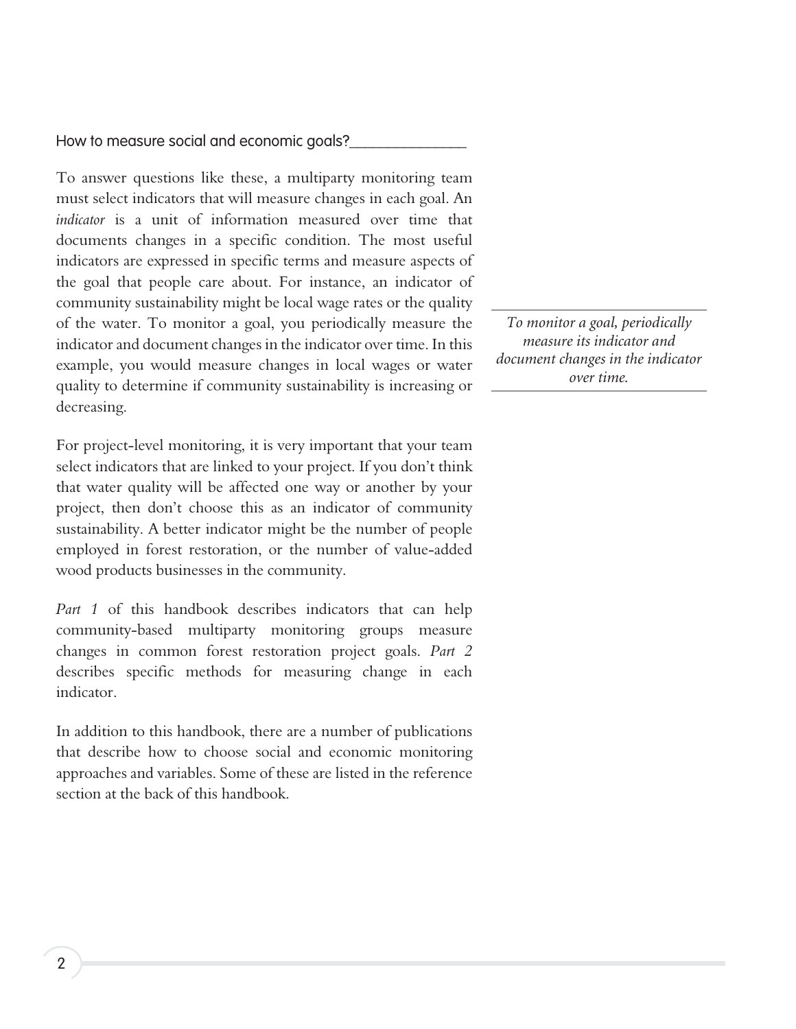## How to measure social and economic goals?

To answer questions like these, a multiparty monitoring team must select indicators that will measure changes in each goal. An *indicator* is a unit of information measured over time that documents changes in a specific condition. The most useful indicators are expressed in specific terms and measure aspects of the goal that people care about. For instance, an indicator of community sustainability might be local wage rates or the quality of the water. To monitor a goal, you periodically measure the indicator and document changes in the indicator over time. In this example, you would measure changes in local wages or water quality to determine if community sustainability is increasing or decreasing.

*To monitor a goal, periodically measure its indicator and document changes in the indicator over time.*

For project-level monitoring, it is very important that your team select indicators that are linked to your project. If you don't think that water quality will be affected one way or another by your project, then don't choose this as an indicator of community sustainability. A better indicator might be the number of people employed in forest restoration, or the number of value-added wood products businesses in the community.

*Part 1* of this handbook describes indicators that can help community-based multiparty monitoring groups measure changes in common forest restoration project goals. *Part 2* describes specific methods for measuring change in each indicator.

In addition to this handbook, there are a number of publications that describe how to choose social and economic monitoring approaches and variables. Some of these are listed in the reference section at the back of this handbook.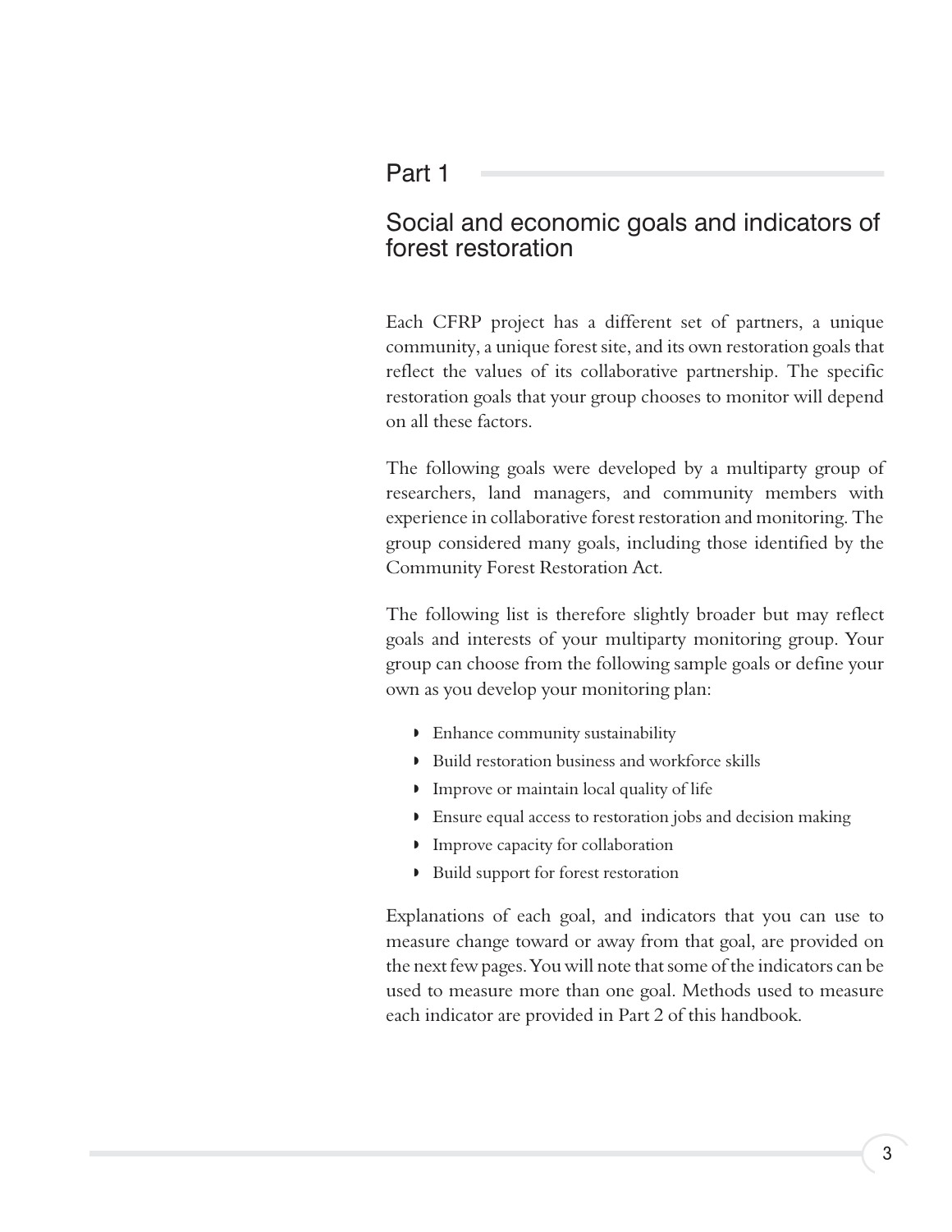# Part 1

## Social and economic goals and indicators of forest restoration

Each CFRP project has a different set of partners, a unique community, a unique forest site, and its own restoration goals that reflect the values of its collaborative partnership. The specific restoration goals that your group chooses to monitor will depend on all these factors.

The following goals were developed by a multiparty group of researchers, land managers, and community members with experience in collaborative forest restoration and monitoring. The group considered many goals, including those identified by the Community Forest Restoration Act.

The following list is therefore slightly broader but may reflect goals and interests of your multiparty monitoring group. Your group can choose from the following sample goals or define your own as you develop your monitoring plan:

- Enhance community sustainability
- Build restoration business and workforce skills
- Improve or maintain local quality of life
- Ensure equal access to restoration jobs and decision making
- Improve capacity for collaboration
- Build support for forest restoration

Explanations of each goal, and indicators that you can use to measure change toward or away from that goal, are provided on the next few pages. You will note that some of the indicators can be used to measure more than one goal. Methods used to measure each indicator are provided in Part 2 of this handbook.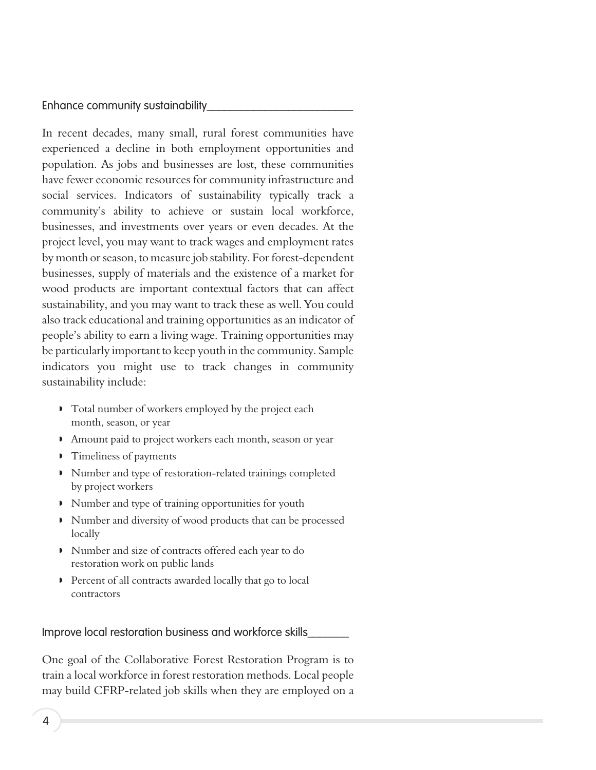### Enhance community sustainability

In recent decades, many small, rural forest communities have experienced a decline in both employment opportunities and population. As jobs and businesses are lost, these communities have fewer economic resources for community infrastructure and social services. Indicators of sustainability typically track a community's ability to achieve or sustain local workforce, businesses, and investments over years or even decades. At the project level, you may want to track wages and employment rates by month or season, to measure job stability. For forest-dependent businesses, supply of materials and the existence of a market for wood products are important contextual factors that can affect sustainability, and you may want to track these as well. You could also track educational and training opportunities as an indicator of people's ability to earn a living wage. Training opportunities may be particularly important to keep youth in the community. Sample indicators you might use to track changes in community sustainability include:

- Total number of workers employed by the project each month, season, or year
- Amount paid to project workers each month, season or year
- Timeliness of payments
- Number and type of restoration-related trainings completed by project workers
- Number and type of training opportunities for youth
- Number and diversity of wood products that can be processed locally
- Number and size of contracts offered each year to do restoration work on public lands
- Percent of all contracts awarded locally that go to local contractors

### Improve local restoration business and workforce skills

One goal of the Collaborative Forest Restoration Program is to train a local workforce in forest restoration methods. Local people may build CFRP-related job skills when they are employed on a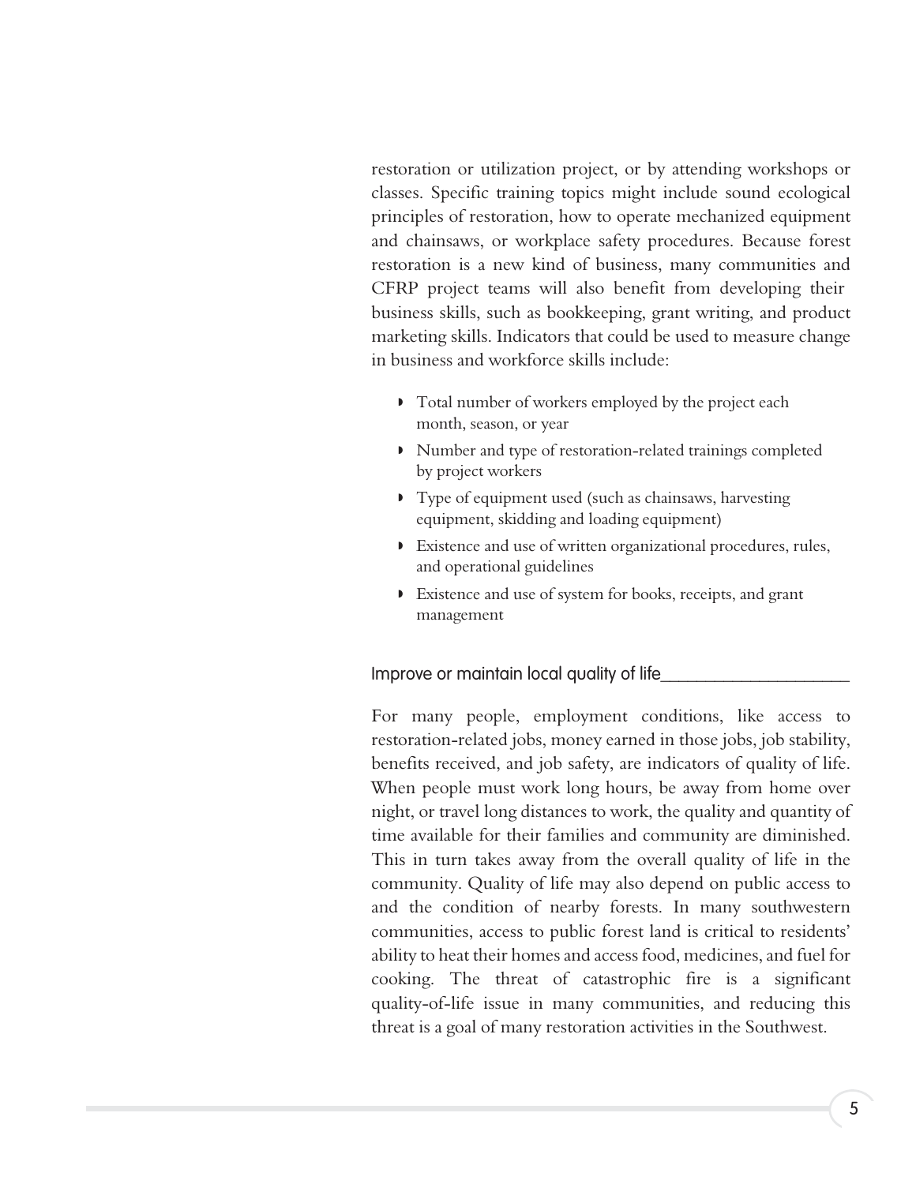restoration or utilization project, or by attending workshops or classes. Specific training topics might include sound ecological principles of restoration, how to operate mechanized equipment and chainsaws, or workplace safety procedures. Because forest restoration is a new kind of business, many communities and CFRP project teams will also benefit from developing their business skills, such as bookkeeping, grant writing, and product marketing skills. Indicators that could be used to measure change in business and workforce skills include:

- Total number of workers employed by the project each month, season, or year
- Number and type of restoration-related trainings completed by project workers
- Type of equipment used (such as chainsaws, harvesting equipment, skidding and loading equipment)
- Existence and use of written organizational procedures, rules, and operational guidelines
- Existence and use of system for books, receipts, and grant management

### Improve or maintain local quality of life

For many people, employment conditions, like access to restoration-related jobs, money earned in those jobs, job stability, benefits received, and job safety, are indicators of quality of life. When people must work long hours, be away from home over night, or travel long distances to work, the quality and quantity of time available for their families and community are diminished. This in turn takes away from the overall quality of life in the community. Quality of life may also depend on public access to and the condition of nearby forests. In many southwestern communities, access to public forest land is critical to residents' ability to heat their homes and access food, medicines, and fuel for cooking. The threat of catastrophic fire is a significant quality-of-life issue in many communities, and reducing this threat is a goal of many restoration activities in the Southwest.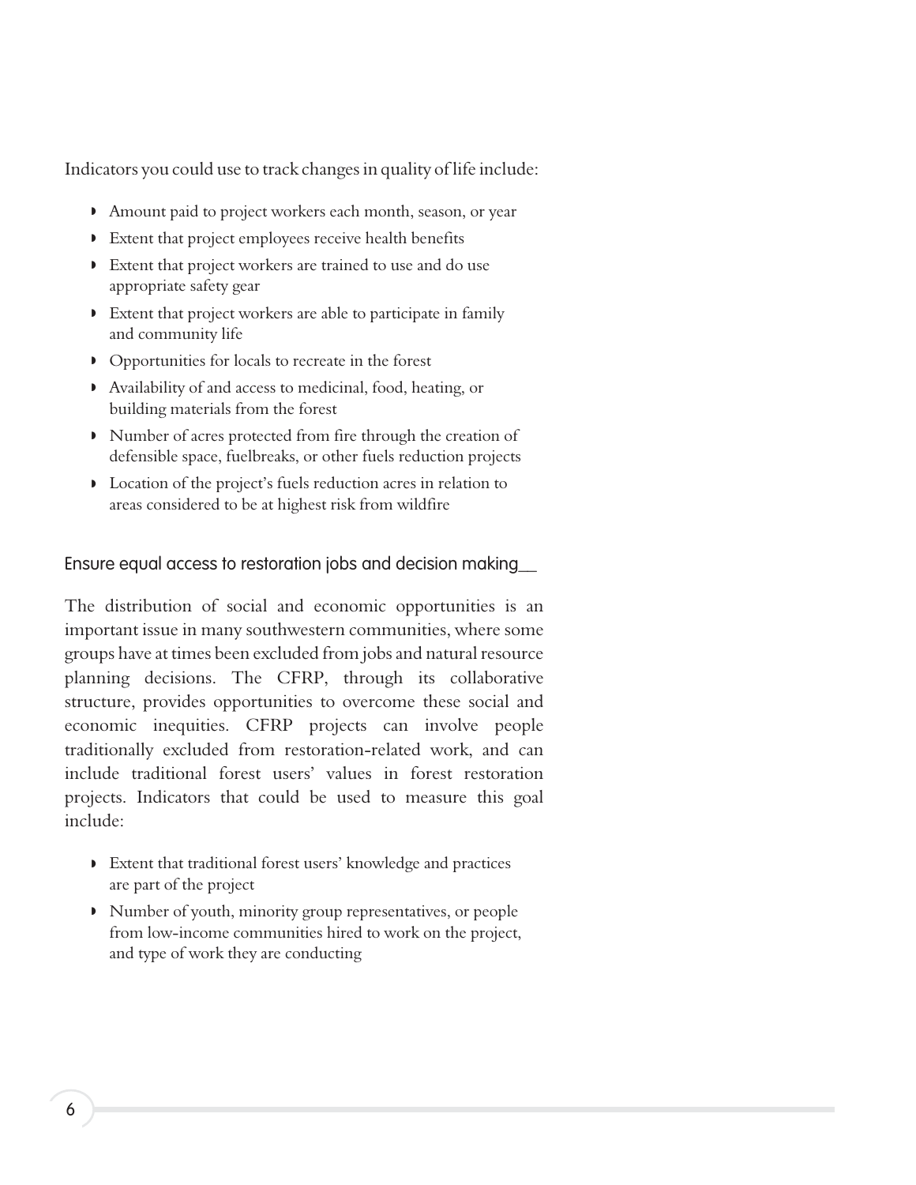Indicators you could use to track changes in quality of life include:

- Amount paid to project workers each month, season, or year
- Extent that project employees receive health benefits
- Extent that project workers are trained to use and do use appropriate safety gear
- Extent that project workers are able to participate in family and community life
- Opportunities for locals to recreate in the forest
- Availability of and access to medicinal, food, heating, or building materials from the forest
- Number of acres protected from fire through the creation of defensible space, fuelbreaks, or other fuels reduction projects
- Location of the project's fuels reduction acres in relation to areas considered to be at highest risk from wildfire

### Ensure equal access to restoration jobs and decision making

The distribution of social and economic opportunities is an important issue in many southwestern communities, where some groups have at times been excluded from jobs and natural resource planning decisions. The CFRP, through its collaborative structure, provides opportunities to overcome these social and economic inequities. CFRP projects can involve people traditionally excluded from restoration-related work, and can include traditional forest users' values in forest restoration projects. Indicators that could be used to measure this goal include:

- Extent that traditional forest users' knowledge and practices are part of the project
- Number of youth, minority group representatives, or people from low-income communities hired to work on the project, and type of work they are conducting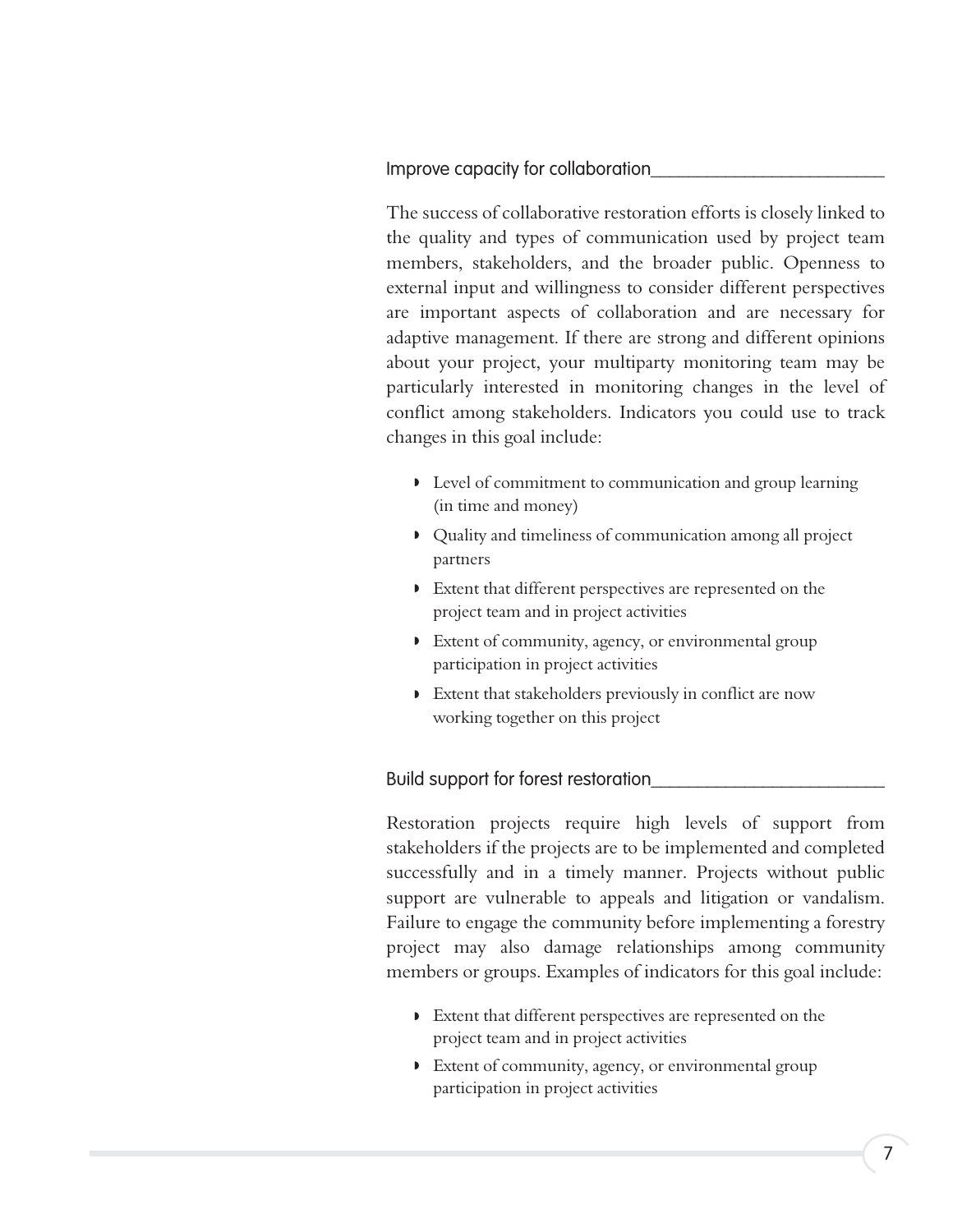### Improve capacity for collaboration

The success of collaborative restoration efforts is closely linked to the quality and types of communication used by project team members, stakeholders, and the broader public. Openness to external input and willingness to consider different perspectives are important aspects of collaboration and are necessary for adaptive management. If there are strong and different opinions about your project, your multiparty monitoring team may be particularly interested in monitoring changes in the level of conflict among stakeholders. Indicators you could use to track changes in this goal include:

- Level of commitment to communication and group learning (in time and money)
- Quality and timeliness of communication among all project partners
- Extent that different perspectives are represented on the project team and in project activities
- Extent of community, agency, or environmental group participation in project activities
- Extent that stakeholders previously in conflict are now working together on this project

### Build support for forest restoration

Restoration projects require high levels of support from stakeholders if the projects are to be implemented and completed successfully and in a timely manner. Projects without public support are vulnerable to appeals and litigation or vandalism. Failure to engage the community before implementing a forestry project may also damage relationships among community members or groups. Examples of indicators for this goal include:

- Extent that different perspectives are represented on the project team and in project activities
- Extent of community, agency, or environmental group participation in project activities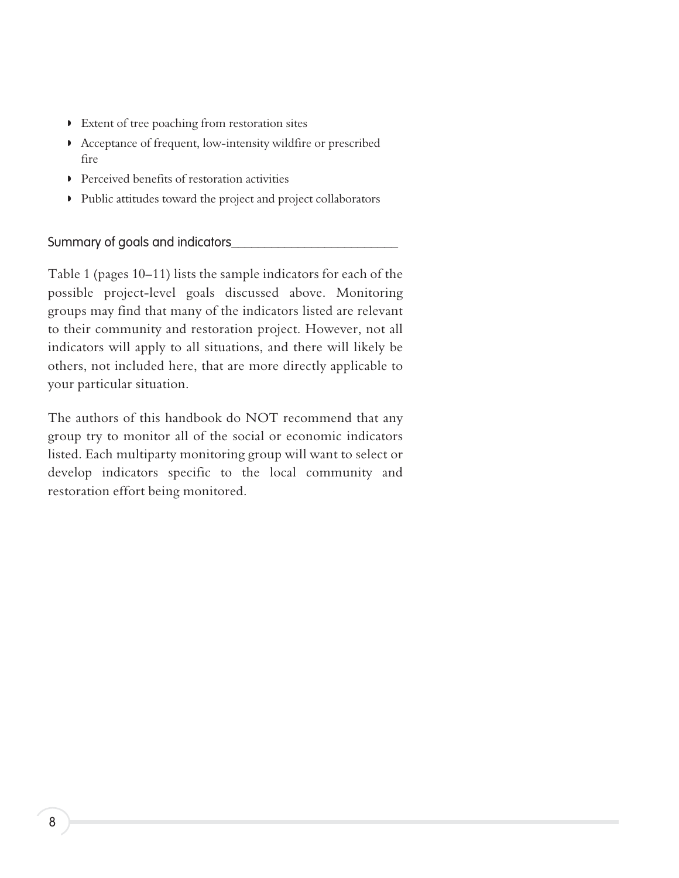- Extent of tree poaching from restoration sites
- Acceptance of frequent, low-intensity wildfire or prescribed fire
- Perceived benefits of restoration activities
- Public attitudes toward the project and project collaborators

### Summary of goals and indicators

Table 1 (pages 10–11) lists the sample indicators for each of the possible project-level goals discussed above. Monitoring groups may find that many of the indicators listed are relevant to their community and restoration project. However, not all indicators will apply to all situations, and there will likely be others, not included here, that are more directly applicable to your particular situation.

The authors of this handbook do NOT recommend that any group try to monitor all of the social or economic indicators listed. Each multiparty monitoring group will want to select or develop indicators specific to the local community and restoration effort being monitored.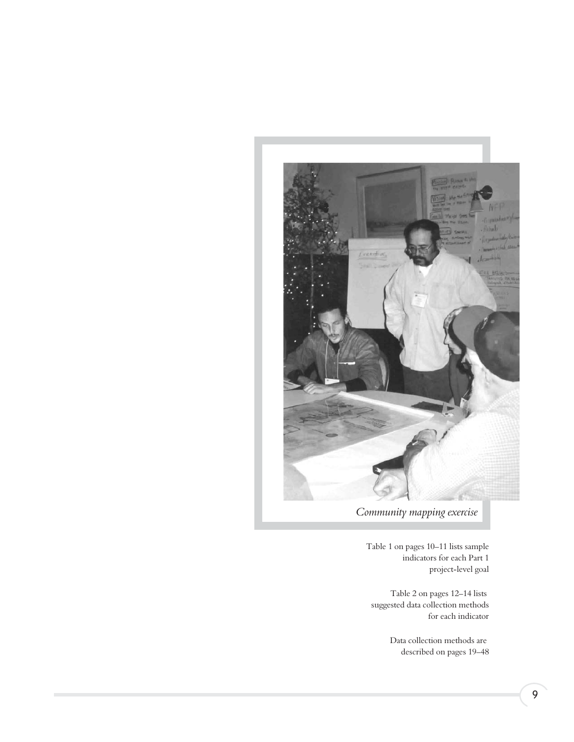*Community mapping exercise*

Table 1 on pages 10–11 lists sample indicators for each Part 1 project-level goal

Table 2 on pages 12–14 lists suggested data collection methods for each indicator

Data collection methods are described on pages 19–48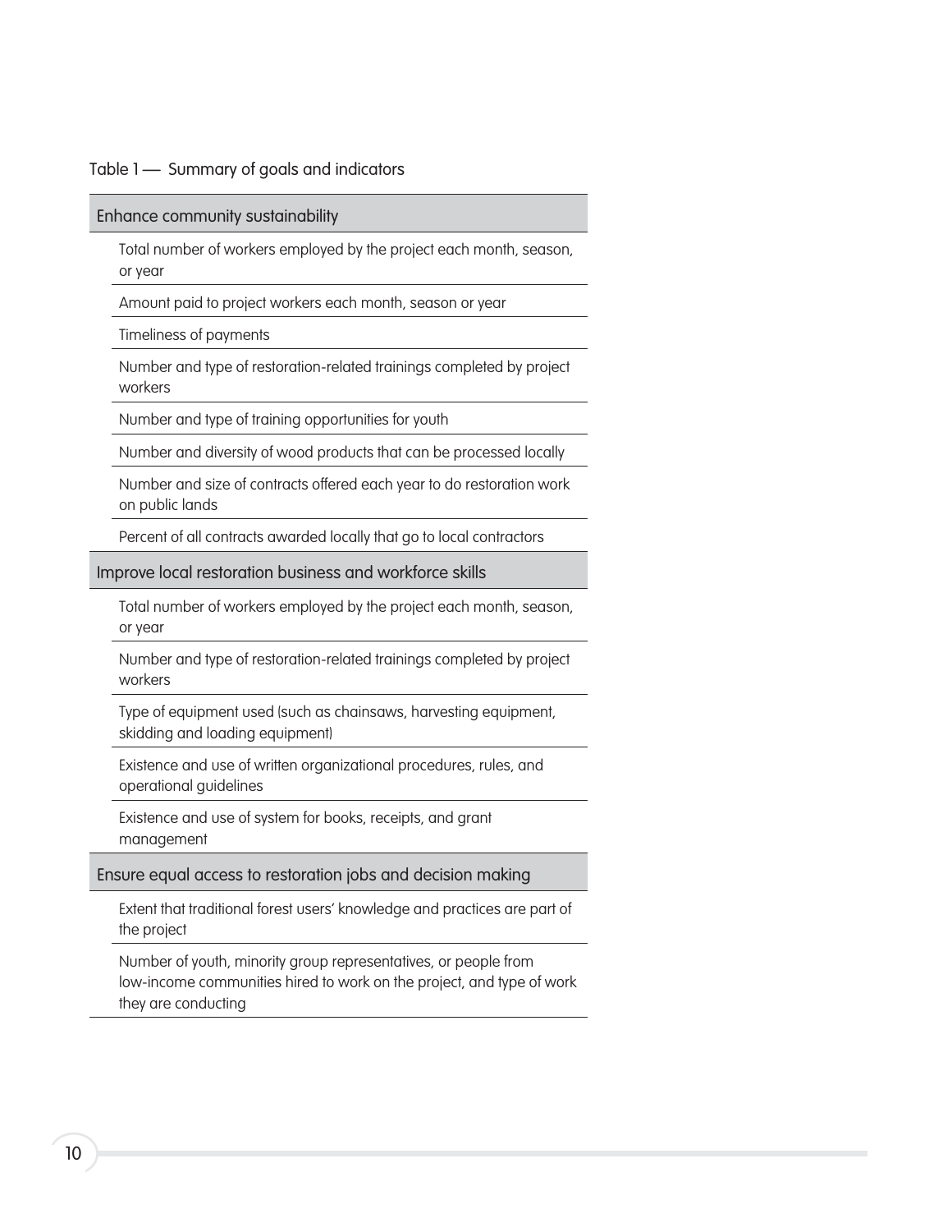Table 1 — Summary of goals and indicators

| Goals and indicators |
|---|
| **Enhance community sustainability** |
| Total number of workers employed by the project each month, season, or year |
| Amount paid to project workers each month, season or year |
| Timeliness of payments |
| Number and type of restoration-related trainings completed by project workers |
| Number and type of training opportunities for youth |
| Number and diversity of wood products that can be processed locally |
| Number and size of contracts offered each year to do restoration work on public lands |
| Percent of all contracts awarded locally that go to local contractors |
| **Improve local restoration business and workforce skills** |
| Total number of workers employed by the project each month, season, or year |
| Number and type of restoration-related trainings completed by project workers |
| Type of equipment used (such as chainsaws, harvesting equipment, skidding and loading equipment) |
| Existence and use of written organizational procedures, rules, and operational guidelines |
| Existence and use of system for books, receipts, and grant management |
| **Ensure equal access to restoration jobs and decision making** |
| Extent that traditional forest users' knowledge and practices are part of the project |
| Number of youth, minority group representatives, or people from low-income communities hired to work on the project, and type of work they are conducting |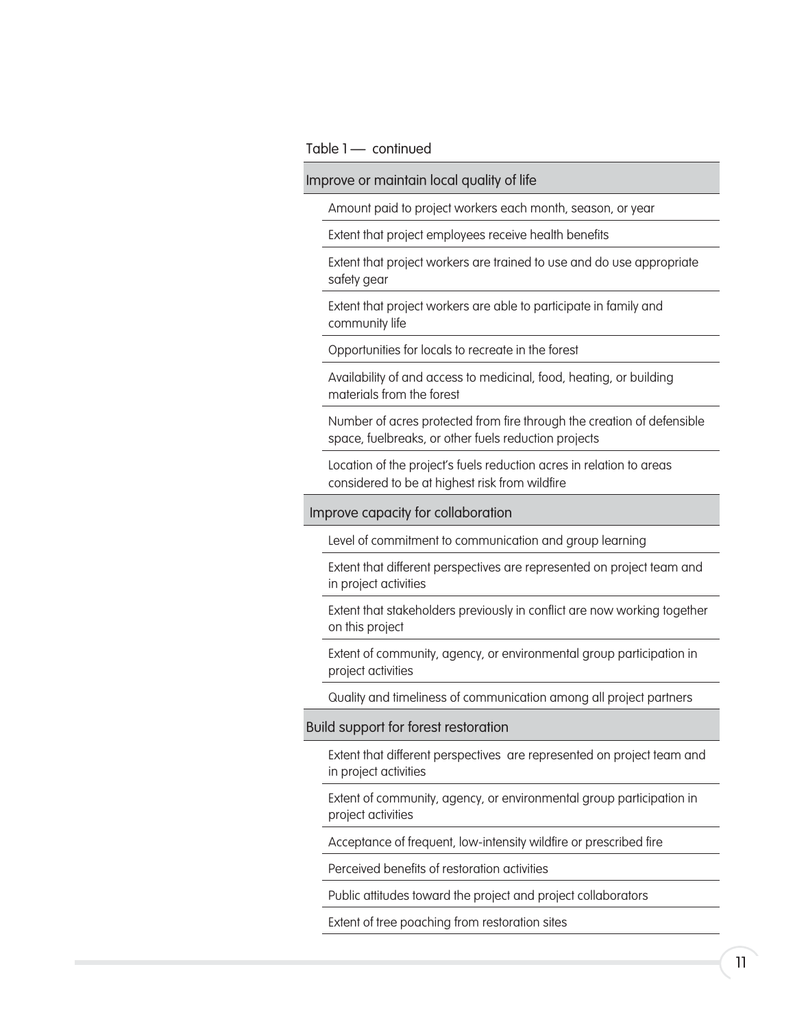Table 1 — continued

| Improve or maintain local quality of life |
| --- |
| Amount paid to project workers each month, season, or year |
| Extent that project employees receive health benefits |
| Extent that project workers are trained to use and do use appropriate safety gear |
| Extent that project workers are able to participate in family and community life |
| Opportunities for locals to recreate in the forest |
| Availability of and access to medicinal, food, heating, or building materials from the forest |
| Number of acres protected from fire through the creation of defensible space, fuelbreaks, or other fuels reduction projects |
| Location of the project's fuels reduction acres in relation to areas considered to be at highest risk from wildfire |
| **Improve capacity for collaboration** |
| Level of commitment to communication and group learning |
| Extent that different perspectives are represented on project team and in project activities |
| Extent that stakeholders previously in conflict are now working together on this project |
| Extent of community, agency, or environmental group participation in project activities |
| Quality and timeliness of communication among all project partners |
| **Build support for forest restoration** |
| Extent that different perspectives are represented on project team and in project activities |
| Extent of community, agency, or environmental group participation in project activities |
| Acceptance of frequent, low-intensity wildfire or prescribed fire |
| Perceived benefits of restoration activities |
| Public attitudes toward the project and project collaborators |
| Extent of tree poaching from restoration sites |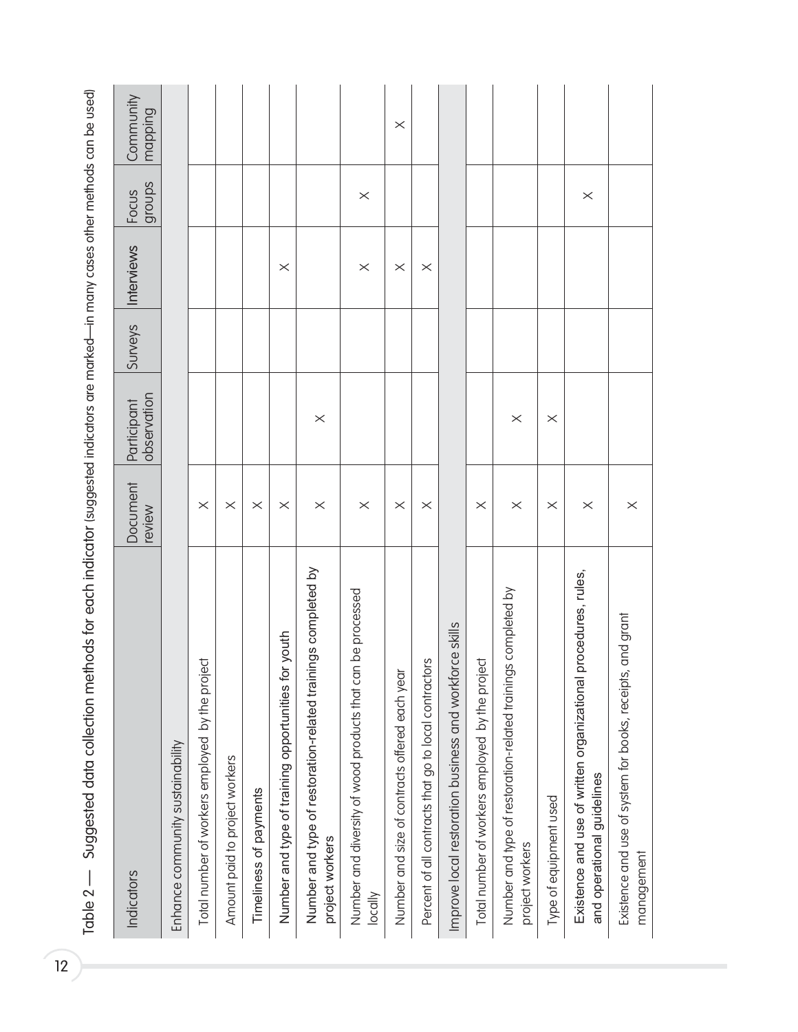Table 2 — Suggested data collection methods for each indicator (suggested indicators are marked—in many cases other methods can be used)

| Indicators | Document review | Participant observation | Surveys | Interviews | Focus groups | Community mapping |
|---|---|---|---|---|---|---|
| **Enhance community sustainability** | | | | | | |
| Total number of workers employed by the project | X | | | | | |
| Amount paid to project workers | X | | | | | |
| Timeliness of payments | X | | | | | |
| Number and type of training opportunities for youth | X | | | X | | |
| Number and type of restoration-related trainings completed by project workers | X | X | | | | |
| Number and diversity of wood products that can be processed locally | X | | | X | X | |
| Number and size of contracts offered each year | X | | | X | | X |
| Percent of all contracts that go to local contractors | X | | | X | | |
| **Improve local restoration business and workforce skills** | | | | | | |
| Total number of workers employed by the project | X | | | | | |
| Number and type of restoration-related trainings completed by project workers | X | X | | | | |
| Type of equipment used | X | X | | | | |
| Existence and use of written organizational procedures, rules, and operational guidelines | X | | | | X | |
| Existence and use of system for books, receipts, and grant management | X | | | | | |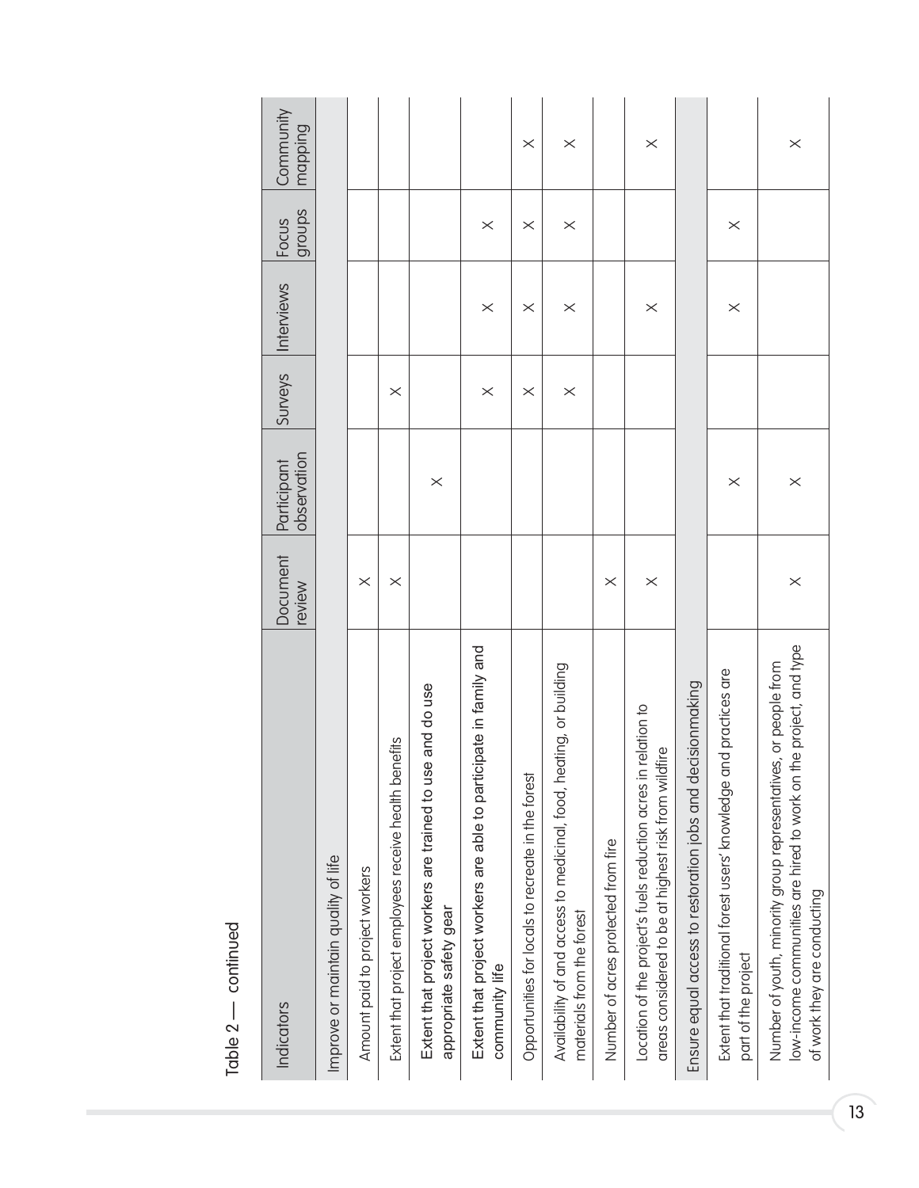Table 2 — continued

| Indicators | Document review | Participant observation | Surveys | Interviews | Focus groups | Community mapping |
|---|---|---|---|---|---|---|
| **Improve or maintain quality of life** | | | | | | |
| Amount paid to project workers | X | | | | | |
| Extent that project employees receive health benefits | X | | X | | | |
| Extent that project workers are trained to use and do use appropriate safety gear | | X | | | | |
| Extent that project workers are able to participate in family and community life | | | X | X | X | |
| Opportunities for locals to recreate in the forest | | | X | X | X | X |
| Availability of and access to medicinal, food, heating, or building materials from the forest | | | X | X | X | X |
| Number of acres protected from fire | X | | | | | |
| Location of the project's fuels reduction acres in relation to areas considered to be at highest risk from wildfire | X | | | X | | X |
| **Ensure equal access to restoration jobs and decisionmaking** | | | | | | |
| Extent that traditional forest users' knowledge and practices are part of the project | | X | | X | X | |
| Number of youth, minority group representatives, or people from low-income communities are hired to work on the project, and type of work they are conducting | X | X | | | | X |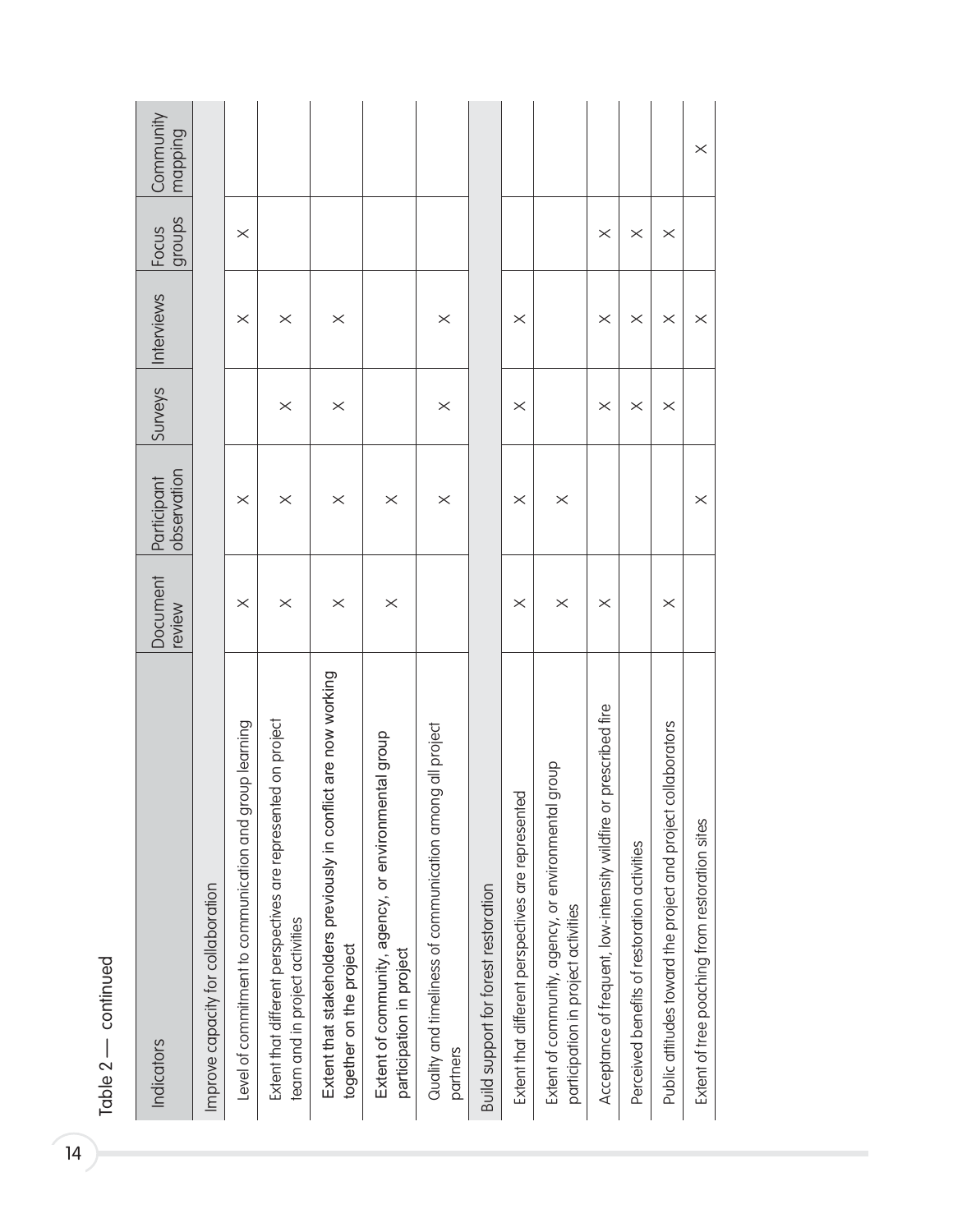Table 2 — continued

| Indicators | Document review | Participant observation | Surveys | Interviews | Focus groups | Community mapping |
|---|---|---|---|---|---|---|
| Improve capacity for collaboration | | | | | | |
| Level of commitment to communication and group learning | × | × | | × | × | |
| Extent that different perspectives are represented on project team and in project activities | × | × | × | × | | |
| Extent that stakeholders previously in conflict are now working together on the project | × | × | × | × | | |
| Extent of community, agency, or environmental group participation in project | × | × | | | | |
| Quality and timeliness of communication among all project partners | | × | × | × | | |
| Build support for forest restoration | | | | | | |
| Extent that different perspectives are represented | × | × | × | × | | |
| Extent of community, agency, or environmental group participation in project activities | × | × | | | | |
| Acceptance of frequent, low-intensity wildfire or prescribed fire | × | | × | × | × | |
| Perceived benefits of restoration activities | | | × | × | × | |
| Public attitudes toward the project and project collaborators | × | | × | × | × | |
| Extent of tree poaching from restoration sites | | × | | × | | × |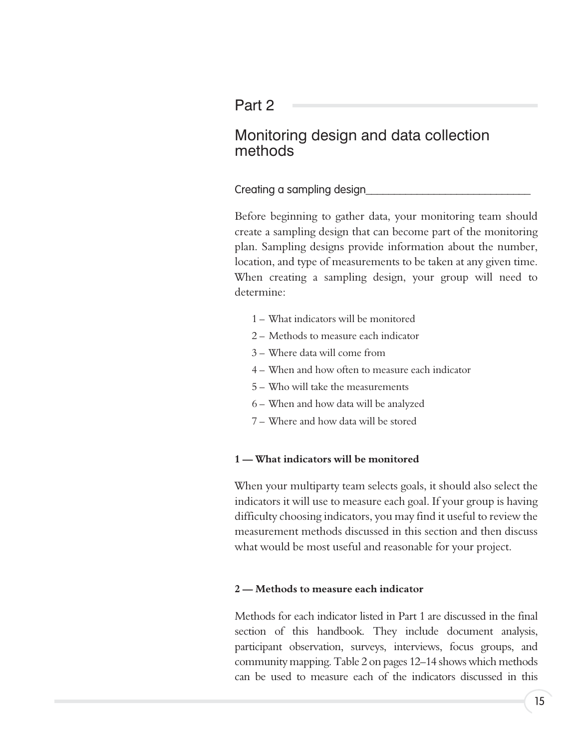# Part 2

## Monitoring design and data collection methods

### Creating a sampling design

Before beginning to gather data, your monitoring team should create a sampling design that can become part of the monitoring plan. Sampling designs provide information about the number, location, and type of measurements to be taken at any given time. When creating a sampling design, your group will need to determine:

1 – What indicators will be monitored
2 – Methods to measure each indicator
3 – Where data will come from
4 – When and how often to measure each indicator
5 – Who will take the measurements
6 – When and how data will be analyzed
7 – Where and how data will be stored

#### 1 — What indicators will be monitored

When your multiparty team selects goals, it should also select the indicators it will use to measure each goal. If your group is having difficulty choosing indicators, you may find it useful to review the measurement methods discussed in this section and then discuss what would be most useful and reasonable for your project.

#### 2 — Methods to measure each indicator

Methods for each indicator listed in Part 1 are discussed in the final section of this handbook. They include document analysis, participant observation, surveys, interviews, focus groups, and community mapping. Table 2 on pages 12–14 shows which methods can be used to measure each of the indicators discussed in this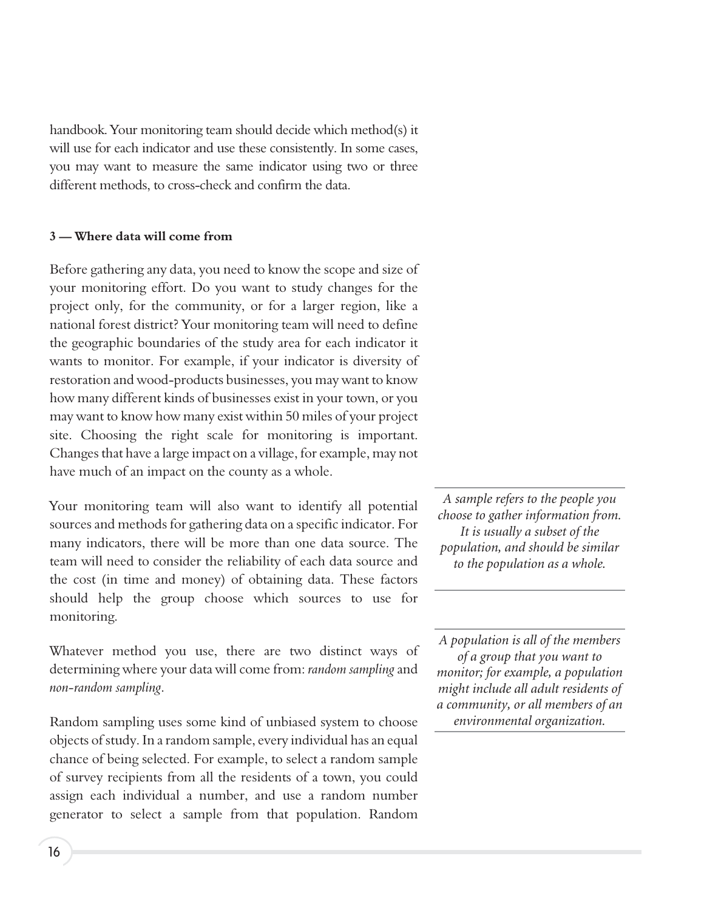handbook. Your monitoring team should decide which method(s) it will use for each indicator and use these consistently. In some cases, you may want to measure the same indicator using two or three different methods, to cross-check and confirm the data.

**3 — Where data will come from**

Before gathering any data, you need to know the scope and size of your monitoring effort. Do you want to study changes for the project only, for the community, or for a larger region, like a national forest district? Your monitoring team will need to define the geographic boundaries of the study area for each indicator it wants to monitor. For example, if your indicator is diversity of restoration and wood-products businesses, you may want to know how many different kinds of businesses exist in your town, or you may want to know how many exist within 50 miles of your project site. Choosing the right scale for monitoring is important. Changes that have a large impact on a village, for example, may not have much of an impact on the county as a whole.

Your monitoring team will also want to identify all potential sources and methods for gathering data on a specific indicator. For many indicators, there will be more than one data source. The team will need to consider the reliability of each data source and the cost (in time and money) of obtaining data. These factors should help the group choose which sources to use for monitoring.

*A sample refers to the people you choose to gather information from. It is usually a subset of the population, and should be similar to the population as a whole.*

Whatever method you use, there are two distinct ways of determining where your data will come from: *random sampling* and *non-random sampling*.

*A population is all of the members of a group that you want to monitor; for example, a population might include all adult residents of a community, or all members of an environmental organization.*

Random sampling uses some kind of unbiased system to choose objects of study. In a random sample, every individual has an equal chance of being selected. For example, to select a random sample of survey recipients from all the residents of a town, you could assign each individual a number, and use a random number generator to select a sample from that population. Random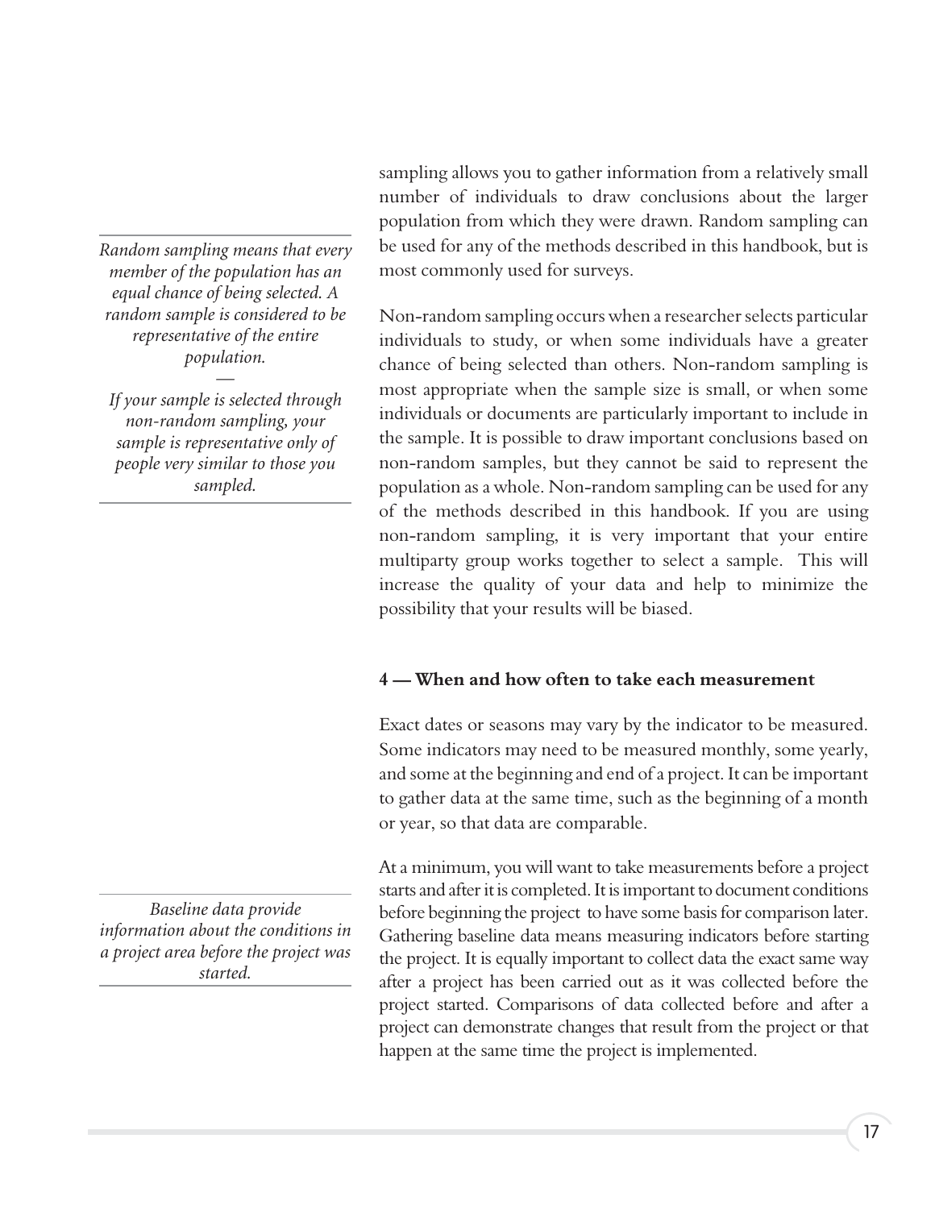sampling allows you to gather information from a relatively small number of individuals to draw conclusions about the larger population from which they were drawn. Random sampling can be used for any of the methods described in this handbook, but is most commonly used for surveys.

*Random sampling means that every member of the population has an equal chance of being selected. A random sample is considered to be representative of the entire population.*

*—*

*If your sample is selected through non-random sampling, your sample is representative only of people very similar to those you sampled.*

Non-random sampling occurs when a researcher selects particular individuals to study, or when some individuals have a greater chance of being selected than others. Non-random sampling is most appropriate when the sample size is small, or when some individuals or documents are particularly important to include in the sample. It is possible to draw important conclusions based on non-random samples, but they cannot be said to represent the population as a whole. Non-random sampling can be used for any of the methods described in this handbook. If you are using non-random sampling, it is very important that your entire multiparty group works together to select a sample. This will increase the quality of your data and help to minimize the possibility that your results will be biased.

**4 — When and how often to take each measurement**

Exact dates or seasons may vary by the indicator to be measured. Some indicators may need to be measured monthly, some yearly, and some at the beginning and end of a project. It can be important to gather data at the same time, such as the beginning of a month or year, so that data are comparable.

*Baseline data provide information about the conditions in a project area before the project was started.*

At a minimum, you will want to take measurements before a project starts and after it is completed. It is important to document conditions before beginning the project to have some basis for comparison later. Gathering baseline data means measuring indicators before starting the project. It is equally important to collect data the exact same way after a project has been carried out as it was collected before the project started. Comparisons of data collected before and after a project can demonstrate changes that result from the project or that happen at the same time the project is implemented.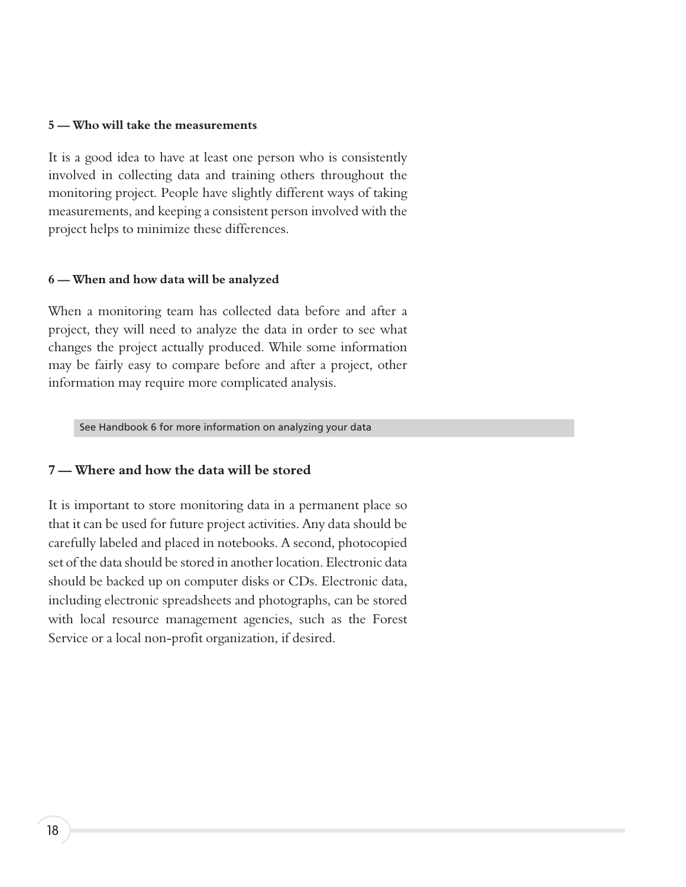### 5 — Who will take the measurements

It is a good idea to have at least one person who is consistently involved in collecting data and training others throughout the monitoring project. People have slightly different ways of taking measurements, and keeping a consistent person involved with the project helps to minimize these differences.

### 6 — When and how data will be analyzed

When a monitoring team has collected data before and after a project, they will need to analyze the data in order to see what changes the project actually produced. While some information may be fairly easy to compare before and after a project, other information may require more complicated analysis.

See Handbook 6 for more information on analyzing your data

## 7 — Where and how the data will be stored

It is important to store monitoring data in a permanent place so that it can be used for future project activities. Any data should be carefully labeled and placed in notebooks. A second, photocopied set of the data should be stored in another location. Electronic data should be backed up on computer disks or CDs. Electronic data, including electronic spreadsheets and photographs, can be stored with local resource management agencies, such as the Forest Service or a local non-profit organization, if desired.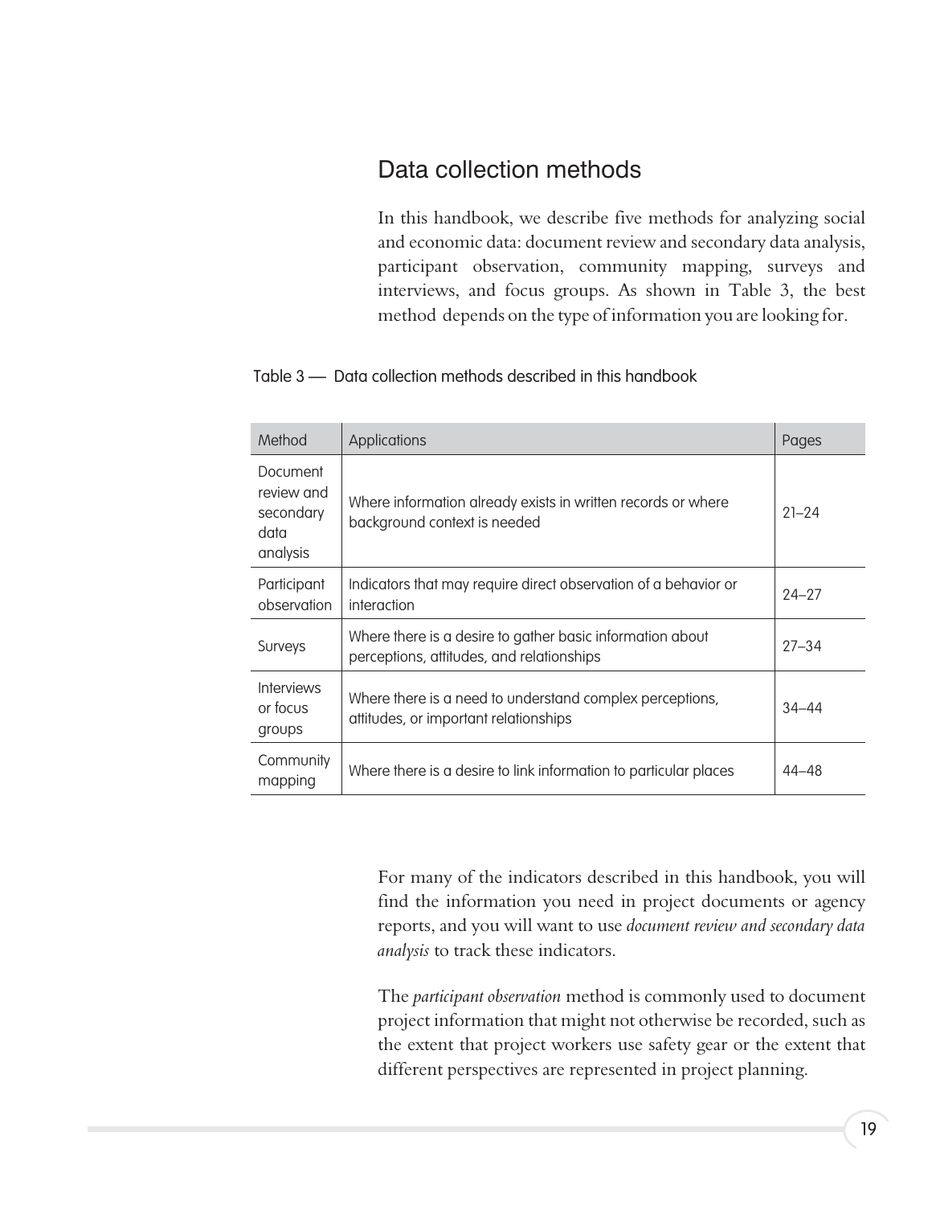## Data collection methods

In this handbook, we describe five methods for analyzing social and economic data: document review and secondary data analysis, participant observation, community mapping, surveys and interviews, and focus groups. As shown in Table 3, the best method depends on the type of information you are looking for.

Table 3 — Data collection methods described in this handbook

| Method | Applications | Pages |
|---|---|---|
| Document review and secondary data analysis | Where information already exists in written records or where background context is needed | 21–24 |
| Participant observation | Indicators that may require direct observation of a behavior or interaction | 24–27 |
| Surveys | Where there is a desire to gather basic information about perceptions, attitudes, and relationships | 27–34 |
| Interviews or focus groups | Where there is a need to understand complex perceptions, attitudes, or important relationships | 34–44 |
| Community mapping | Where there is a desire to link information to particular places | 44–48 |

For many of the indicators described in this handbook, you will find the information you need in project documents or agency reports, and you will want to use *document review and secondary data analysis* to track these indicators.

The *participant observation* method is commonly used to document project information that might not otherwise be recorded, such as the extent that project workers use safety gear or the extent that different perspectives are represented in project planning.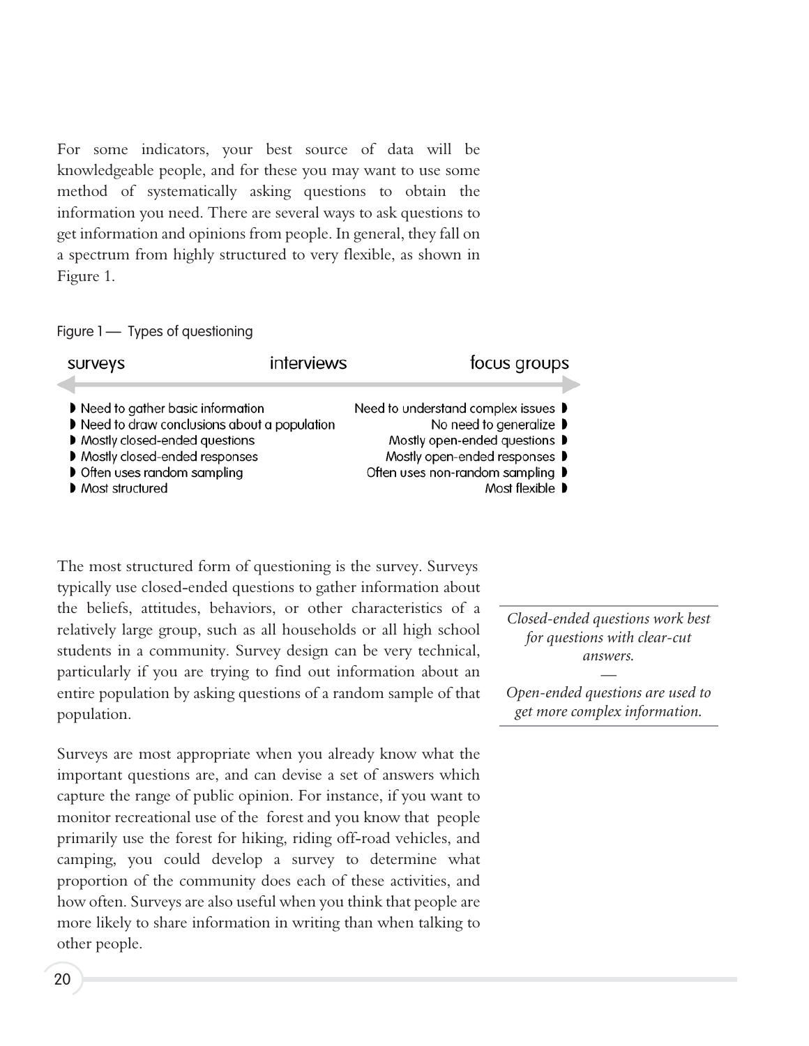For some indicators, your best source of data will be knowledgeable people, and for these you may want to use some method of systematically asking questions to obtain the information you need. There are several ways to ask questions to get information and opinions from people. In general, they fall on a spectrum from highly structured to very flexible, as shown in Figure 1.

Figure 1 — Types of questioning

| surveys | interviews | focus groups |
|---|---|---|
| ◗ Need to gather basic information | | Need to understand complex issues ◗ |
| ◗ Need to draw conclusions about a population | | No need to generalize ◗ |
| ◗ Mostly closed-ended questions | | Mostly open-ended questions ◗ |
| ◗ Mostly closed-ended responses | | Mostly open-ended responses ◗ |
| ◗ Often uses random sampling | | Often uses non-random sampling ◗ |
| ◗ Most structured | | Most flexible ◗ |

The most structured form of questioning is the survey. Surveys typically use closed-ended questions to gather information about the beliefs, attitudes, behaviors, or other characteristics of a relatively large group, such as all households or all high school students in a community. Survey design can be very technical, particularly if you are trying to find out information about an entire population by asking questions of a random sample of that population.

*Closed-ended questions work best for questions with clear-cut answers.*

—

*Open-ended questions are used to get more complex information.*

Surveys are most appropriate when you already know what the important questions are, and can devise a set of answers which capture the range of public opinion. For instance, if you want to monitor recreational use of the forest and you know that people primarily use the forest for hiking, riding off-road vehicles, and camping, you could develop a survey to determine what proportion of the community does each of these activities, and how often. Surveys are also useful when you think that people are more likely to share information in writing than when talking to other people.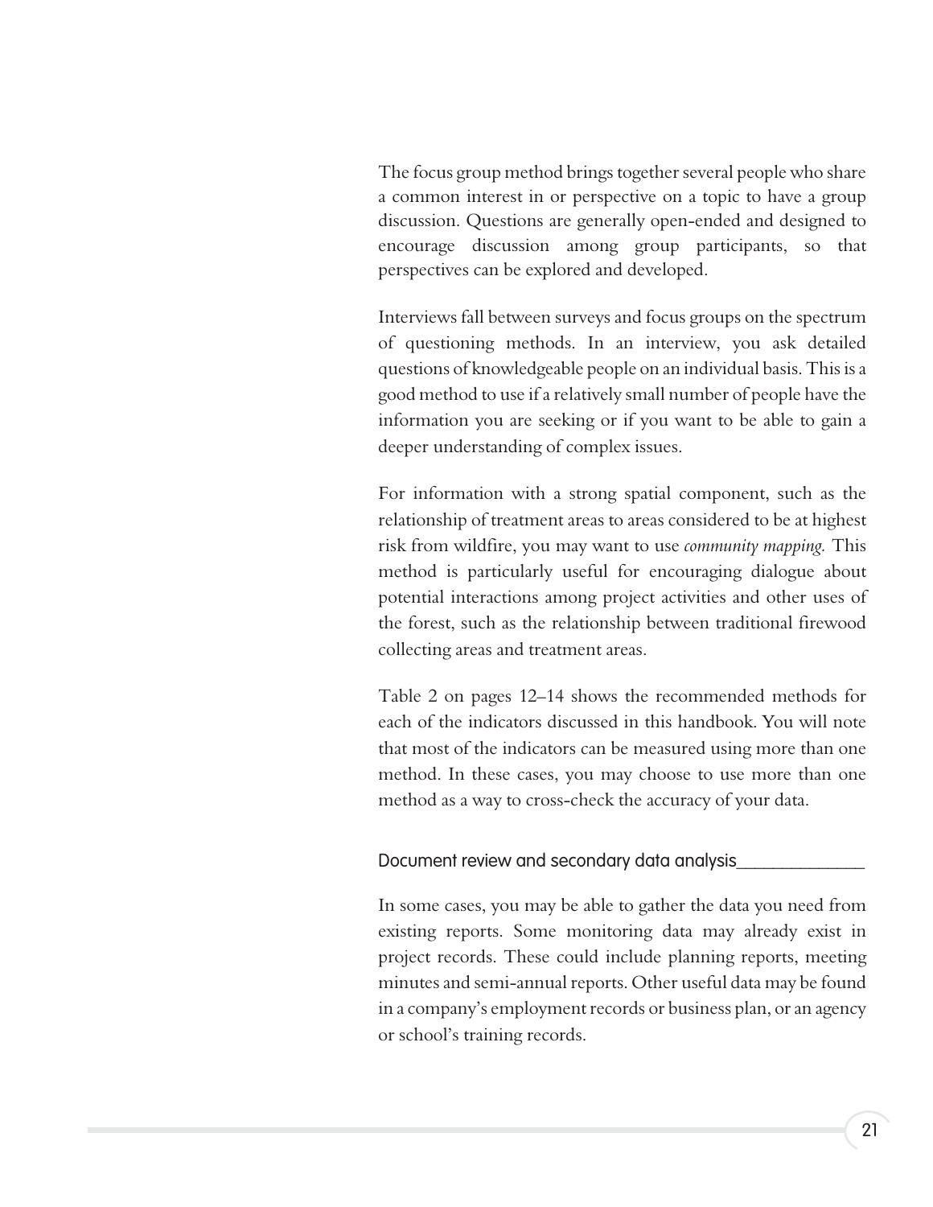The focus group method brings together several people who share a common interest in or perspective on a topic to have a group discussion. Questions are generally open-ended and designed to encourage discussion among group participants, so that perspectives can be explored and developed.

Interviews fall between surveys and focus groups on the spectrum of questioning methods. In an interview, you ask detailed questions of knowledgeable people on an individual basis. This is a good method to use if a relatively small number of people have the information you are seeking or if you want to be able to gain a deeper understanding of complex issues.

For information with a strong spatial component, such as the relationship of treatment areas to areas considered to be at highest risk from wildfire, you may want to use *community mapping.* This method is particularly useful for encouraging dialogue about potential interactions among project activities and other uses of the forest, such as the relationship between traditional firewood collecting areas and treatment areas.

Table 2 on pages 12–14 shows the recommended methods for each of the indicators discussed in this handbook. You will note that most of the indicators can be measured using more than one method. In these cases, you may choose to use more than one method as a way to cross-check the accuracy of your data.

### Document review and secondary data analysis

In some cases, you may be able to gather the data you need from existing reports. Some monitoring data may already exist in project records. These could include planning reports, meeting minutes and semi-annual reports. Other useful data may be found in a company's employment records or business plan, or an agency or school's training records.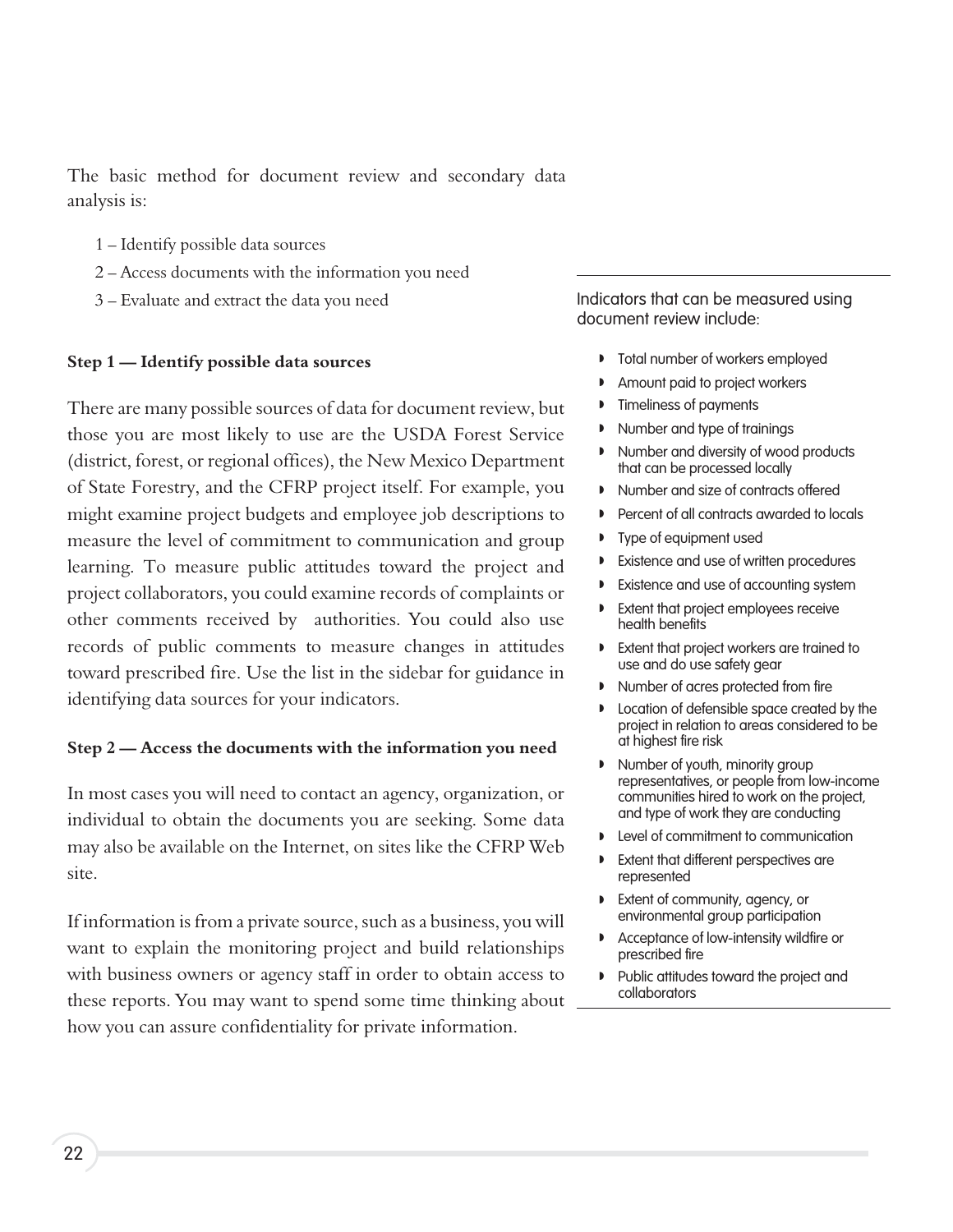The basic method for document review and secondary data analysis is:

1 – Identify possible data sources

2 – Access documents with the information you need

3 – Evaluate and extract the data you need

### Step 1 — Identify possible data sources

There are many possible sources of data for document review, but those you are most likely to use are the USDA Forest Service (district, forest, or regional offices), the New Mexico Department of State Forestry, and the CFRP project itself. For example, you might examine project budgets and employee job descriptions to measure the level of commitment to communication and group learning. To measure public attitudes toward the project and project collaborators, you could examine records of complaints or other comments received by authorities. You could also use records of public comments to measure changes in attitudes toward prescribed fire. Use the list in the sidebar for guidance in identifying data sources for your indicators.

### Step 2 — Access the documents with the information you need

In most cases you will need to contact an agency, organization, or individual to obtain the documents you are seeking. Some data may also be available on the Internet, on sites like the CFRP Web site.

If information is from a private source, such as a business, you will want to explain the monitoring project and build relationships with business owners or agency staff in order to obtain access to these reports. You may want to spend some time thinking about how you can assure confidentiality for private information.

---

Indicators that can be measured using document review include:

- Total number of workers employed
- Amount paid to project workers
- Timeliness of payments
- Number and type of trainings
- Number and diversity of wood products that can be processed locally
- Number and size of contracts offered
- Percent of all contracts awarded to locals
- Type of equipment used
- Existence and use of written procedures
- Existence and use of accounting system
- Extent that project employees receive health benefits
- Extent that project workers are trained to use and do use safety gear
- Number of acres protected from fire
- Location of defensible space created by the project in relation to areas considered to be at highest fire risk
- Number of youth, minority group representatives, or people from low-income communities hired to work on the project, and type of work they are conducting
- Level of commitment to communication
- Extent that different perspectives are represented
- Extent of community, agency, or environmental group participation
- Acceptance of low-intensity wildfire or prescribed fire
- Public attitudes toward the project and collaborators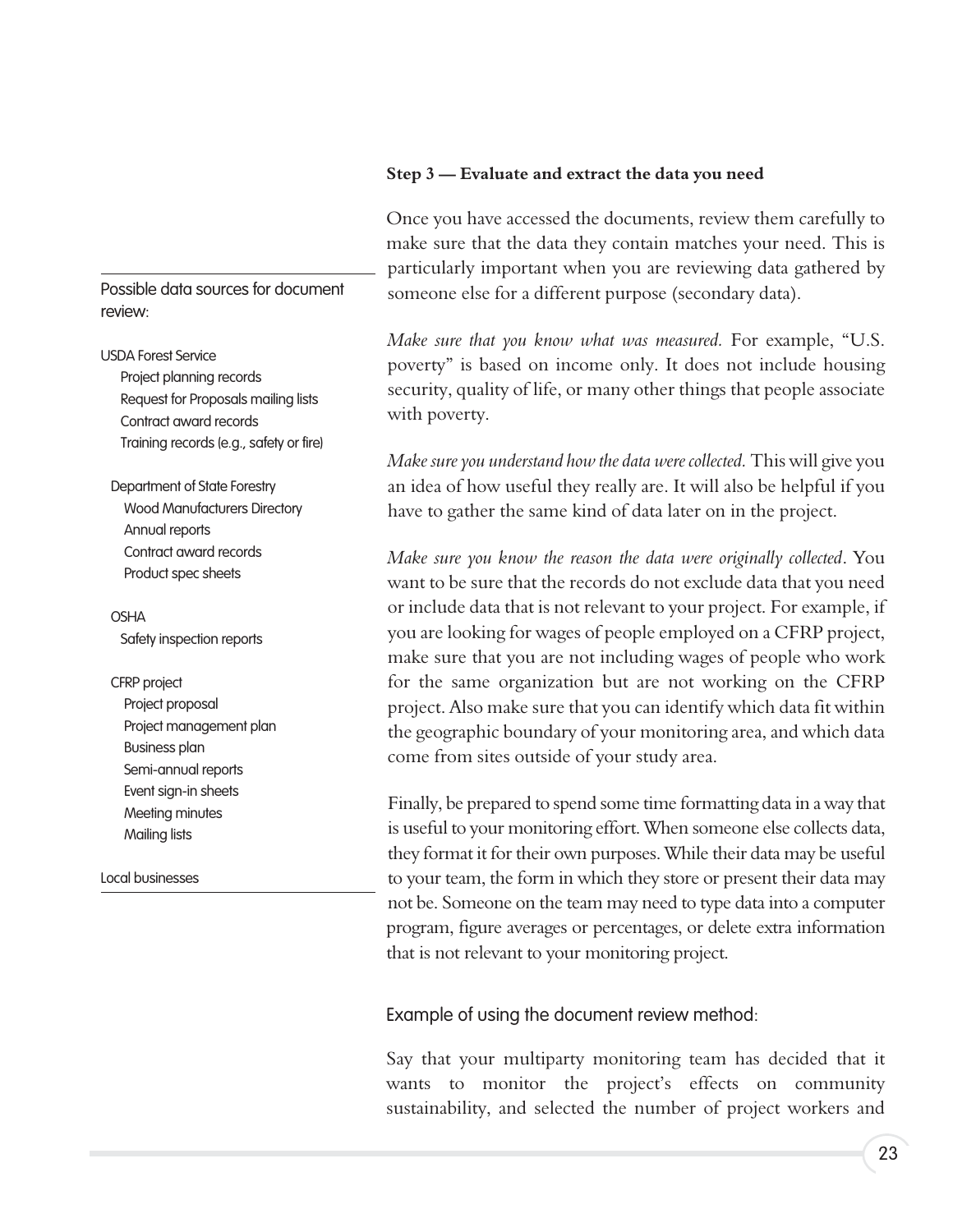**Step 3 — Evaluate and extract the data you need**

Once you have accessed the documents, review them carefully to make sure that the data they contain matches your need. This is particularly important when you are reviewing data gathered by someone else for a different purpose (secondary data).

*Make sure that you know what was measured.* For example, "U.S. poverty" is based on income only. It does not include housing security, quality of life, or many other things that people associate with poverty.

*Make sure you understand how the data were collected.* This will give you an idea of how useful they really are. It will also be helpful if you have to gather the same kind of data later on in the project.

*Make sure you know the reason the data were originally collected*. You want to be sure that the records do not exclude data that you need or include data that is not relevant to your project. For example, if you are looking for wages of people employed on a CFRP project, make sure that you are not including wages of people who work for the same organization but are not working on the CFRP project. Also make sure that you can identify which data fit within the geographic boundary of your monitoring area, and which data come from sites outside of your study area.

Finally, be prepared to spend some time formatting data in a way that is useful to your monitoring effort. When someone else collects data, they format it for their own purposes. While their data may be useful to your team, the form in which they store or present their data may not be. Someone on the team may need to type data into a computer program, figure averages or percentages, or delete extra information that is not relevant to your monitoring project.

---

Possible data sources for document review:

- USDA Forest Service
  - Project planning records
  - Request for Proposals mailing lists
  - Contract award records
  - Training records (e.g., safety or fire)
- Department of State Forestry
  - Wood Manufacturers Directory
  - Annual reports
  - Contract award records
  - Product spec sheets
- OSHA
  - Safety inspection reports
- CFRP project
  - Project proposal
  - Project management plan
  - Business plan
  - Semi-annual reports
  - Event sign-in sheets
  - Meeting minutes
  - Mailing lists
- Local businesses

---

Example of using the document review method:

Say that your multiparty monitoring team has decided that it wants to monitor the project's effects on community sustainability, and selected the number of project workers and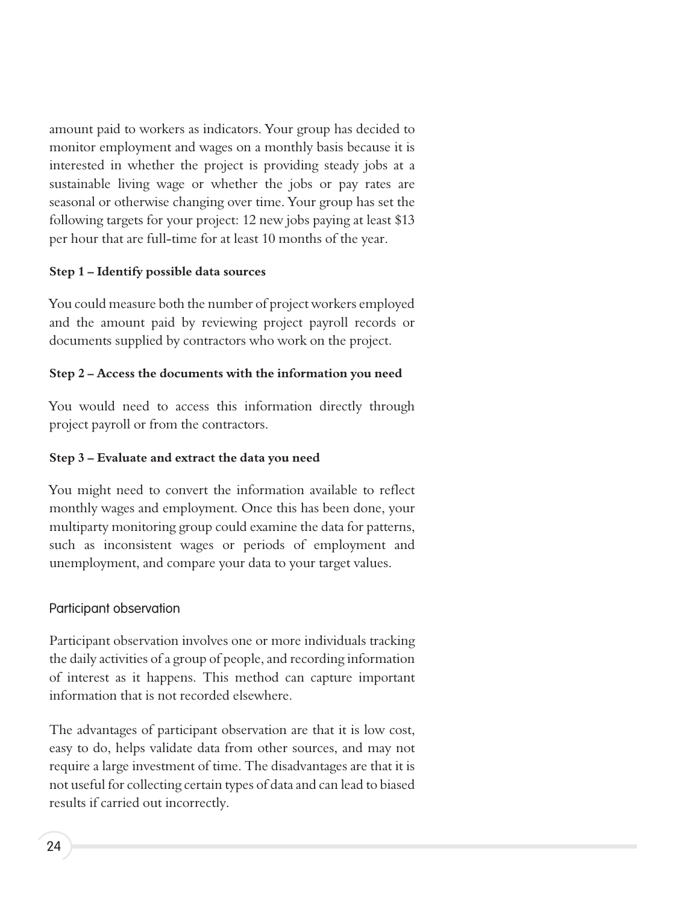amount paid to workers as indicators. Your group has decided to monitor employment and wages on a monthly basis because it is interested in whether the project is providing steady jobs at a sustainable living wage or whether the jobs or pay rates are seasonal or otherwise changing over time. Your group has set the following targets for your project: 12 new jobs paying at least $13 per hour that are full-time for at least 10 months of the year.

**Step 1 – Identify possible data sources**

You could measure both the number of project workers employed and the amount paid by reviewing project payroll records or documents supplied by contractors who work on the project.

**Step 2 – Access the documents with the information you need**

You would need to access this information directly through project payroll or from the contractors.

**Step 3 – Evaluate and extract the data you need**

You might need to convert the information available to reflect monthly wages and employment. Once this has been done, your multiparty monitoring group could examine the data for patterns, such as inconsistent wages or periods of employment and unemployment, and compare your data to your target values.

### Participant observation

Participant observation involves one or more individuals tracking the daily activities of a group of people, and recording information of interest as it happens. This method can capture important information that is not recorded elsewhere.

The advantages of participant observation are that it is low cost, easy to do, helps validate data from other sources, and may not require a large investment of time. The disadvantages are that it is not useful for collecting certain types of data and can lead to biased results if carried out incorrectly.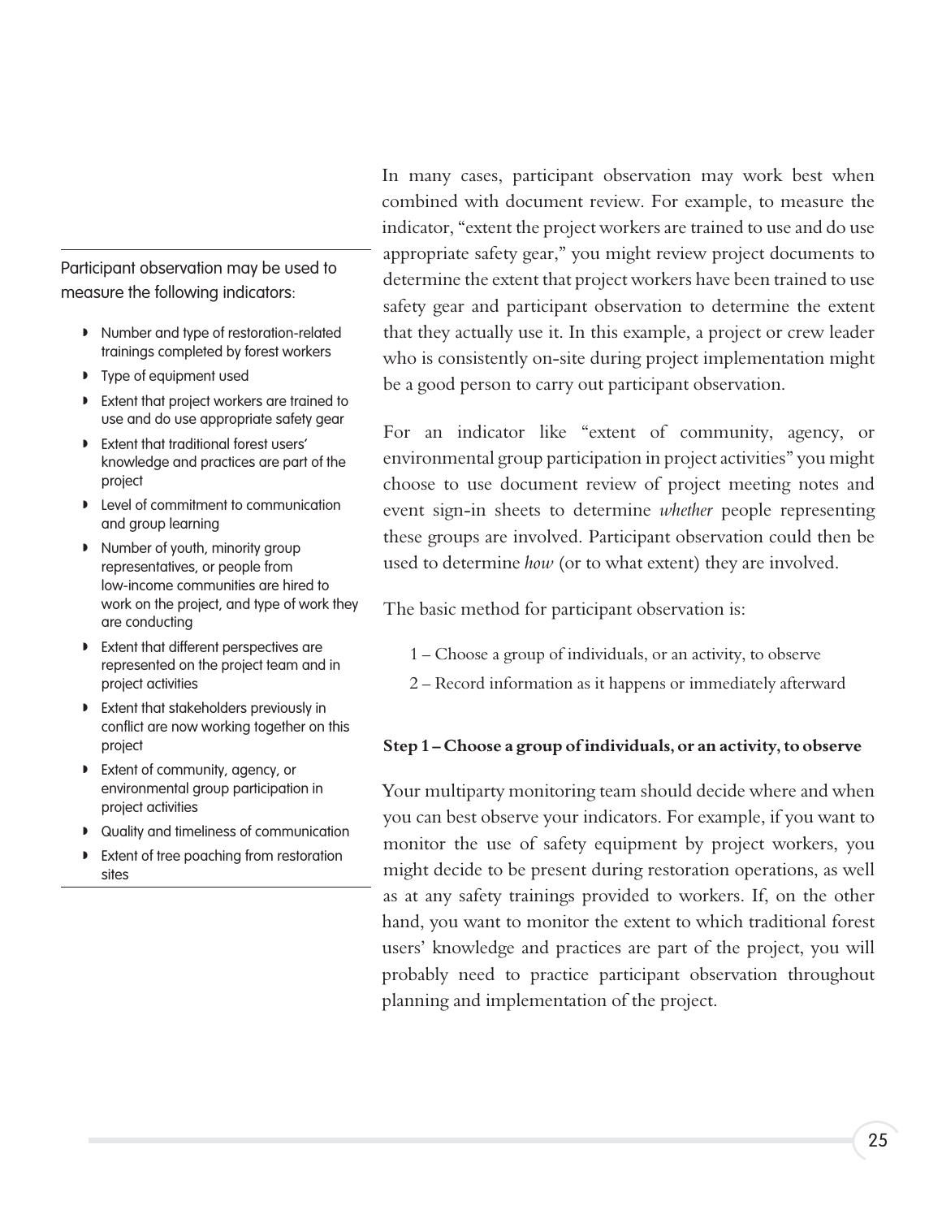Participant observation may be used to measure the following indicators:

- Number and type of restoration-related trainings completed by forest workers
- Type of equipment used
- Extent that project workers are trained to use and do use appropriate safety gear
- Extent that traditional forest users' knowledge and practices are part of the project
- Level of commitment to communication and group learning
- Number of youth, minority group representatives, or people from low-income communities are hired to work on the project, and type of work they are conducting
- Extent that different perspectives are represented on the project team and in project activities
- Extent that stakeholders previously in conflict are now working together on this project
- Extent of community, agency, or environmental group participation in project activities
- Quality and timeliness of communication
- Extent of tree poaching from restoration sites

In many cases, participant observation may work best when combined with document review. For example, to measure the indicator, "extent the project workers are trained to use and do use appropriate safety gear," you might review project documents to determine the extent that project workers have been trained to use safety gear and participant observation to determine the extent that they actually use it. In this example, a project or crew leader who is consistently on-site during project implementation might be a good person to carry out participant observation.

For an indicator like "extent of community, agency, or environmental group participation in project activities" you might choose to use document review of project meeting notes and event sign-in sheets to determine *whether* people representing these groups are involved. Participant observation could then be used to determine *how* (or to what extent) they are involved.

The basic method for participant observation is:

1 – Choose a group of individuals, or an activity, to observe

2 – Record information as it happens or immediately afterward

**Step 1 – Choose a group of individuals, or an activity, to observe**

Your multiparty monitoring team should decide where and when you can best observe your indicators. For example, if you want to monitor the use of safety equipment by project workers, you might decide to be present during restoration operations, as well as at any safety trainings provided to workers. If, on the other hand, you want to monitor the extent to which traditional forest users' knowledge and practices are part of the project, you will probably need to practice participant observation throughout planning and implementation of the project.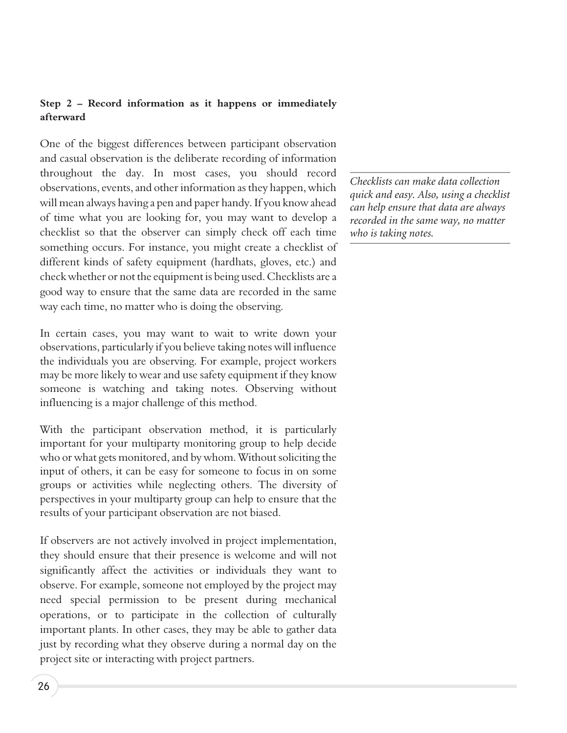**Step 2 – Record information as it happens or immediately afterward**

One of the biggest differences between participant observation and casual observation is the deliberate recording of information throughout the day. In most cases, you should record observations, events, and other information as they happen, which will mean always having a pen and paper handy. If you know ahead of time what you are looking for, you may want to develop a checklist so that the observer can simply check off each time something occurs. For instance, you might create a checklist of different kinds of safety equipment (hardhats, gloves, etc.) and check whether or not the equipment is being used. Checklists are a good way to ensure that the same data are recorded in the same way each time, no matter who is doing the observing.

*Checklists can make data collection quick and easy. Also, using a checklist can help ensure that data are always recorded in the same way, no matter who is taking notes.*

In certain cases, you may want to wait to write down your observations, particularly if you believe taking notes will influence the individuals you are observing. For example, project workers may be more likely to wear and use safety equipment if they know someone is watching and taking notes. Observing without influencing is a major challenge of this method.

With the participant observation method, it is particularly important for your multiparty monitoring group to help decide who or what gets monitored, and by whom. Without soliciting the input of others, it can be easy for someone to focus in on some groups or activities while neglecting others. The diversity of perspectives in your multiparty group can help to ensure that the results of your participant observation are not biased.

If observers are not actively involved in project implementation, they should ensure that their presence is welcome and will not significantly affect the activities or individuals they want to observe. For example, someone not employed by the project may need special permission to be present during mechanical operations, or to participate in the collection of culturally important plants. In other cases, they may be able to gather data just by recording what they observe during a normal day on the project site or interacting with project partners.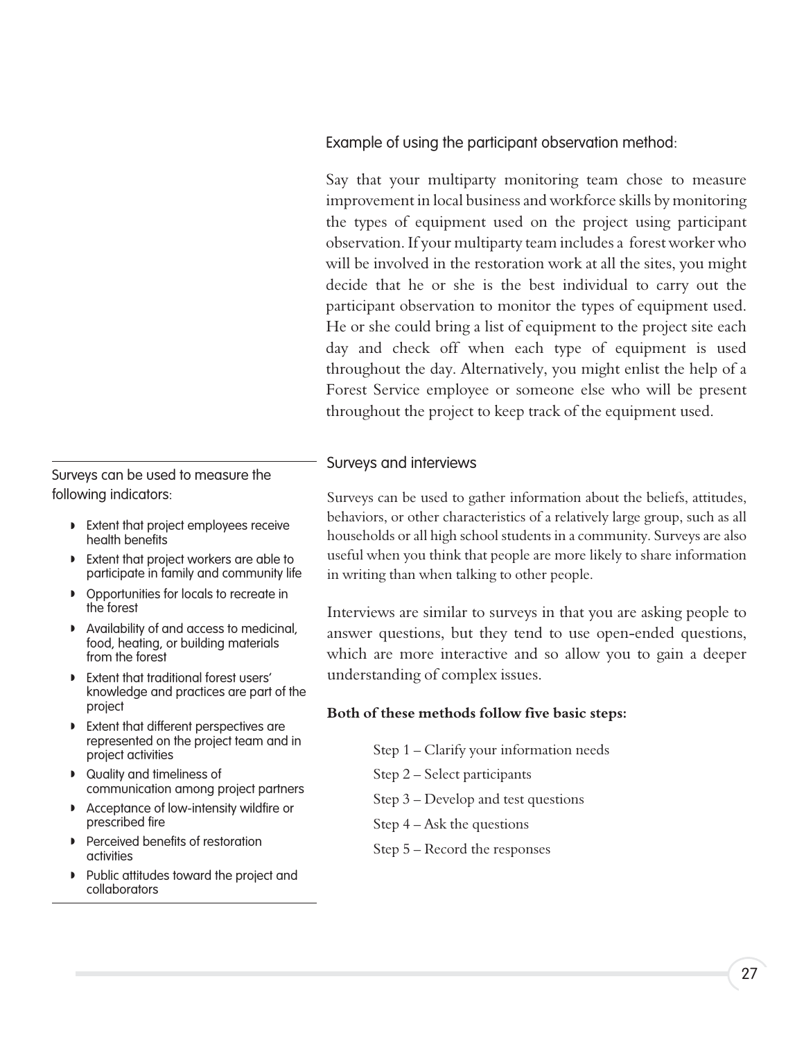### Example of using the participant observation method:

Say that your multiparty monitoring team chose to measure improvement in local business and workforce skills by monitoring the types of equipment used on the project using participant observation. If your multiparty team includes a forest worker who will be involved in the restoration work at all the sites, you might decide that he or she is the best individual to carry out the participant observation to monitor the types of equipment used. He or she could bring a list of equipment to the project site each day and check off when each type of equipment is used throughout the day. Alternatively, you might enlist the help of a Forest Service employee or someone else who will be present throughout the project to keep track of the equipment used.

## Surveys and interviews

Surveys can be used to gather information about the beliefs, attitudes, behaviors, or other characteristics of a relatively large group, such as all households or all high school students in a community. Surveys are also useful when you think that people are more likely to share information in writing than when talking to other people.

Interviews are similar to surveys in that you are asking people to answer questions, but they tend to use open-ended questions, which are more interactive and so allow you to gain a deeper understanding of complex issues.

**Both of these methods follow five basic steps:**

Step 1 – Clarify your information needs

Step 2 – Select participants

Step 3 – Develop and test questions

Step 4 – Ask the questions

Step 5 – Record the responses

---

Surveys can be used to measure the following indicators:

- Extent that project employees receive health benefits
- Extent that project workers are able to participate in family and community life
- Opportunities for locals to recreate in the forest
- Availability of and access to medicinal, food, heating, or building materials from the forest
- Extent that traditional forest users' knowledge and practices are part of the project
- Extent that different perspectives are represented on the project team and in project activities
- Quality and timeliness of communication among project partners
- Acceptance of low-intensity wildfire or prescribed fire
- Perceived benefits of restoration activities
- Public attitudes toward the project and collaborators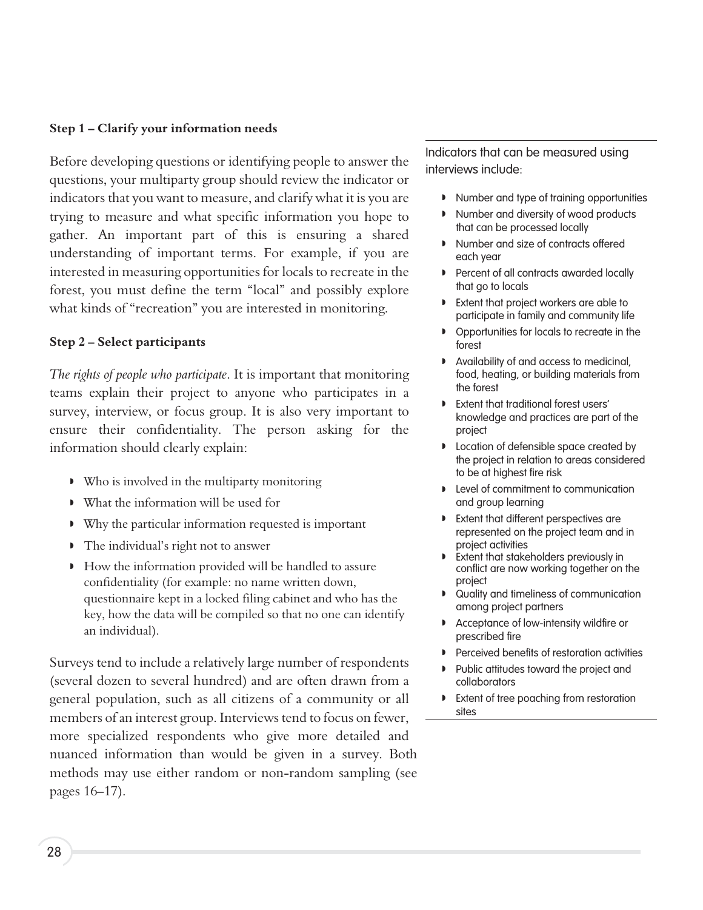### Step 1 – Clarify your information needs

Before developing questions or identifying people to answer the questions, your multiparty group should review the indicator or indicators that you want to measure, and clarify what it is you are trying to measure and what specific information you hope to gather. An important part of this is ensuring a shared understanding of important terms. For example, if you are interested in measuring opportunities for locals to recreate in the forest, you must define the term "local" and possibly explore what kinds of "recreation" you are interested in monitoring.

### Step 2 – Select participants

*The rights of people who participate*. It is important that monitoring teams explain their project to anyone who participates in a survey, interview, or focus group. It is also very important to ensure their confidentiality. The person asking for the information should clearly explain:

- Who is involved in the multiparty monitoring
- What the information will be used for
- Why the particular information requested is important
- The individual's right not to answer
- How the information provided will be handled to assure confidentiality (for example: no name written down, questionnaire kept in a locked filing cabinet and who has the key, how the data will be compiled so that no one can identify an individual).

Surveys tend to include a relatively large number of respondents (several dozen to several hundred) and are often drawn from a general population, such as all citizens of a community or all members of an interest group. Interviews tend to focus on fewer, more specialized respondents who give more detailed and nuanced information than would be given in a survey. Both methods may use either random or non-random sampling (see pages 16–17).

Indicators that can be measured using interviews include:

- Number and type of training opportunities
- Number and diversity of wood products that can be processed locally
- Number and size of contracts offered each year
- Percent of all contracts awarded locally that go to locals
- Extent that project workers are able to participate in family and community life
- Opportunities for locals to recreate in the forest
- Availability of and access to medicinal, food, heating, or building materials from the forest
- Extent that traditional forest users' knowledge and practices are part of the project
- Location of defensible space created by the project in relation to areas considered to be at highest fire risk
- Level of commitment to communication and group learning
- Extent that different perspectives are represented on the project team and in project activities
- Extent that stakeholders previously in conflict are now working together on the project
- Quality and timeliness of communication among project partners
- Acceptance of low-intensity wildfire or prescribed fire
- Perceived benefits of restoration activities
- Public attitudes toward the project and collaborators
- Extent of tree poaching from restoration sites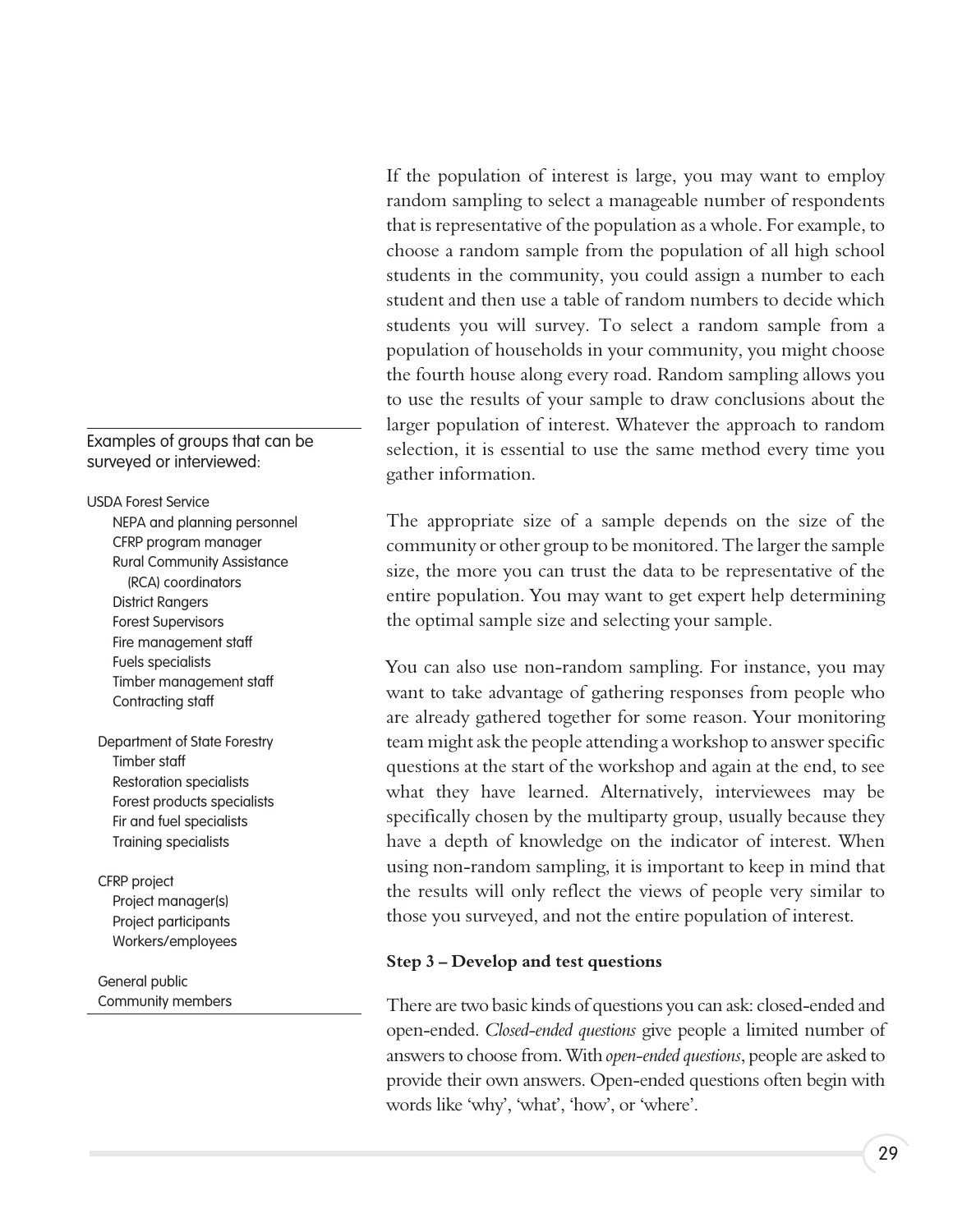If the population of interest is large, you may want to employ random sampling to select a manageable number of respondents that is representative of the population as a whole. For example, to choose a random sample from the population of all high school students in the community, you could assign a number to each student and then use a table of random numbers to decide which students you will survey. To select a random sample from a population of households in your community, you might choose the fourth house along every road. Random sampling allows you to use the results of your sample to draw conclusions about the larger population of interest. Whatever the approach to random selection, it is essential to use the same method every time you gather information.

The appropriate size of a sample depends on the size of the community or other group to be monitored. The larger the sample size, the more you can trust the data to be representative of the entire population. You may want to get expert help determining the optimal sample size and selecting your sample.

You can also use non-random sampling. For instance, you may want to take advantage of gathering responses from people who are already gathered together for some reason. Your monitoring team might ask the people attending a workshop to answer specific questions at the start of the workshop and again at the end, to see what they have learned. Alternatively, interviewees may be specifically chosen by the multiparty group, usually because they have a depth of knowledge on the indicator of interest. When using non-random sampling, it is important to keep in mind that the results will only reflect the views of people very similar to those you surveyed, and not the entire population of interest.

**Step 3 – Develop and test questions**

There are two basic kinds of questions you can ask: closed-ended and open-ended. *Closed-ended questions* give people a limited number of answers to choose from. With *open-ended questions*, people are asked to provide their own answers. Open-ended questions often begin with words like 'why', 'what', 'how', or 'where'.

---

Examples of groups that can be surveyed or interviewed:

- USDA Forest Service
  - NEPA and planning personnel
  - CFRP program manager
  - Rural Community Assistance (RCA) coordinators
  - District Rangers
  - Forest Supervisors
  - Fire management staff
  - Fuels specialists
  - Timber management staff
  - Contracting staff
- Department of State Forestry
  - Timber staff
  - Restoration specialists
  - Forest products specialists
  - Fir and fuel specialists
  - Training specialists
- CFRP project
  - Project manager(s)
  - Project participants
  - Workers/employees
- General public
  - Community members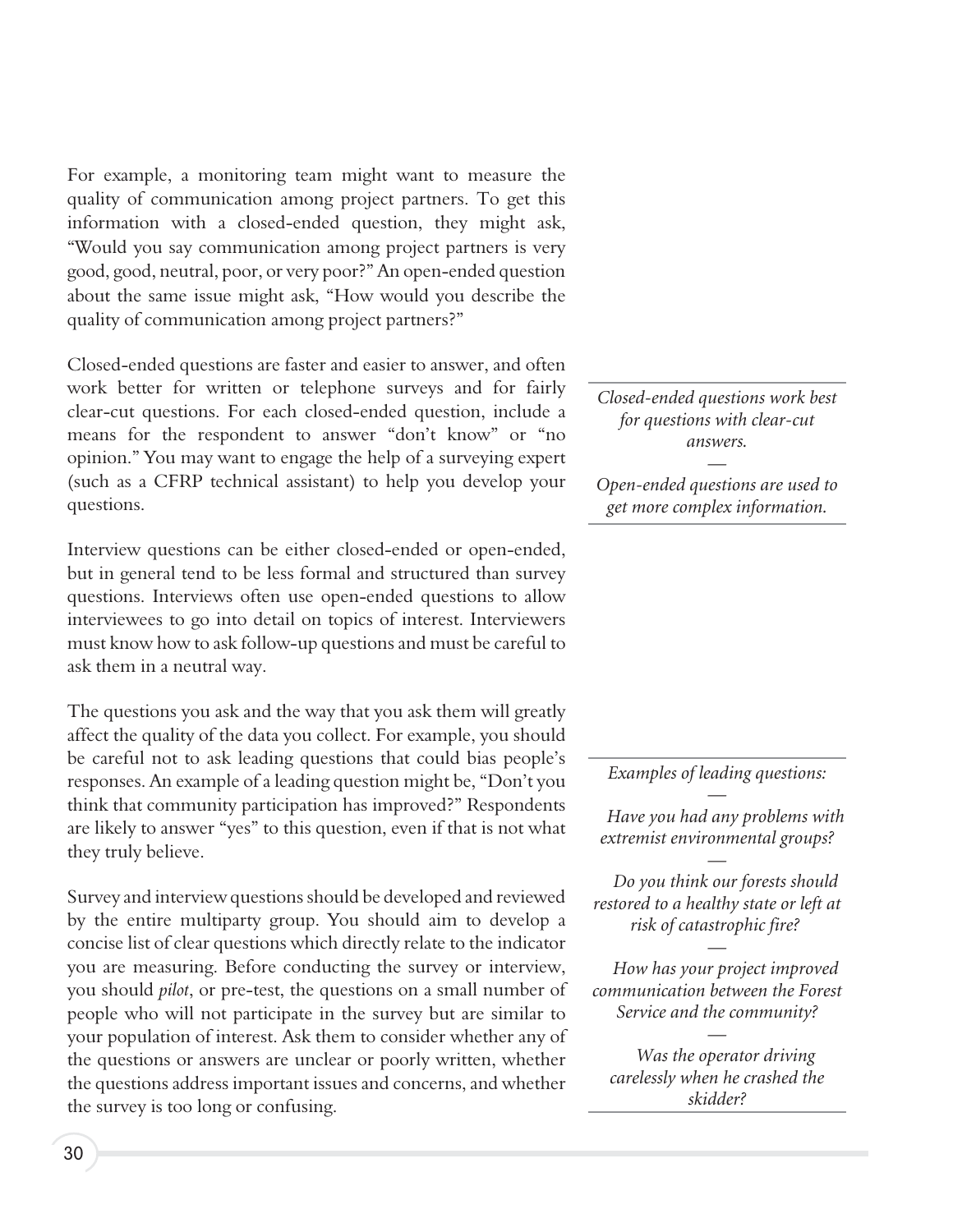For example, a monitoring team might want to measure the quality of communication among project partners. To get this information with a closed-ended question, they might ask, "Would you say communication among project partners is very good, good, neutral, poor, or very poor?" An open-ended question about the same issue might ask, "How would you describe the quality of communication among project partners?"

Closed-ended questions are faster and easier to answer, and often work better for written or telephone surveys and for fairly clear-cut questions. For each closed-ended question, include a means for the respondent to answer "don't know" or "no opinion." You may want to engage the help of a surveying expert (such as a CFRP technical assistant) to help you develop your questions.

*Closed-ended questions work best for questions with clear-cut answers.*

—

*Open-ended questions are used to get more complex information.*

Interview questions can be either closed-ended or open-ended, but in general tend to be less formal and structured than survey questions. Interviews often use open-ended questions to allow interviewees to go into detail on topics of interest. Interviewers must know how to ask follow-up questions and must be careful to ask them in a neutral way.

The questions you ask and the way that you ask them will greatly affect the quality of the data you collect. For example, you should be careful not to ask leading questions that could bias people's responses. An example of a leading question might be, "Don't you think that community participation has improved?" Respondents are likely to answer "yes" to this question, even if that is not what they truly believe.

*Examples of leading questions:*

—

*Have you had any problems with extremist environmental groups?*

—

*Do you think our forests should restored to a healthy state or left at risk of catastrophic fire?*

—

*How has your project improved communication between the Forest Service and the community?*

—

*Was the operator driving carelessly when he crashed the skidder?*

Survey and interview questions should be developed and reviewed by the entire multiparty group. You should aim to develop a concise list of clear questions which directly relate to the indicator you are measuring. Before conducting the survey or interview, you should *pilot*, or pre-test, the questions on a small number of people who will not participate in the survey but are similar to your population of interest. Ask them to consider whether any of the questions or answers are unclear or poorly written, whether the questions address important issues and concerns, and whether the survey is too long or confusing.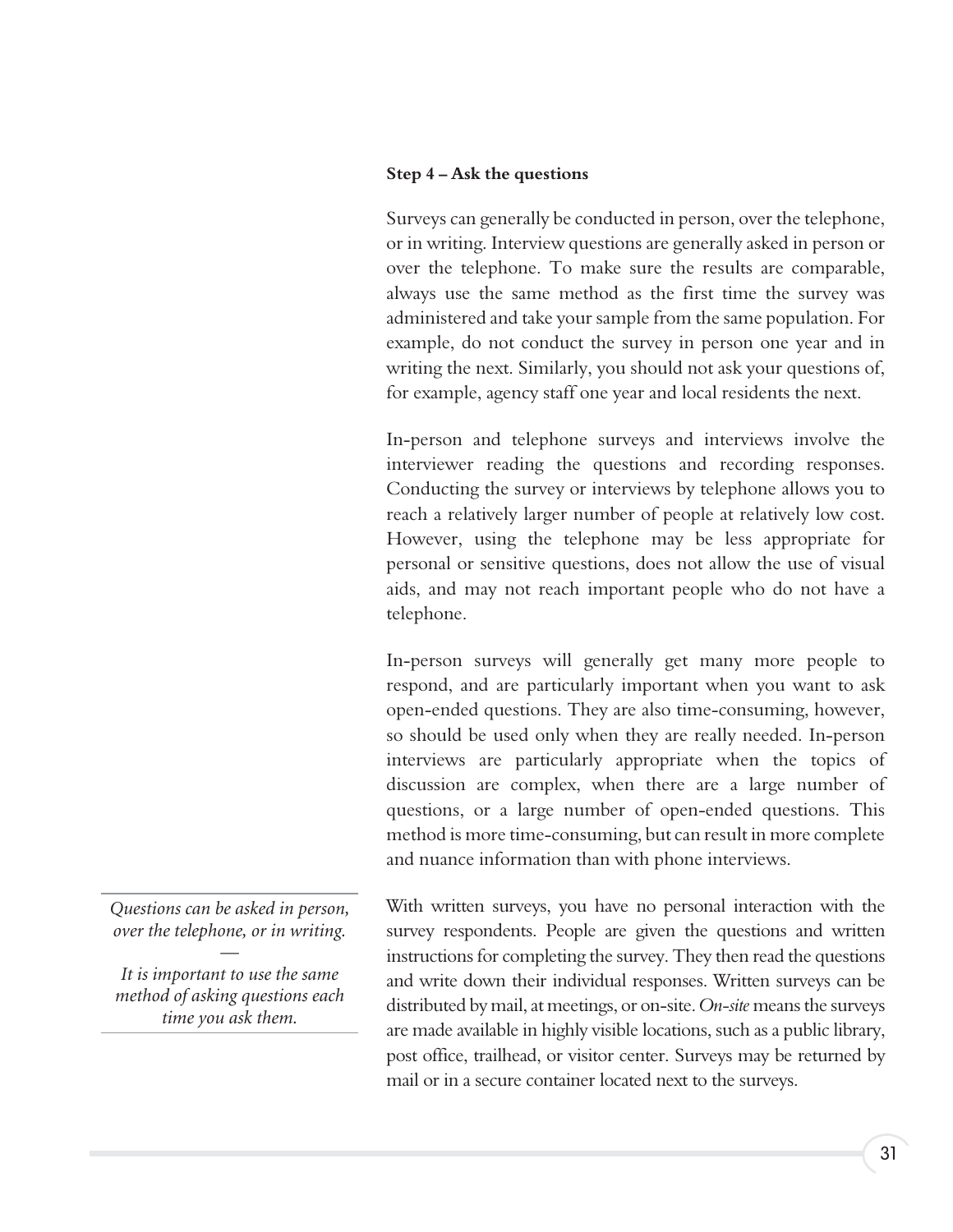**Step 4 – Ask the questions**

Surveys can generally be conducted in person, over the telephone, or in writing. Interview questions are generally asked in person or over the telephone. To make sure the results are comparable, always use the same method as the first time the survey was administered and take your sample from the same population. For example, do not conduct the survey in person one year and in writing the next. Similarly, you should not ask your questions of, for example, agency staff one year and local residents the next.

In-person and telephone surveys and interviews involve the interviewer reading the questions and recording responses. Conducting the survey or interviews by telephone allows you to reach a relatively larger number of people at relatively low cost. However, using the telephone may be less appropriate for personal or sensitive questions, does not allow the use of visual aids, and may not reach important people who do not have a telephone.

In-person surveys will generally get many more people to respond, and are particularly important when you want to ask open-ended questions. They are also time-consuming, however, so should be used only when they are really needed. In-person interviews are particularly appropriate when the topics of discussion are complex, when there are a large number of questions, or a large number of open-ended questions. This method is more time-consuming, but can result in more complete and nuance information than with phone interviews.

*Questions can be asked in person, over the telephone, or in writing.*

*—*

*It is important to use the same method of asking questions each time you ask them.*

With written surveys, you have no personal interaction with the survey respondents. People are given the questions and written instructions for completing the survey. They then read the questions and write down their individual responses. Written surveys can be distributed by mail, at meetings, or on-site. *On-site* means the surveys are made available in highly visible locations, such as a public library, post office, trailhead, or visitor center. Surveys may be returned by mail or in a secure container located next to the surveys.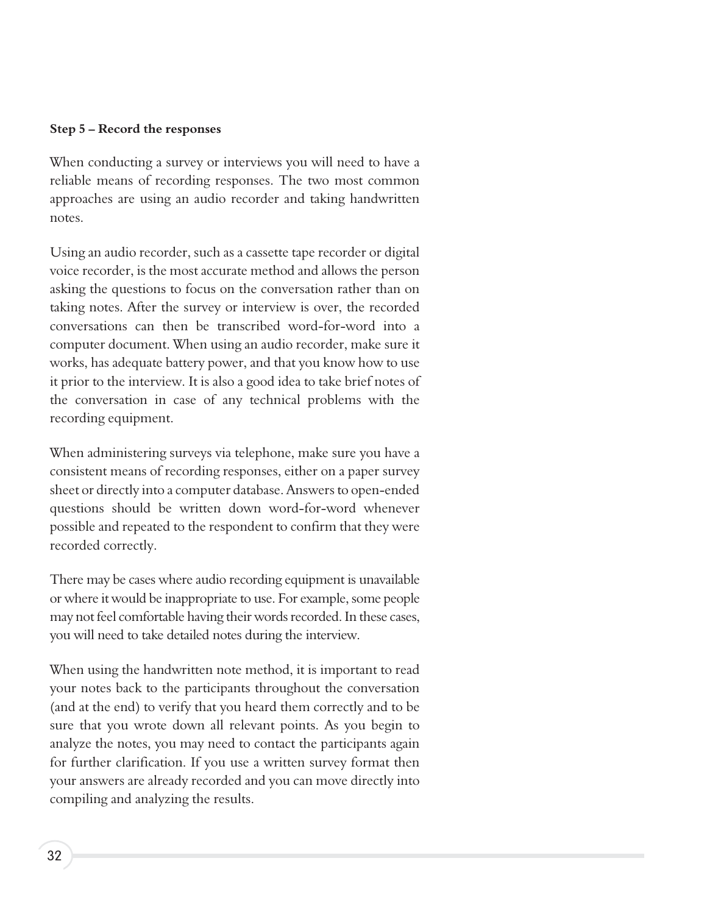**Step 5 – Record the responses**

When conducting a survey or interviews you will need to have a reliable means of recording responses. The two most common approaches are using an audio recorder and taking handwritten notes.

Using an audio recorder, such as a cassette tape recorder or digital voice recorder, is the most accurate method and allows the person asking the questions to focus on the conversation rather than on taking notes. After the survey or interview is over, the recorded conversations can then be transcribed word-for-word into a computer document. When using an audio recorder, make sure it works, has adequate battery power, and that you know how to use it prior to the interview. It is also a good idea to take brief notes of the conversation in case of any technical problems with the recording equipment.

When administering surveys via telephone, make sure you have a consistent means of recording responses, either on a paper survey sheet or directly into a computer database. Answers to open-ended questions should be written down word-for-word whenever possible and repeated to the respondent to confirm that they were recorded correctly.

There may be cases where audio recording equipment is unavailable or where it would be inappropriate to use. For example, some people may not feel comfortable having their words recorded. In these cases, you will need to take detailed notes during the interview.

When using the handwritten note method, it is important to read your notes back to the participants throughout the conversation (and at the end) to verify that you heard them correctly and to be sure that you wrote down all relevant points. As you begin to analyze the notes, you may need to contact the participants again for further clarification. If you use a written survey format then your answers are already recorded and you can move directly into compiling and analyzing the results.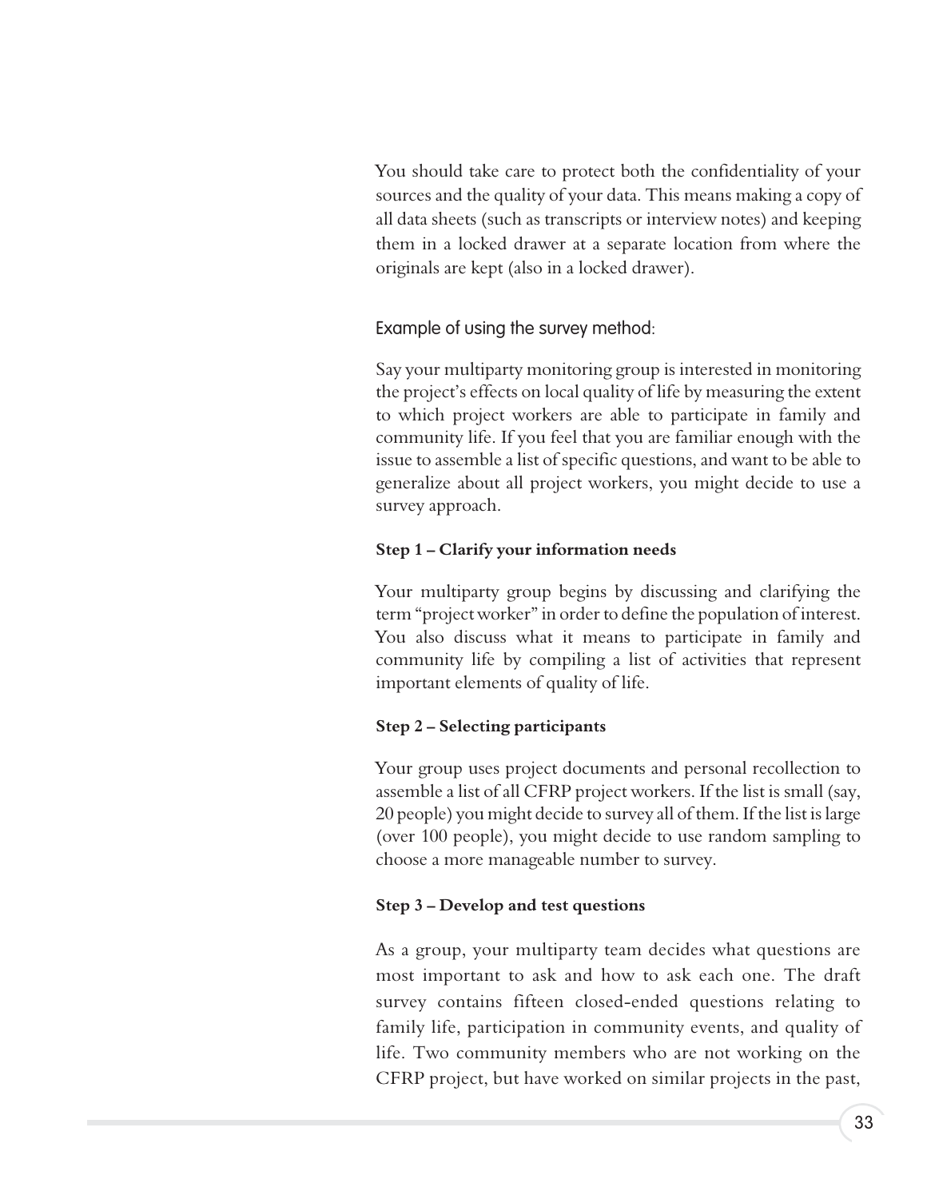You should take care to protect both the confidentiality of your sources and the quality of your data. This means making a copy of all data sheets (such as transcripts or interview notes) and keeping them in a locked drawer at a separate location from where the originals are kept (also in a locked drawer).

### Example of using the survey method:

Say your multiparty monitoring group is interested in monitoring the project's effects on local quality of life by measuring the extent to which project workers are able to participate in family and community life. If you feel that you are familiar enough with the issue to assemble a list of specific questions, and want to be able to generalize about all project workers, you might decide to use a survey approach.

**Step 1 – Clarify your information needs**

Your multiparty group begins by discussing and clarifying the term "project worker" in order to define the population of interest. You also discuss what it means to participate in family and community life by compiling a list of activities that represent important elements of quality of life.

**Step 2 – Selecting participants**

Your group uses project documents and personal recollection to assemble a list of all CFRP project workers. If the list is small (say, 20 people) you might decide to survey all of them. If the list is large (over 100 people), you might decide to use random sampling to choose a more manageable number to survey.

**Step 3 – Develop and test questions**

As a group, your multiparty team decides what questions are most important to ask and how to ask each one. The draft survey contains fifteen closed-ended questions relating to family life, participation in community events, and quality of life. Two community members who are not working on the CFRP project, but have worked on similar projects in the past,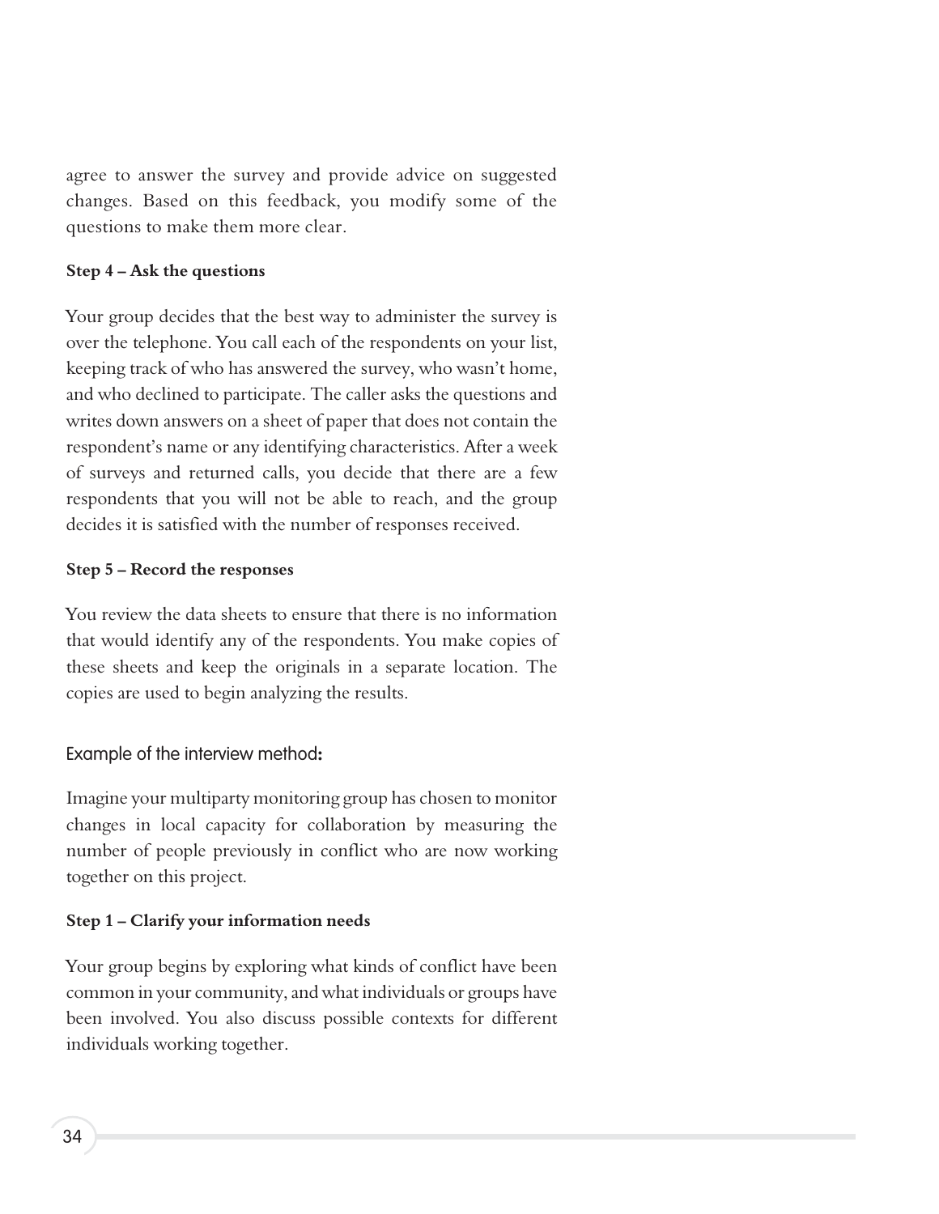agree to answer the survey and provide advice on suggested changes. Based on this feedback, you modify some of the questions to make them more clear.

**Step 4 – Ask the questions**

Your group decides that the best way to administer the survey is over the telephone. You call each of the respondents on your list, keeping track of who has answered the survey, who wasn't home, and who declined to participate. The caller asks the questions and writes down answers on a sheet of paper that does not contain the respondent's name or any identifying characteristics. After a week of surveys and returned calls, you decide that there are a few respondents that you will not be able to reach, and the group decides it is satisfied with the number of responses received.

**Step 5 – Record the responses**

You review the data sheets to ensure that there is no information that would identify any of the respondents. You make copies of these sheets and keep the originals in a separate location. The copies are used to begin analyzing the results.

### Example of the interview method:

Imagine your multiparty monitoring group has chosen to monitor changes in local capacity for collaboration by measuring the number of people previously in conflict who are now working together on this project.

**Step 1 – Clarify your information needs**

Your group begins by exploring what kinds of conflict have been common in your community, and what individuals or groups have been involved. You also discuss possible contexts for different individuals working together.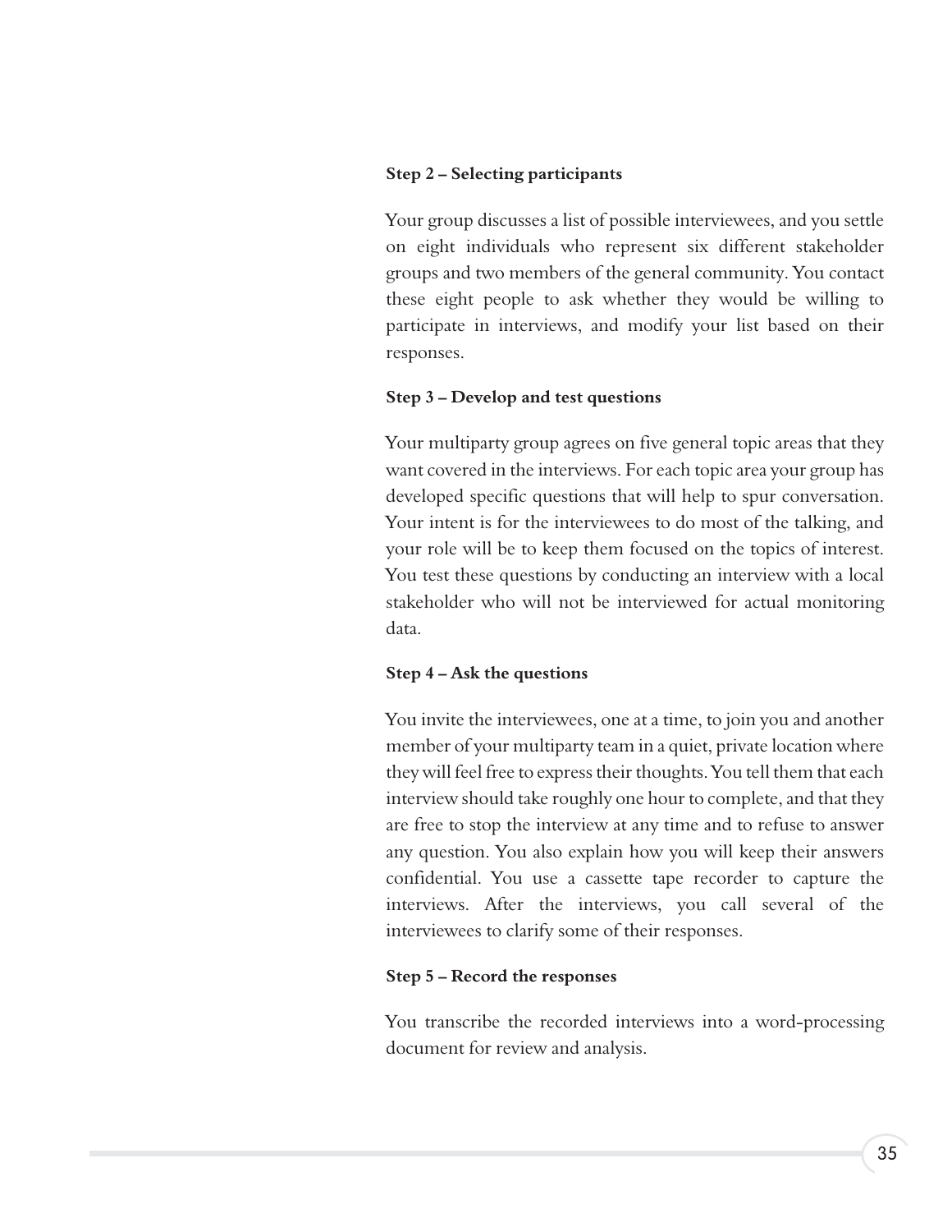**Step 2 – Selecting participants**

Your group discusses a list of possible interviewees, and you settle on eight individuals who represent six different stakeholder groups and two members of the general community. You contact these eight people to ask whether they would be willing to participate in interviews, and modify your list based on their responses.

**Step 3 – Develop and test questions**

Your multiparty group agrees on five general topic areas that they want covered in the interviews. For each topic area your group has developed specific questions that will help to spur conversation. Your intent is for the interviewees to do most of the talking, and your role will be to keep them focused on the topics of interest. You test these questions by conducting an interview with a local stakeholder who will not be interviewed for actual monitoring data.

**Step 4 – Ask the questions**

You invite the interviewees, one at a time, to join you and another member of your multiparty team in a quiet, private location where they will feel free to express their thoughts. You tell them that each interview should take roughly one hour to complete, and that they are free to stop the interview at any time and to refuse to answer any question. You also explain how you will keep their answers confidential. You use a cassette tape recorder to capture the interviews. After the interviews, you call several of the interviewees to clarify some of their responses.

**Step 5 – Record the responses**

You transcribe the recorded interviews into a word-processing document for review and analysis.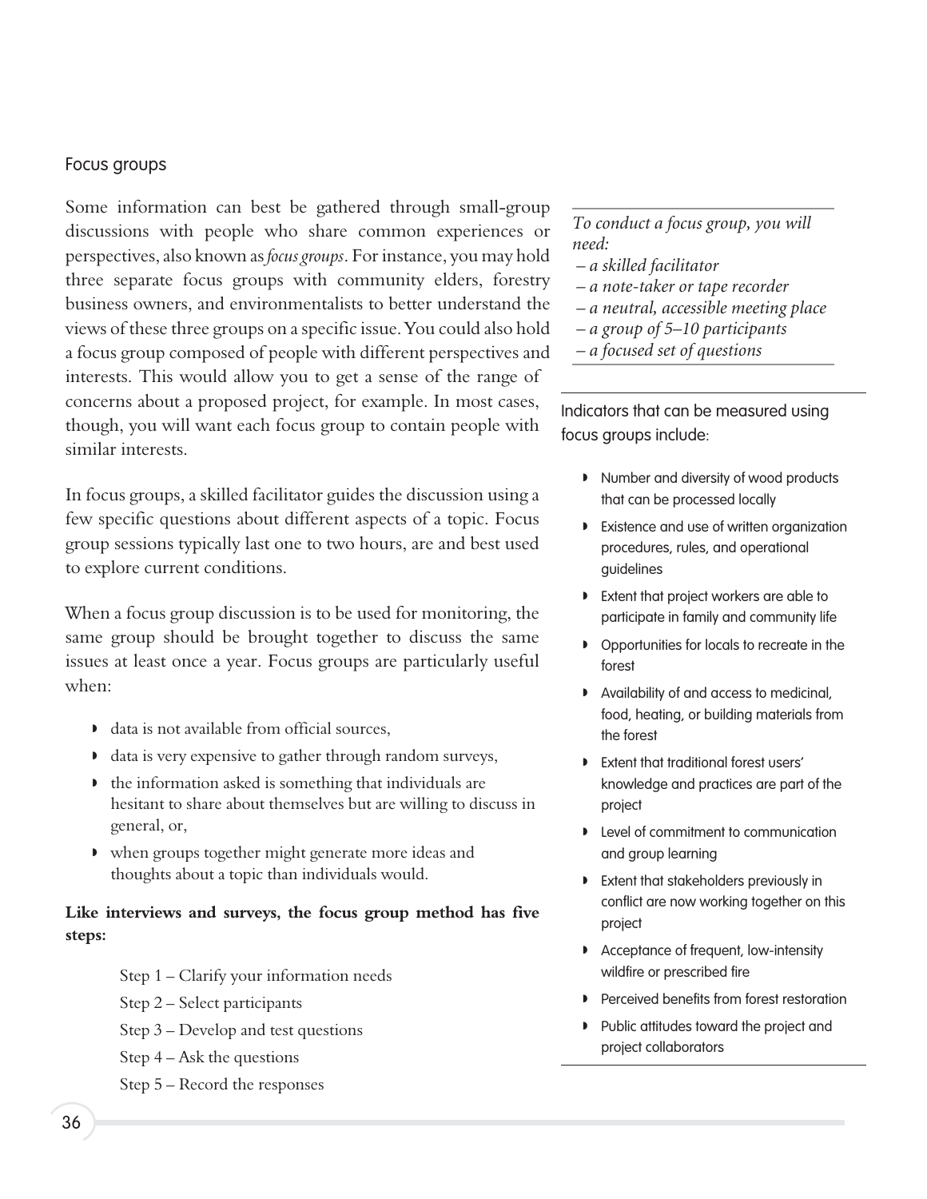## Focus groups

Some information can best be gathered through small-group discussions with people who share common experiences or perspectives, also known as *focus groups*. For instance, you may hold three separate focus groups with community elders, forestry business owners, and environmentalists to better understand the views of these three groups on a specific issue. You could also hold a focus group composed of people with different perspectives and interests. This would allow you to get a sense of the range of concerns about a proposed project, for example. In most cases, though, you will want each focus group to contain people with similar interests.

In focus groups, a skilled facilitator guides the discussion using a few specific questions about different aspects of a topic. Focus group sessions typically last one to two hours, are and best used to explore current conditions.

When a focus group discussion is to be used for monitoring, the same group should be brought together to discuss the same issues at least once a year. Focus groups are particularly useful when:

- data is not available from official sources,
- data is very expensive to gather through random surveys,
- the information asked is something that individuals are hesitant to share about themselves but are willing to discuss in general, or,
- when groups together might generate more ideas and thoughts about a topic than individuals would.

**Like interviews and surveys, the focus group method has five steps:**

Step 1 – Clarify your information needs

Step 2 – Select participants

Step 3 – Develop and test questions

Step 4 – Ask the questions

Step 5 – Record the responses

---

*To conduct a focus group, you will need:*
*– a skilled facilitator*
*– a note-taker or tape recorder*
*– a neutral, accessible meeting place*
*– a group of 5–10 participants*
*– a focused set of questions*

---

Indicators that can be measured using focus groups include:

- Number and diversity of wood products that can be processed locally
- Existence and use of written organization procedures, rules, and operational guidelines
- Extent that project workers are able to participate in family and community life
- Opportunities for locals to recreate in the forest
- Availability of and access to medicinal, food, heating, or building materials from the forest
- Extent that traditional forest users' knowledge and practices are part of the project
- Level of commitment to communication and group learning
- Extent that stakeholders previously in conflict are now working together on this project
- Acceptance of frequent, low-intensity wildfire or prescribed fire
- Perceived benefits from forest restoration
- Public attitudes toward the project and project collaborators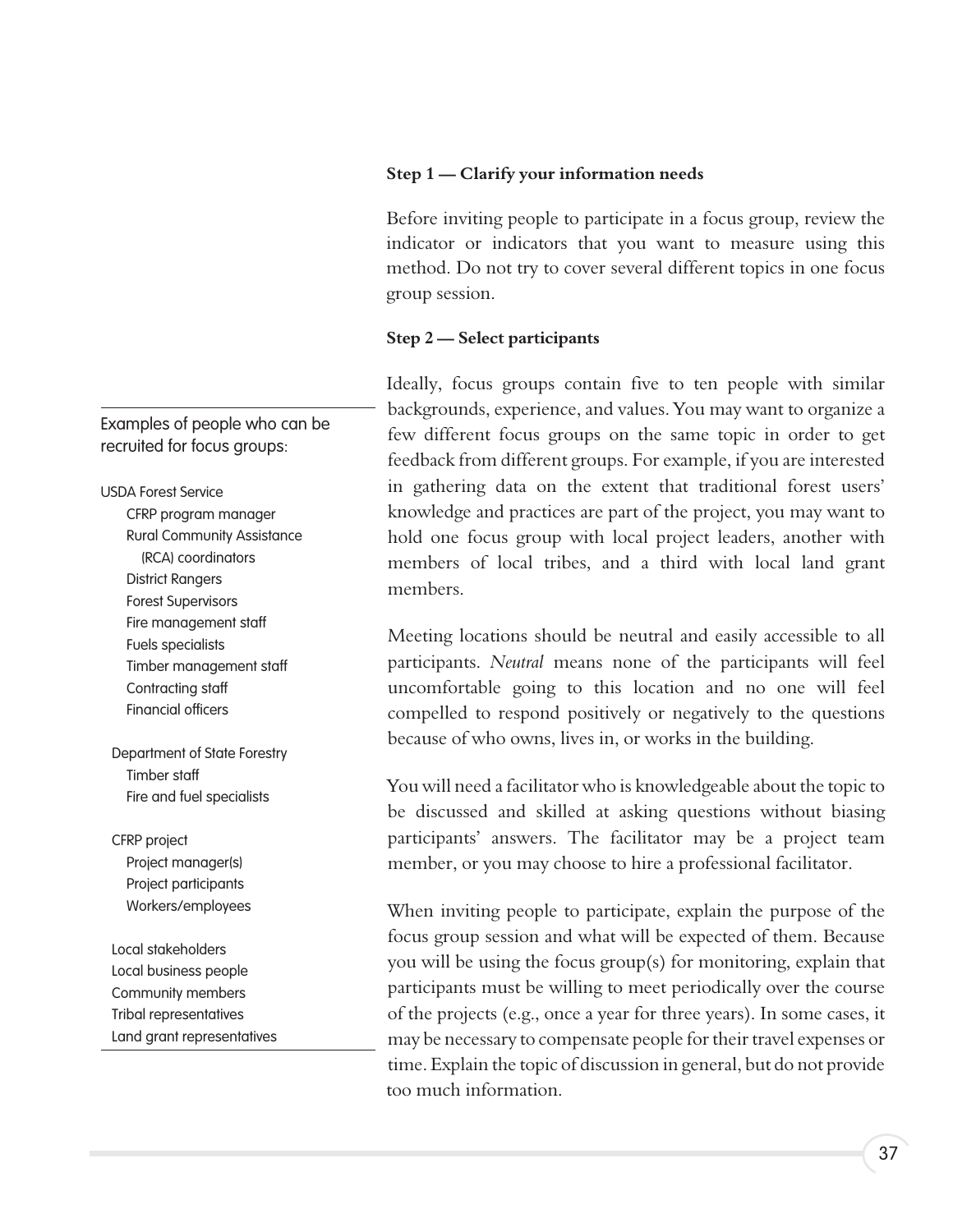**Step 1 — Clarify your information needs**

Before inviting people to participate in a focus group, review the indicator or indicators that you want to measure using this method. Do not try to cover several different topics in one focus group session.

**Step 2 — Select participants**

Ideally, focus groups contain five to ten people with similar backgrounds, experience, and values. You may want to organize a few different focus groups on the same topic in order to get feedback from different groups. For example, if you are interested in gathering data on the extent that traditional forest users' knowledge and practices are part of the project, you may want to hold one focus group with local project leaders, another with members of local tribes, and a third with local land grant members.

Meeting locations should be neutral and easily accessible to all participants. *Neutral* means none of the participants will feel uncomfortable going to this location and no one will feel compelled to respond positively or negatively to the questions because of who owns, lives in, or works in the building.

You will need a facilitator who is knowledgeable about the topic to be discussed and skilled at asking questions without biasing participants' answers. The facilitator may be a project team member, or you may choose to hire a professional facilitator.

When inviting people to participate, explain the purpose of the focus group session and what will be expected of them. Because you will be using the focus group(s) for monitoring, explain that participants must be willing to meet periodically over the course of the projects (e.g., once a year for three years). In some cases, it may be necessary to compensate people for their travel expenses or time. Explain the topic of discussion in general, but do not provide too much information.

---

Examples of people who can be recruited for focus groups:

- USDA Forest Service
  - CFRP program manager
  - Rural Community Assistance (RCA) coordinators
  - District Rangers
  - Forest Supervisors
  - Fire management staff
  - Fuels specialists
  - Timber management staff
  - Contracting staff
  - Financial officers
- Department of State Forestry
  - Timber staff
  - Fire and fuel specialists
- CFRP project
  - Project manager(s)
  - Project participants
  - Workers/employees
- Local stakeholders
- Local business people
- Community members
- Tribal representatives
- Land grant representatives

---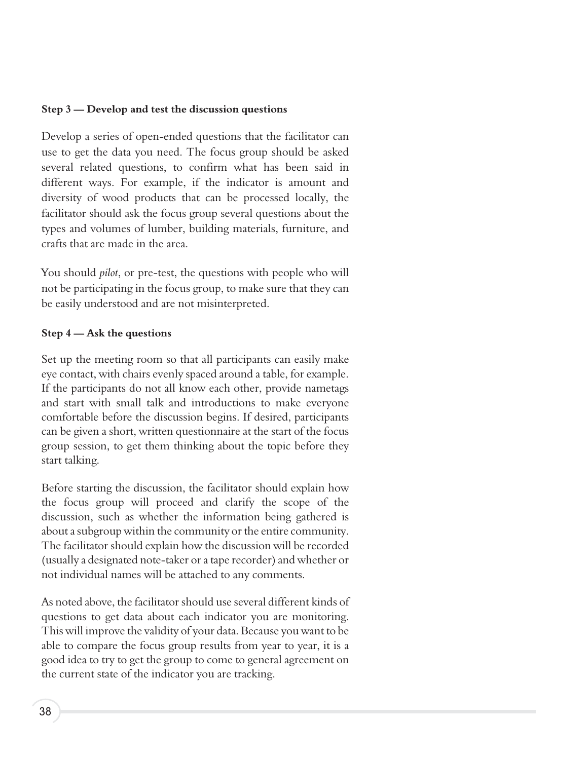**Step 3 — Develop and test the discussion questions**

Develop a series of open-ended questions that the facilitator can use to get the data you need. The focus group should be asked several related questions, to confirm what has been said in different ways. For example, if the indicator is amount and diversity of wood products that can be processed locally, the facilitator should ask the focus group several questions about the types and volumes of lumber, building materials, furniture, and crafts that are made in the area.

You should *pilot*, or pre-test, the questions with people who will not be participating in the focus group, to make sure that they can be easily understood and are not misinterpreted.

**Step 4 — Ask the questions**

Set up the meeting room so that all participants can easily make eye contact, with chairs evenly spaced around a table, for example. If the participants do not all know each other, provide nametags and start with small talk and introductions to make everyone comfortable before the discussion begins. If desired, participants can be given a short, written questionnaire at the start of the focus group session, to get them thinking about the topic before they start talking.

Before starting the discussion, the facilitator should explain how the focus group will proceed and clarify the scope of the discussion, such as whether the information being gathered is about a subgroup within the community or the entire community. The facilitator should explain how the discussion will be recorded (usually a designated note-taker or a tape recorder) and whether or not individual names will be attached to any comments.

As noted above, the facilitator should use several different kinds of questions to get data about each indicator you are monitoring. This will improve the validity of your data. Because you want to be able to compare the focus group results from year to year, it is a good idea to try to get the group to come to general agreement on the current state of the indicator you are tracking.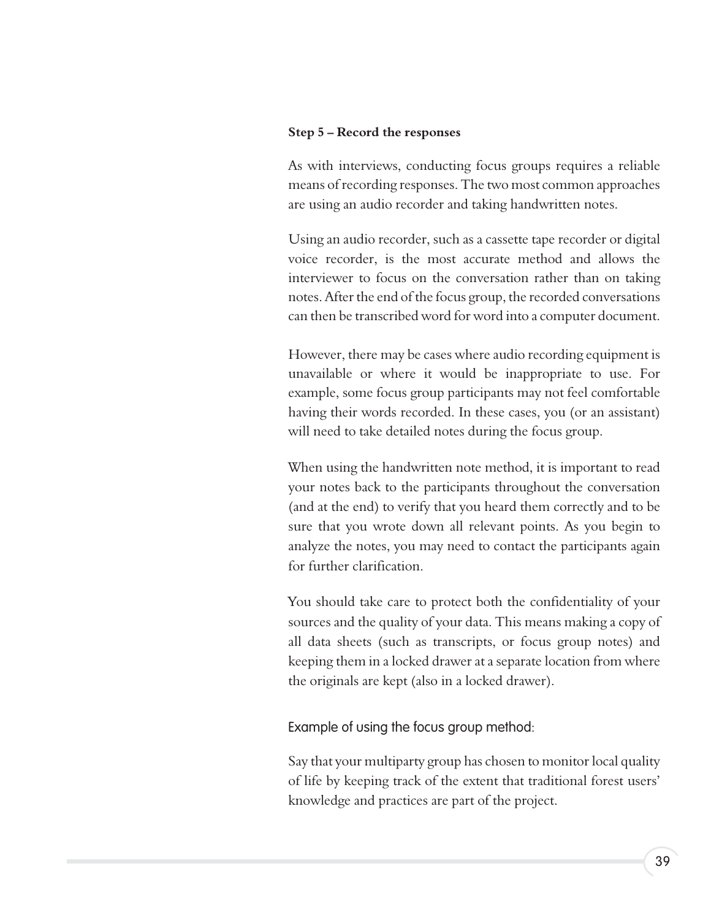**Step 5 – Record the responses**

As with interviews, conducting focus groups requires a reliable means of recording responses. The two most common approaches are using an audio recorder and taking handwritten notes.

Using an audio recorder, such as a cassette tape recorder or digital voice recorder, is the most accurate method and allows the interviewer to focus on the conversation rather than on taking notes. After the end of the focus group, the recorded conversations can then be transcribed word for word into a computer document.

However, there may be cases where audio recording equipment is unavailable or where it would be inappropriate to use. For example, some focus group participants may not feel comfortable having their words recorded. In these cases, you (or an assistant) will need to take detailed notes during the focus group.

When using the handwritten note method, it is important to read your notes back to the participants throughout the conversation (and at the end) to verify that you heard them correctly and to be sure that you wrote down all relevant points. As you begin to analyze the notes, you may need to contact the participants again for further clarification.

You should take care to protect both the confidentiality of your sources and the quality of your data. This means making a copy of all data sheets (such as transcripts, or focus group notes) and keeping them in a locked drawer at a separate location from where the originals are kept (also in a locked drawer).

Example of using the focus group method:

Say that your multiparty group has chosen to monitor local quality of life by keeping track of the extent that traditional forest users' knowledge and practices are part of the project.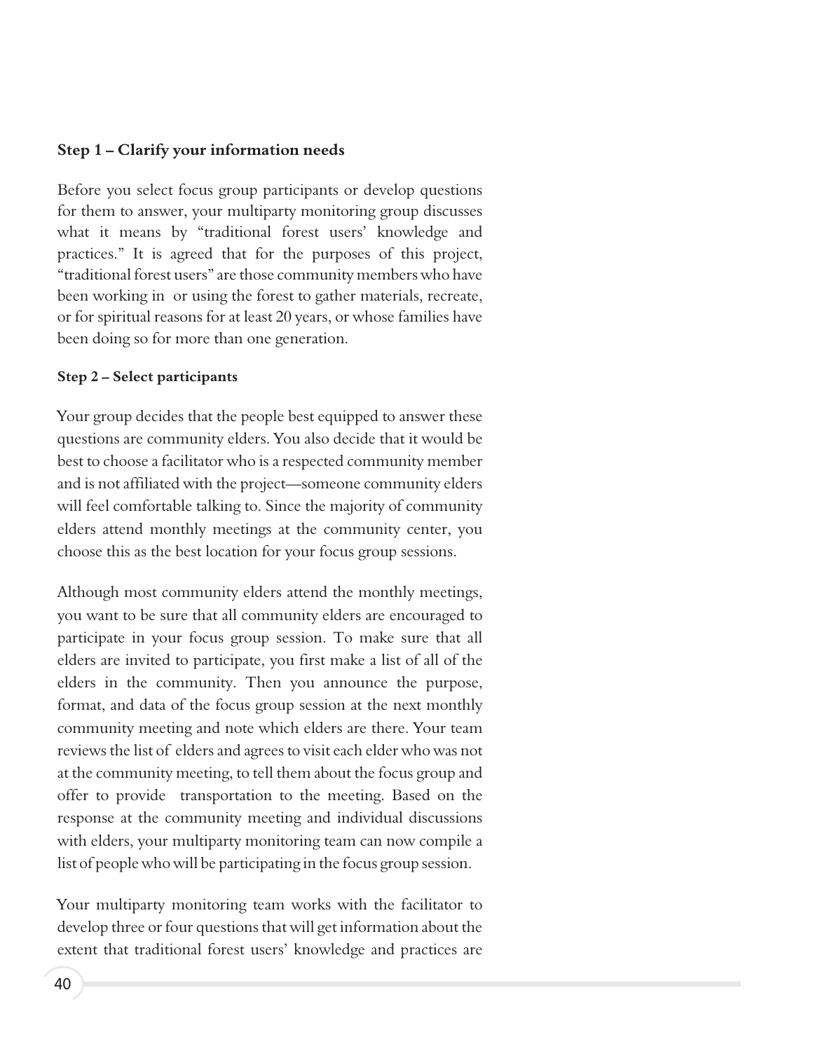**Step 1 – Clarify your information needs**

Before you select focus group participants or develop questions for them to answer, your multiparty monitoring group discusses what it means by "traditional forest users' knowledge and practices." It is agreed that for the purposes of this project, "traditional forest users" are those community members who have been working in or using the forest to gather materials, recreate, or for spiritual reasons for at least 20 years, or whose families have been doing so for more than one generation.

**Step 2 – Select participants**

Your group decides that the people best equipped to answer these questions are community elders. You also decide that it would be best to choose a facilitator who is a respected community member and is not affiliated with the project—someone community elders will feel comfortable talking to. Since the majority of community elders attend monthly meetings at the community center, you choose this as the best location for your focus group sessions.

Although most community elders attend the monthly meetings, you want to be sure that all community elders are encouraged to participate in your focus group session. To make sure that all elders are invited to participate, you first make a list of all of the elders in the community. Then you announce the purpose, format, and data of the focus group session at the next monthly community meeting and note which elders are there. Your team reviews the list of elders and agrees to visit each elder who was not at the community meeting, to tell them about the focus group and offer to provide transportation to the meeting. Based on the response at the community meeting and individual discussions with elders, your multiparty monitoring team can now compile a list of people who will be participating in the focus group session.

Your multiparty monitoring team works with the facilitator to develop three or four questions that will get information about the extent that traditional forest users' knowledge and practices are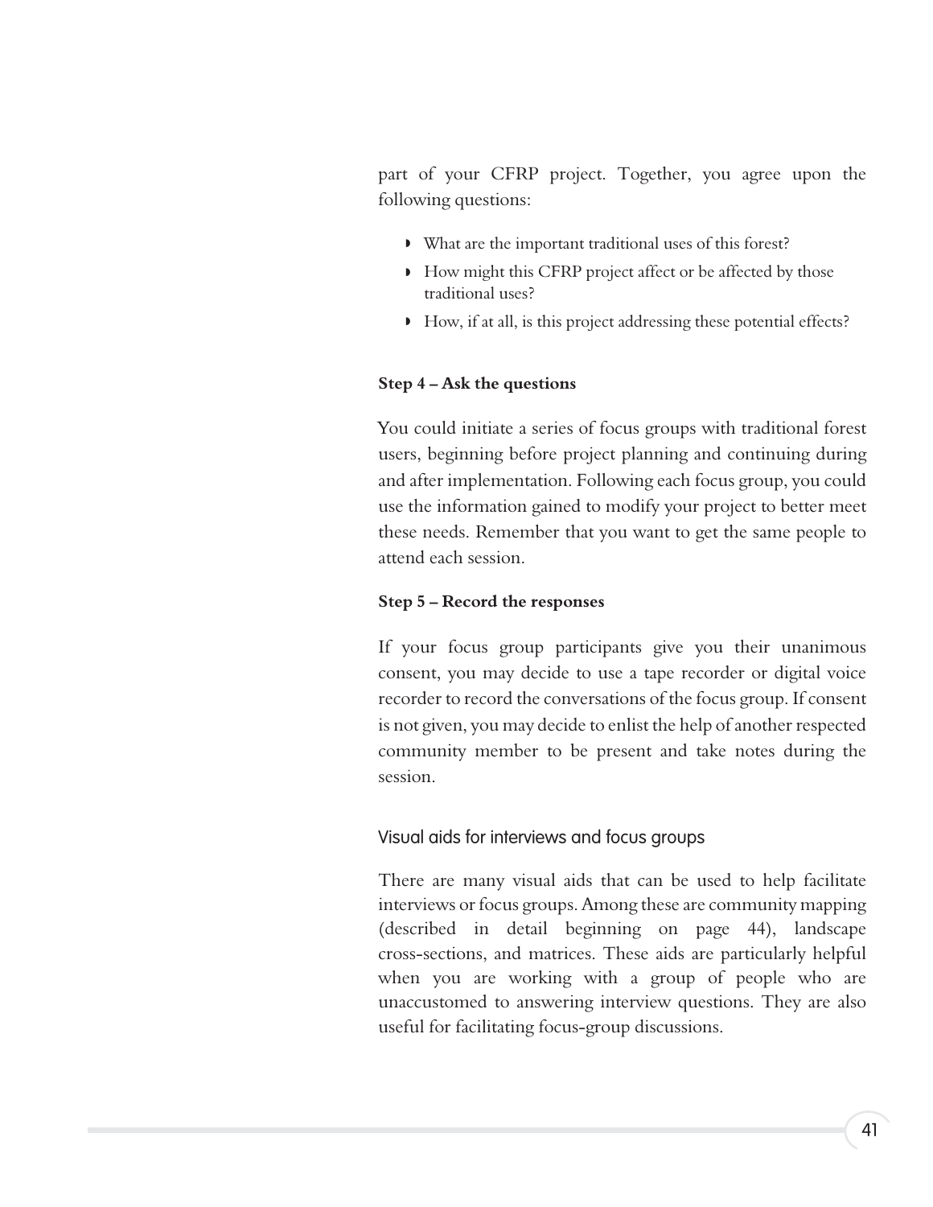part of your CFRP project. Together, you agree upon the following questions:

- What are the important traditional uses of this forest?
- How might this CFRP project affect or be affected by those traditional uses?
- How, if at all, is this project addressing these potential effects?

**Step 4 – Ask the questions**

You could initiate a series of focus groups with traditional forest users, beginning before project planning and continuing during and after implementation. Following each focus group, you could use the information gained to modify your project to better meet these needs. Remember that you want to get the same people to attend each session.

**Step 5 – Record the responses**

If your focus group participants give you their unanimous consent, you may decide to use a tape recorder or digital voice recorder to record the conversations of the focus group. If consent is not given, you may decide to enlist the help of another respected community member to be present and take notes during the session.

### Visual aids for interviews and focus groups

There are many visual aids that can be used to help facilitate interviews or focus groups. Among these are community mapping (described in detail beginning on page 44), landscape cross-sections, and matrices. These aids are particularly helpful when you are working with a group of people who are unaccustomed to answering interview questions. They are also useful for facilitating focus-group discussions.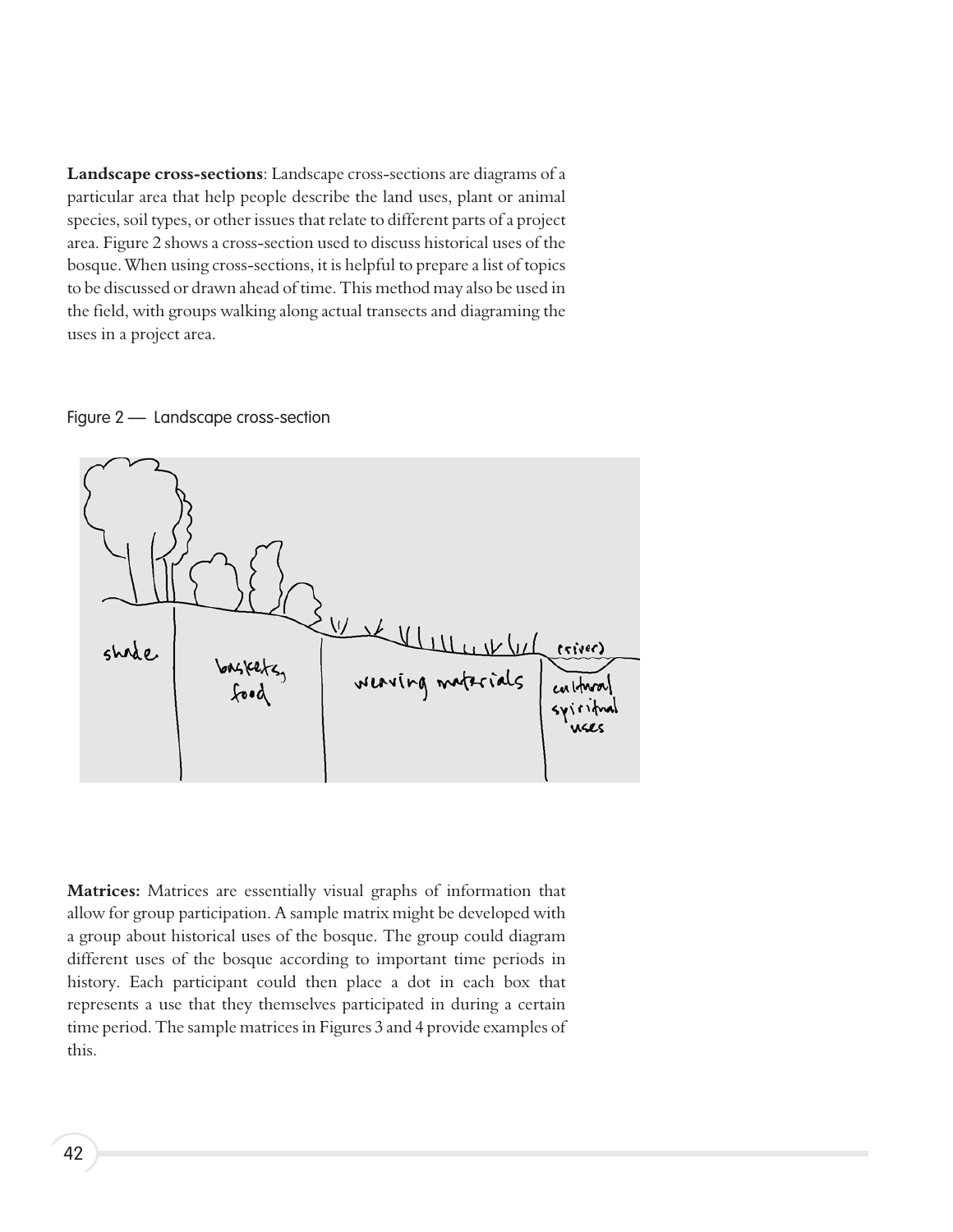**Landscape cross-sections**: Landscape cross-sections are diagrams of a particular area that help people describe the land uses, plant or animal species, soil types, or other issues that relate to different parts of a project area. Figure 2 shows a cross-section used to discuss historical uses of the bosque. When using cross-sections, it is helpful to prepare a list of topics to be discussed or drawn ahead of time. This method may also be used in the field, with groups walking along actual transects and diagraming the uses in a project area.

Figure 2 — Landscape cross-section

**Matrices:** Matrices are essentially visual graphs of information that allow for group participation. A sample matrix might be developed with a group about historical uses of the bosque. The group could diagram different uses of the bosque according to important time periods in history. Each participant could then place a dot in each box that represents a use that they themselves participated in during a certain time period. The sample matrices in Figures 3 and 4 provide examples of this.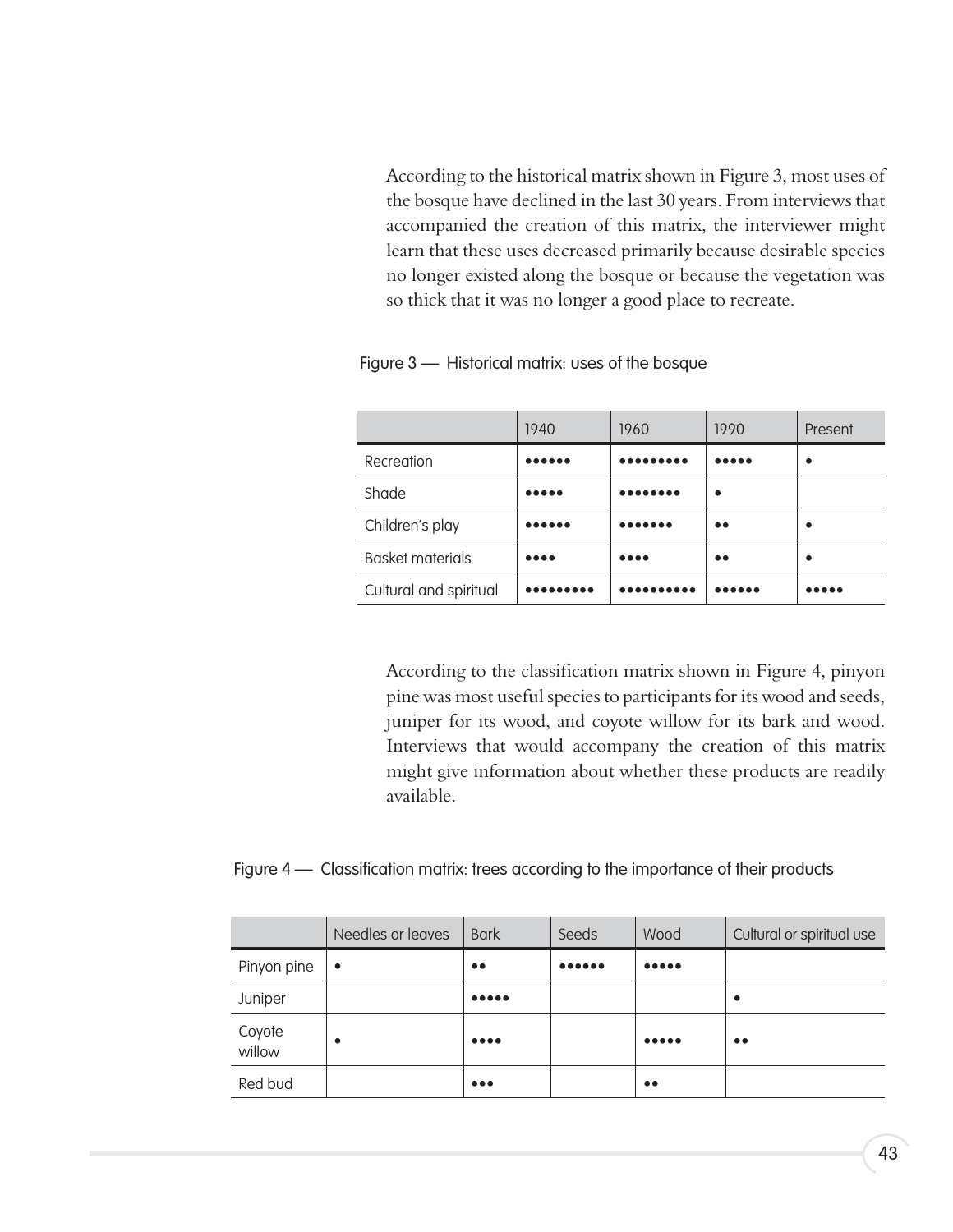According to the historical matrix shown in Figure 3, most uses of the bosque have declined in the last 30 years. From interviews that accompanied the creation of this matrix, the interviewer might learn that these uses decreased primarily because desirable species no longer existed along the bosque or because the vegetation was so thick that it was no longer a good place to recreate.

Figure 3 — Historical matrix: uses of the bosque

| | 1940 | 1960 | 1990 | Present |
|---|---|---|---|---|
| Recreation | •••••• | ••••••••• | ••••• | • |
| Shade | ••••• | •••••••• | • | |
| Children's play | •••••• | ••••••• | •• | • |
| Basket materials | •••• | •••• | •• | • |
| Cultural and spiritual | ••••••••• | •••••••••• | •••••• | ••••• |

According to the classification matrix shown in Figure 4, pinyon pine was most useful species to participants for its wood and seeds, juniper for its wood, and coyote willow for its bark and wood. Interviews that would accompany the creation of this matrix might give information about whether these products are readily available.

Figure 4 — Classification matrix: trees according to the importance of their products

| | Needles or leaves | Bark | Seeds | Wood | Cultural or spiritual use |
|---|---|---|---|---|---|
| Pinyon pine | • | •• | •••••• | ••••• | |
| Juniper | | ••••• | | | • |
| Coyote willow | • | •••• | | ••••• | •• |
| Red bud | | ••• | | •• | |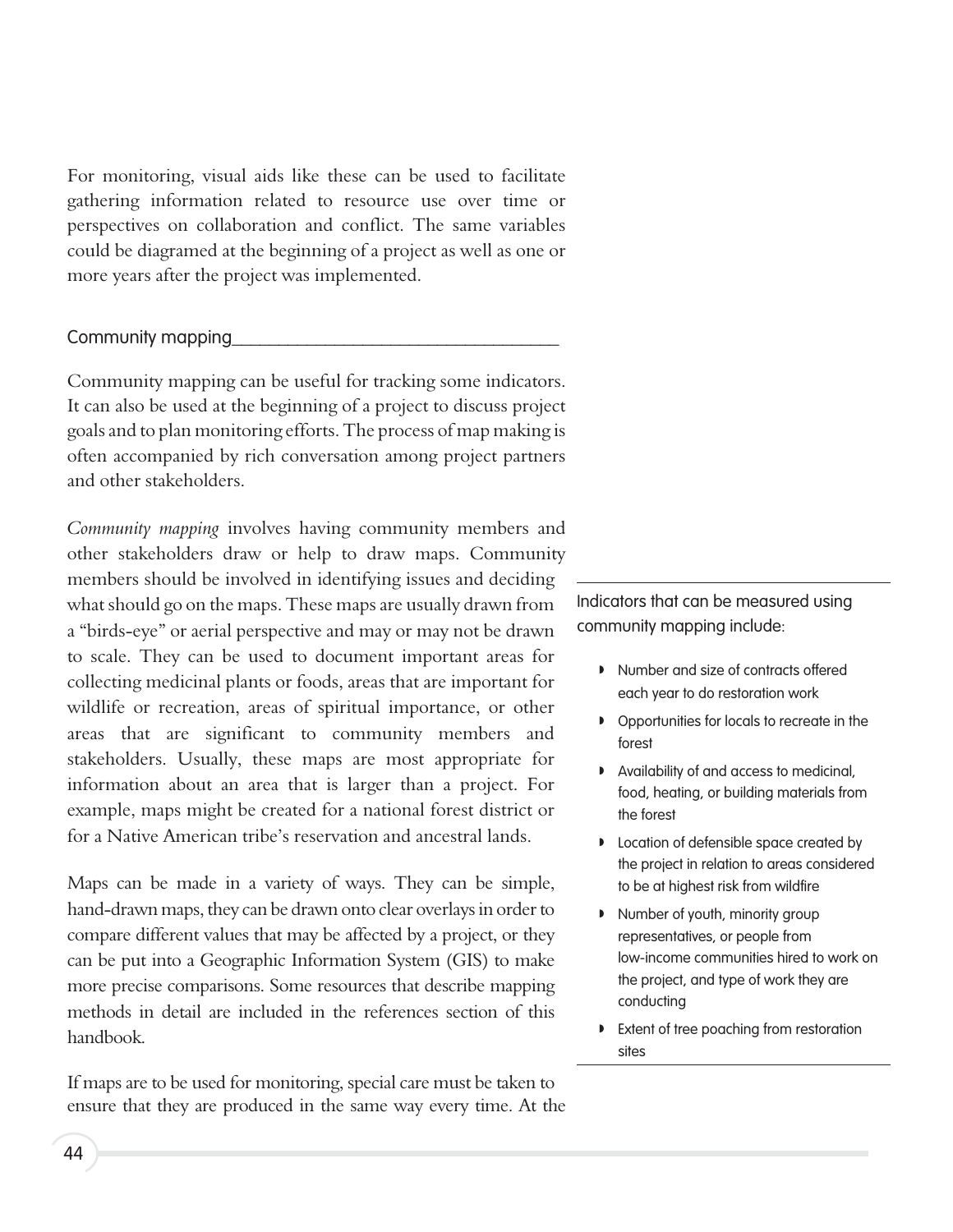For monitoring, visual aids like these can be used to facilitate gathering information related to resource use over time or perspectives on collaboration and conflict. The same variables could be diagramed at the beginning of a project as well as one or more years after the project was implemented.

### Community mapping

Community mapping can be useful for tracking some indicators. It can also be used at the beginning of a project to discuss project goals and to plan monitoring efforts. The process of map making is often accompanied by rich conversation among project partners and other stakeholders.

*Community mapping* involves having community members and other stakeholders draw or help to draw maps. Community members should be involved in identifying issues and deciding what should go on the maps. These maps are usually drawn from a "birds-eye" or aerial perspective and may or may not be drawn to scale. They can be used to document important areas for collecting medicinal plants or foods, areas that are important for wildlife or recreation, areas of spiritual importance, or other areas that are significant to community members and stakeholders. Usually, these maps are most appropriate for information about an area that is larger than a project. For example, maps might be created for a national forest district or for a Native American tribe's reservation and ancestral lands.

Maps can be made in a variety of ways. They can be simple, hand-drawn maps, they can be drawn onto clear overlays in order to compare different values that may be affected by a project, or they can be put into a Geographic Information System (GIS) to make more precise comparisons. Some resources that describe mapping methods in detail are included in the references section of this handbook.

If maps are to be used for monitoring, special care must be taken to ensure that they are produced in the same way every time. At the

---

Indicators that can be measured using community mapping include:

- Number and size of contracts offered each year to do restoration work
- Opportunities for locals to recreate in the forest
- Availability of and access to medicinal, food, heating, or building materials from the forest
- Location of defensible space created by the project in relation to areas considered to be at highest risk from wildfire
- Number of youth, minority group representatives, or people from low-income communities hired to work on the project, and type of work they are conducting
- Extent of tree poaching from restoration sites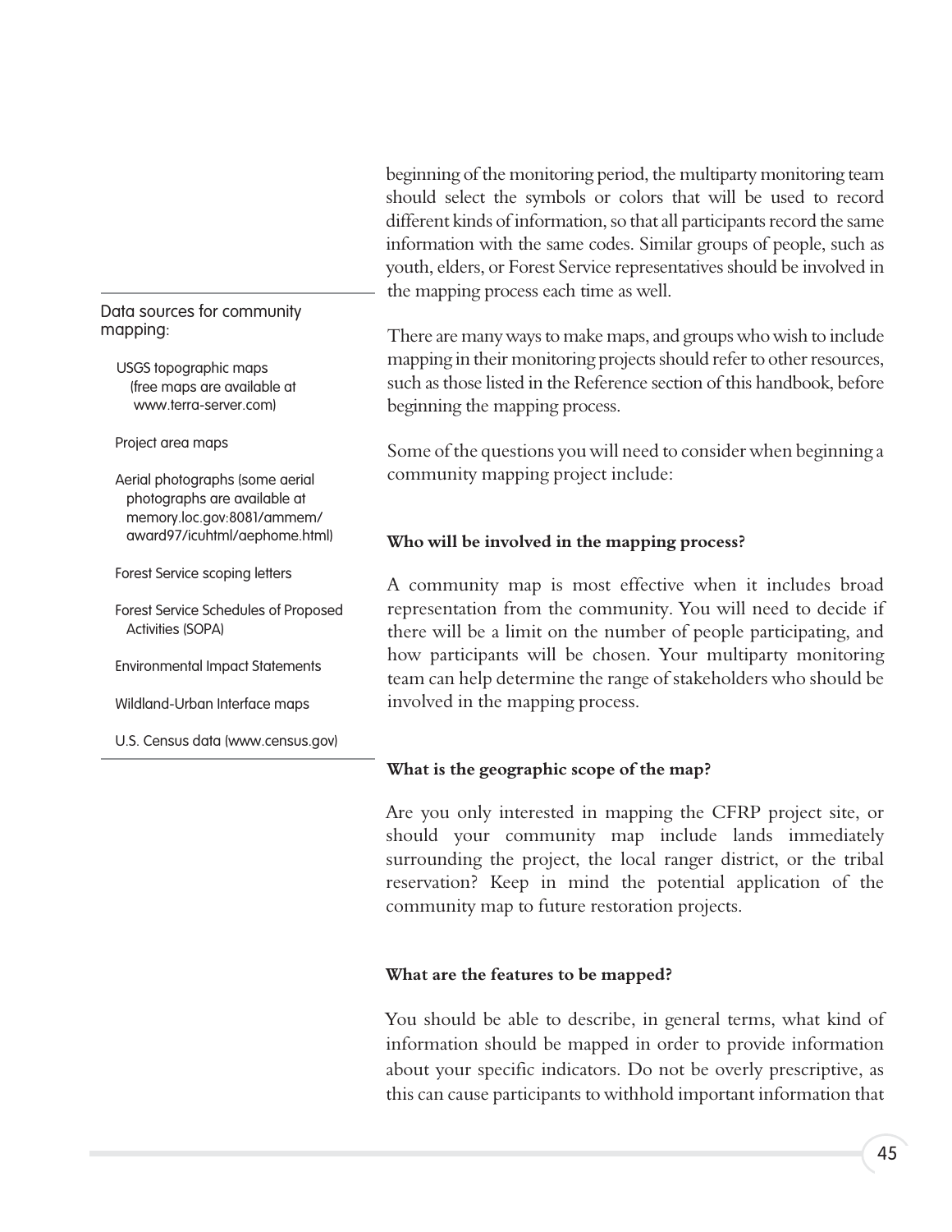beginning of the monitoring period, the multiparty monitoring team should select the symbols or colors that will be used to record different kinds of information, so that all participants record the same information with the same codes. Similar groups of people, such as youth, elders, or Forest Service representatives should be involved in the mapping process each time as well.

There are many ways to make maps, and groups who wish to include mapping in their monitoring projects should refer to other resources, such as those listed in the Reference section of this handbook, before beginning the mapping process.

Some of the questions you will need to consider when beginning a community mapping project include:

**Who will be involved in the mapping process?**

A community map is most effective when it includes broad representation from the community. You will need to decide if there will be a limit on the number of people participating, and how participants will be chosen. Your multiparty monitoring team can help determine the range of stakeholders who should be involved in the mapping process.

**What is the geographic scope of the map?**

Are you only interested in mapping the CFRP project site, or should your community map include lands immediately surrounding the project, the local ranger district, or the tribal reservation? Keep in mind the potential application of the community map to future restoration projects.

**What are the features to be mapped?**

You should be able to describe, in general terms, what kind of information should be mapped in order to provide information about your specific indicators. Do not be overly prescriptive, as this can cause participants to withhold important information that

---

Data sources for community mapping:

- USGS topographic maps (free maps are available at www.terra-server.com)
- Project area maps
- Aerial photographs (some aerial photographs are available at memory.loc.gov:8081/ammem/award97/icuhtml/aephome.html)
- Forest Service scoping letters
- Forest Service Schedules of Proposed Activities (SOPA)
- Environmental Impact Statements
- Wildland-Urban Interface maps
- U.S. Census data (www.census.gov)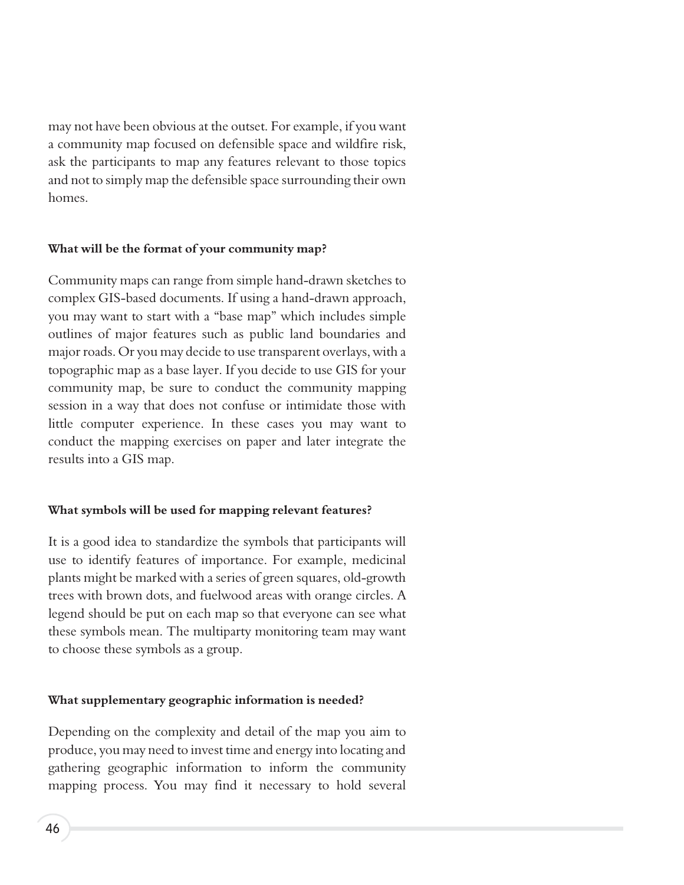may not have been obvious at the outset. For example, if you want a community map focused on defensible space and wildfire risk, ask the participants to map any features relevant to those topics and not to simply map the defensible space surrounding their own homes.

**What will be the format of your community map?**

Community maps can range from simple hand-drawn sketches to complex GIS-based documents. If using a hand-drawn approach, you may want to start with a "base map" which includes simple outlines of major features such as public land boundaries and major roads. Or you may decide to use transparent overlays, with a topographic map as a base layer. If you decide to use GIS for your community map, be sure to conduct the community mapping session in a way that does not confuse or intimidate those with little computer experience. In these cases you may want to conduct the mapping exercises on paper and later integrate the results into a GIS map.

**What symbols will be used for mapping relevant features?**

It is a good idea to standardize the symbols that participants will use to identify features of importance. For example, medicinal plants might be marked with a series of green squares, old-growth trees with brown dots, and fuelwood areas with orange circles. A legend should be put on each map so that everyone can see what these symbols mean. The multiparty monitoring team may want to choose these symbols as a group.

**What supplementary geographic information is needed?**

Depending on the complexity and detail of the map you aim to produce, you may need to invest time and energy into locating and gathering geographic information to inform the community mapping process. You may find it necessary to hold several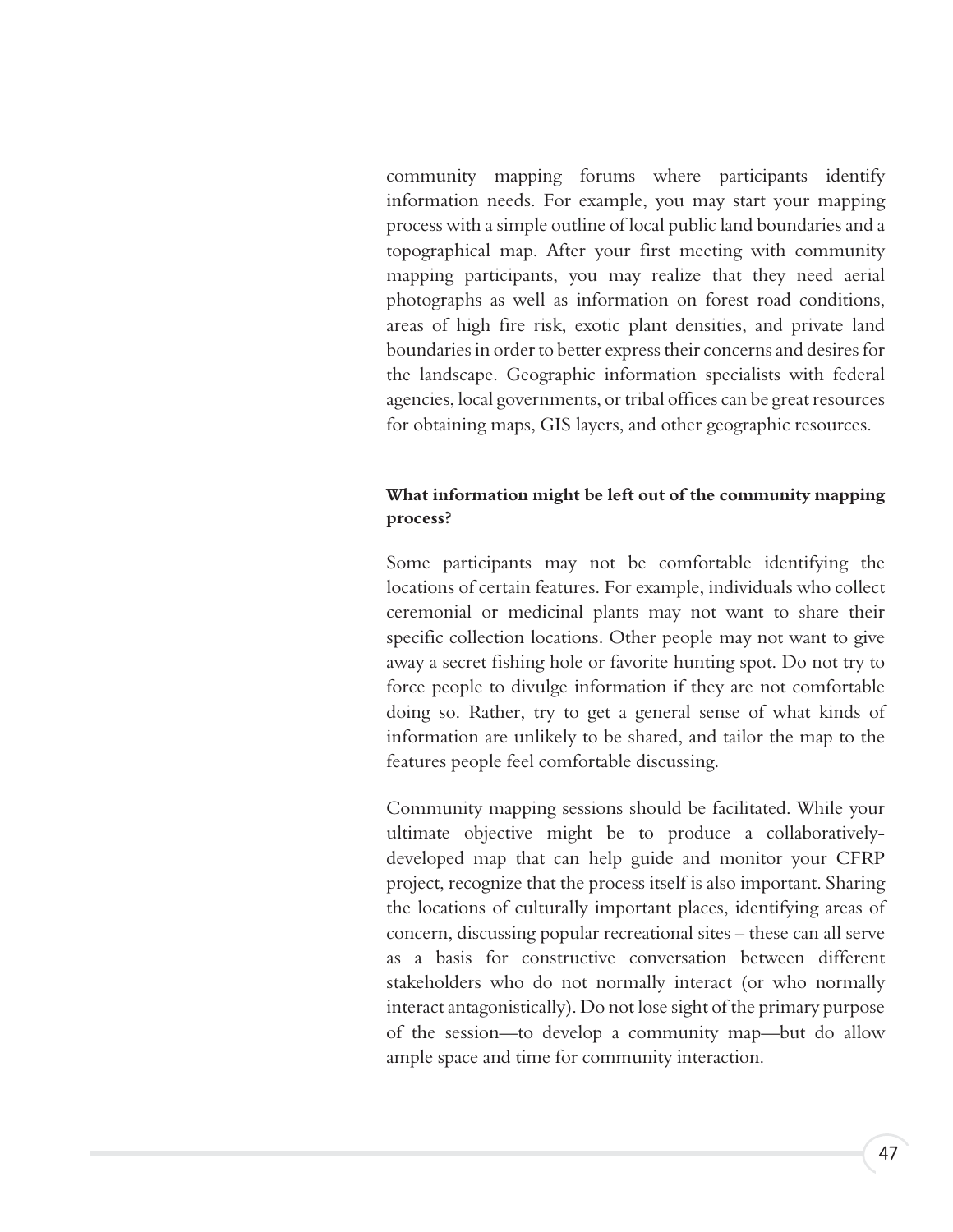community mapping forums where participants identify information needs. For example, you may start your mapping process with a simple outline of local public land boundaries and a topographical map. After your first meeting with community mapping participants, you may realize that they need aerial photographs as well as information on forest road conditions, areas of high fire risk, exotic plant densities, and private land boundaries in order to better express their concerns and desires for the landscape. Geographic information specialists with federal agencies, local governments, or tribal offices can be great resources for obtaining maps, GIS layers, and other geographic resources.

**What information might be left out of the community mapping process?**

Some participants may not be comfortable identifying the locations of certain features. For example, individuals who collect ceremonial or medicinal plants may not want to share their specific collection locations. Other people may not want to give away a secret fishing hole or favorite hunting spot. Do not try to force people to divulge information if they are not comfortable doing so. Rather, try to get a general sense of what kinds of information are unlikely to be shared, and tailor the map to the features people feel comfortable discussing.

Community mapping sessions should be facilitated. While your ultimate objective might be to produce a collaboratively-developed map that can help guide and monitor your CFRP project, recognize that the process itself is also important. Sharing the locations of culturally important places, identifying areas of concern, discussing popular recreational sites – these can all serve as a basis for constructive conversation between different stakeholders who do not normally interact (or who normally interact antagonistically). Do not lose sight of the primary purpose of the session—to develop a community map—but do allow ample space and time for community interaction.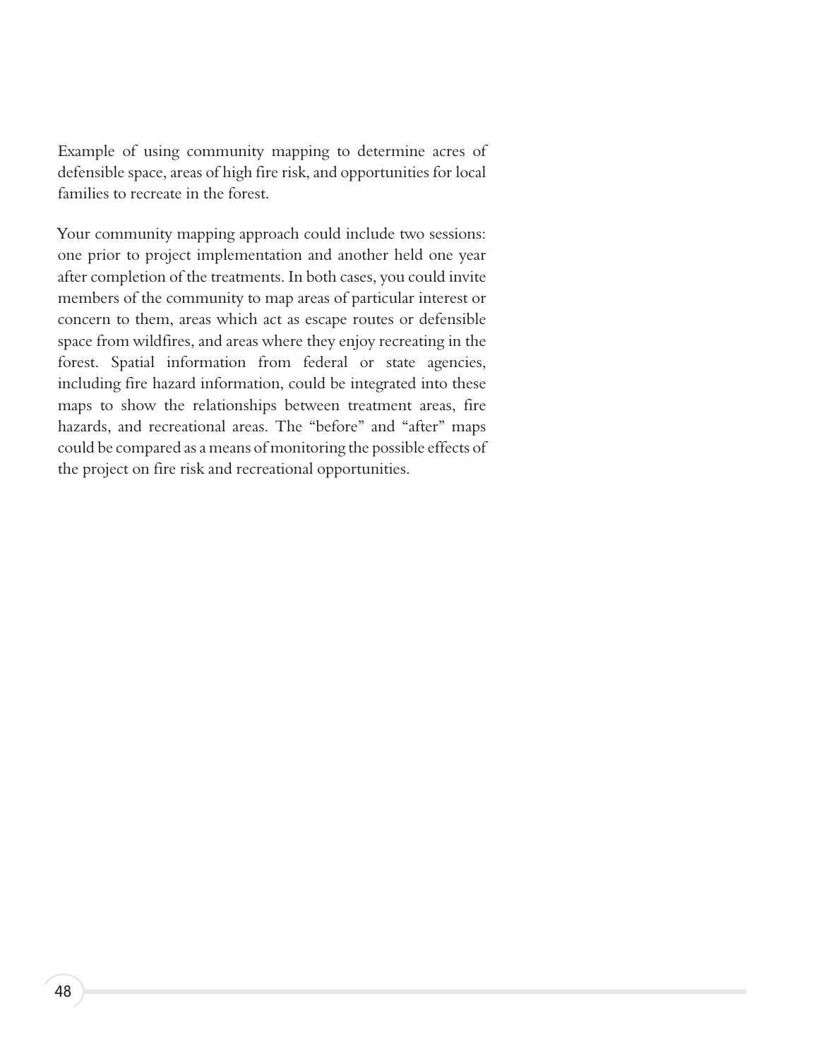Example of using community mapping to determine acres of defensible space, areas of high fire risk, and opportunities for local families to recreate in the forest.

Your community mapping approach could include two sessions: one prior to project implementation and another held one year after completion of the treatments. In both cases, you could invite members of the community to map areas of particular interest or concern to them, areas which act as escape routes or defensible space from wildfires, and areas where they enjoy recreating in the forest. Spatial information from federal or state agencies, including fire hazard information, could be integrated into these maps to show the relationships between treatment areas, fire hazards, and recreational areas. The "before" and "after" maps could be compared as a means of monitoring the possible effects of the project on fire risk and recreational opportunities.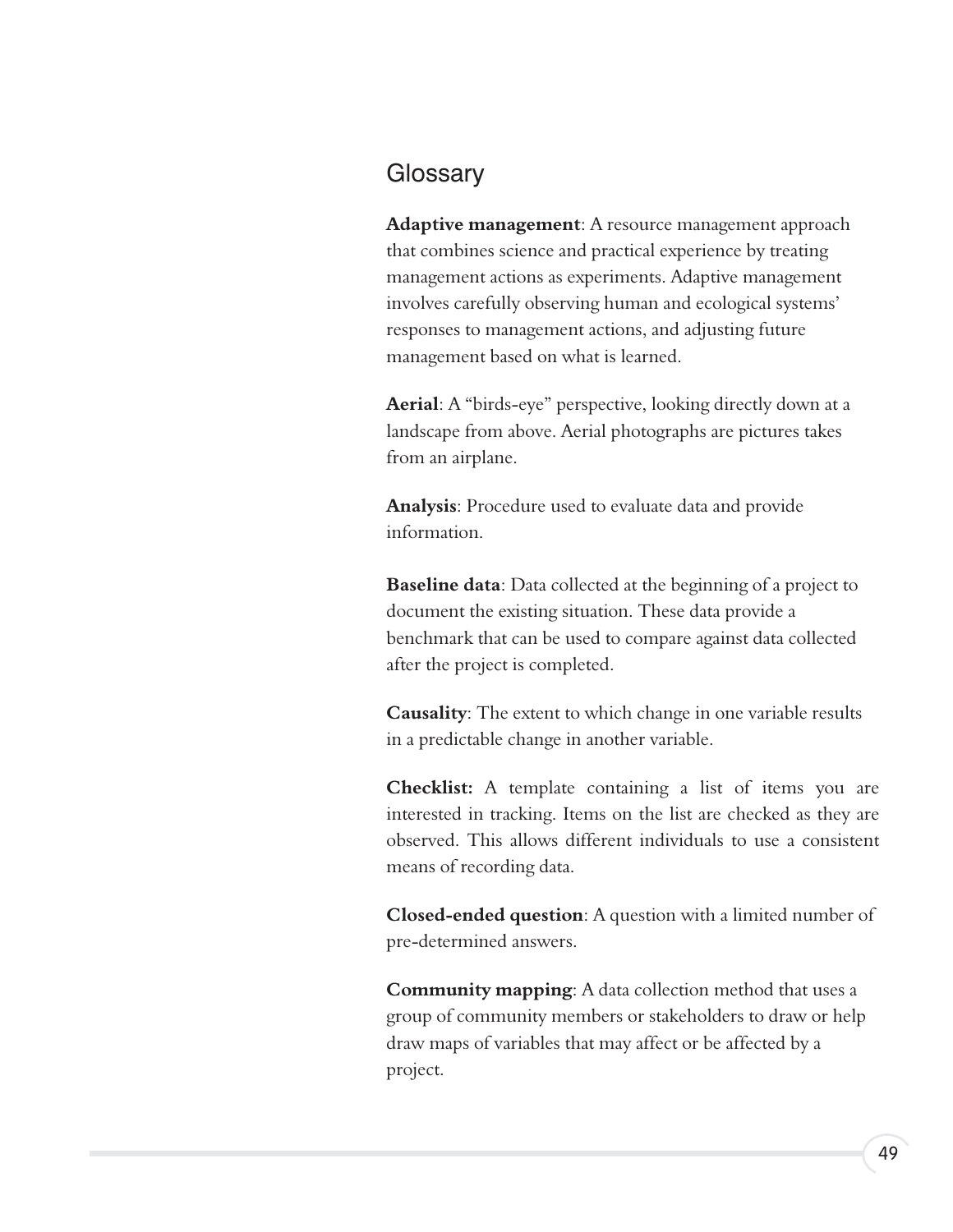# Glossary

**Adaptive management**: A resource management approach that combines science and practical experience by treating management actions as experiments. Adaptive management involves carefully observing human and ecological systems' responses to management actions, and adjusting future management based on what is learned.

**Aerial**: A "birds-eye" perspective, looking directly down at a landscape from above. Aerial photographs are pictures takes from an airplane.

**Analysis**: Procedure used to evaluate data and provide information.

**Baseline data**: Data collected at the beginning of a project to document the existing situation. These data provide a benchmark that can be used to compare against data collected after the project is completed.

**Causality**: The extent to which change in one variable results in a predictable change in another variable.

**Checklist:** A template containing a list of items you are interested in tracking. Items on the list are checked as they are observed. This allows different individuals to use a consistent means of recording data.

**Closed-ended question**: A question with a limited number of pre-determined answers.

**Community mapping**: A data collection method that uses a group of community members or stakeholders to draw or help draw maps of variables that may affect or be affected by a project.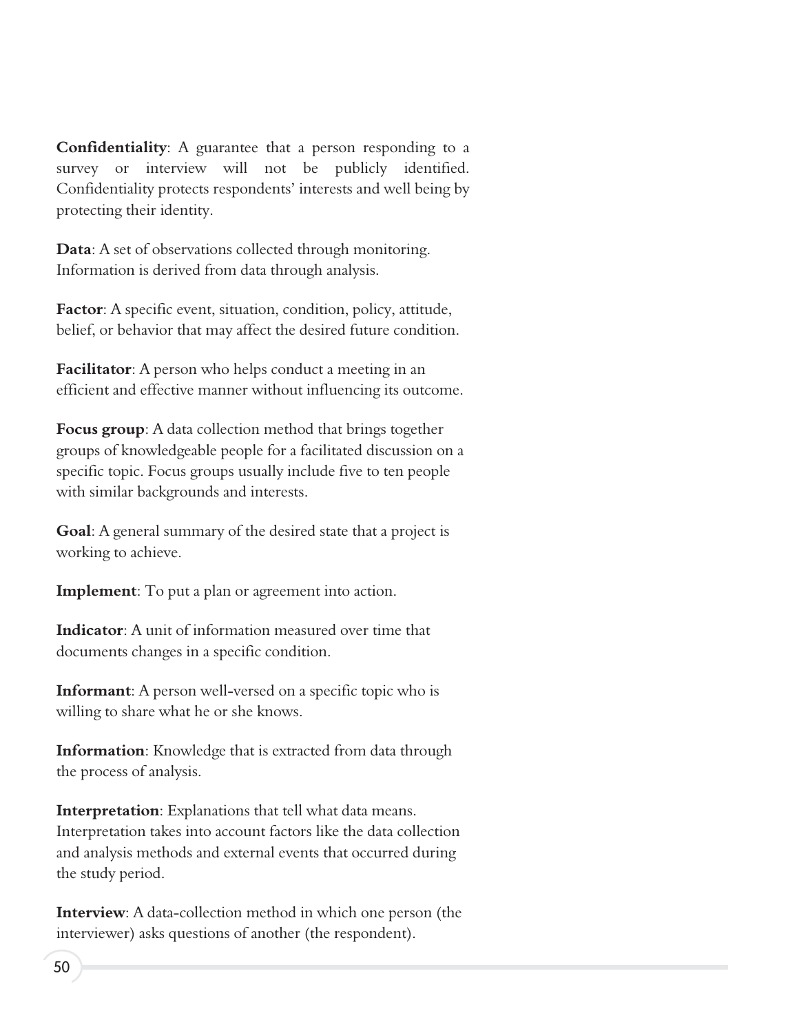**Confidentiality**: A guarantee that a person responding to a survey or interview will not be publicly identified. Confidentiality protects respondents' interests and well being by protecting their identity.

**Data**: A set of observations collected through monitoring. Information is derived from data through analysis.

**Factor**: A specific event, situation, condition, policy, attitude, belief, or behavior that may affect the desired future condition.

**Facilitator**: A person who helps conduct a meeting in an efficient and effective manner without influencing its outcome.

**Focus group**: A data collection method that brings together groups of knowledgeable people for a facilitated discussion on a specific topic. Focus groups usually include five to ten people with similar backgrounds and interests.

**Goal**: A general summary of the desired state that a project is working to achieve.

**Implement**: To put a plan or agreement into action.

**Indicator**: A unit of information measured over time that documents changes in a specific condition.

**Informant**: A person well-versed on a specific topic who is willing to share what he or she knows.

**Information**: Knowledge that is extracted from data through the process of analysis.

**Interpretation**: Explanations that tell what data means. Interpretation takes into account factors like the data collection and analysis methods and external events that occurred during the study period.

**Interview**: A data-collection method in which one person (the interviewer) asks questions of another (the respondent).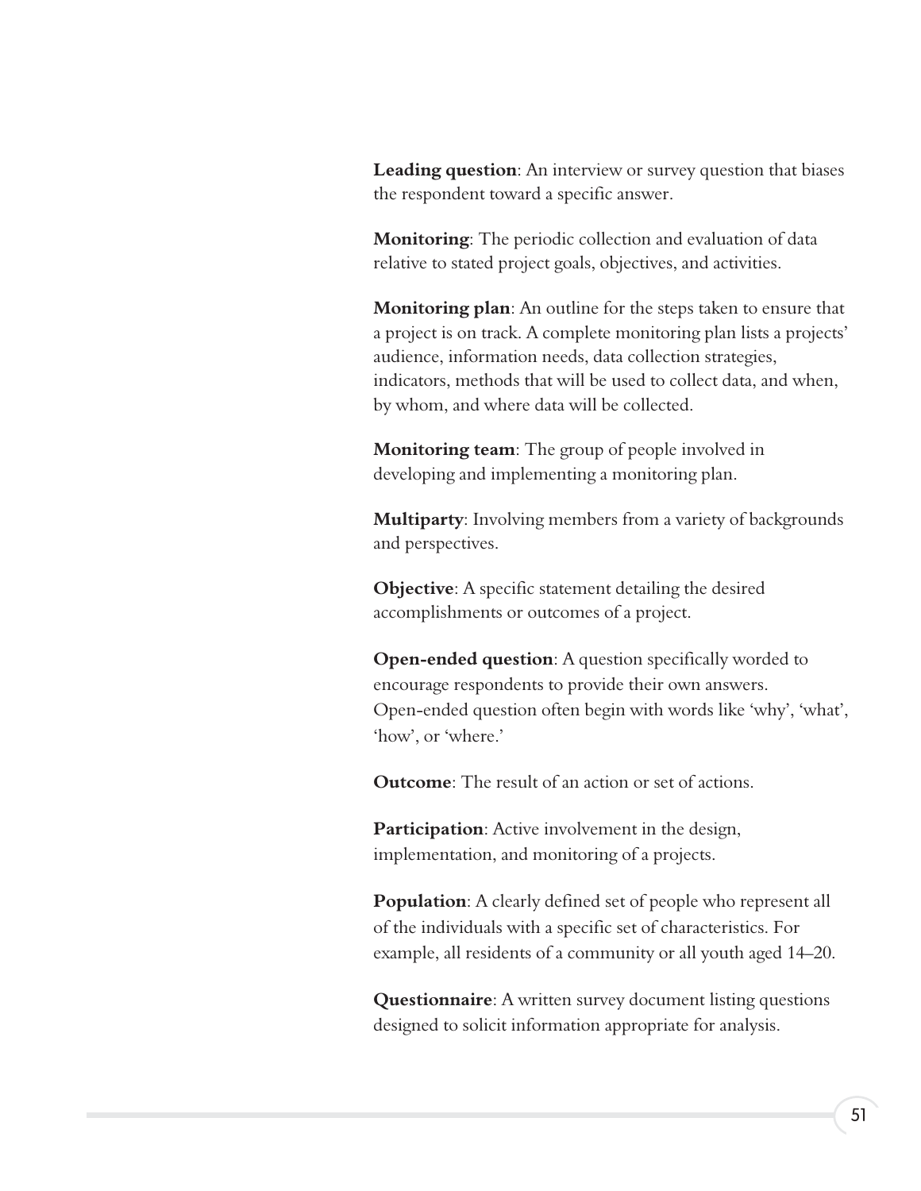**Leading question**: An interview or survey question that biases the respondent toward a specific answer.

**Monitoring**: The periodic collection and evaluation of data relative to stated project goals, objectives, and activities.

**Monitoring plan**: An outline for the steps taken to ensure that a project is on track. A complete monitoring plan lists a projects' audience, information needs, data collection strategies, indicators, methods that will be used to collect data, and when, by whom, and where data will be collected.

**Monitoring team**: The group of people involved in developing and implementing a monitoring plan.

**Multiparty**: Involving members from a variety of backgrounds and perspectives.

**Objective**: A specific statement detailing the desired accomplishments or outcomes of a project.

**Open-ended question**: A question specifically worded to encourage respondents to provide their own answers. Open-ended question often begin with words like 'why', 'what', 'how', or 'where.'

**Outcome**: The result of an action or set of actions.

**Participation**: Active involvement in the design, implementation, and monitoring of a projects.

**Population**: A clearly defined set of people who represent all of the individuals with a specific set of characteristics. For example, all residents of a community or all youth aged 14–20.

**Questionnaire**: A written survey document listing questions designed to solicit information appropriate for analysis.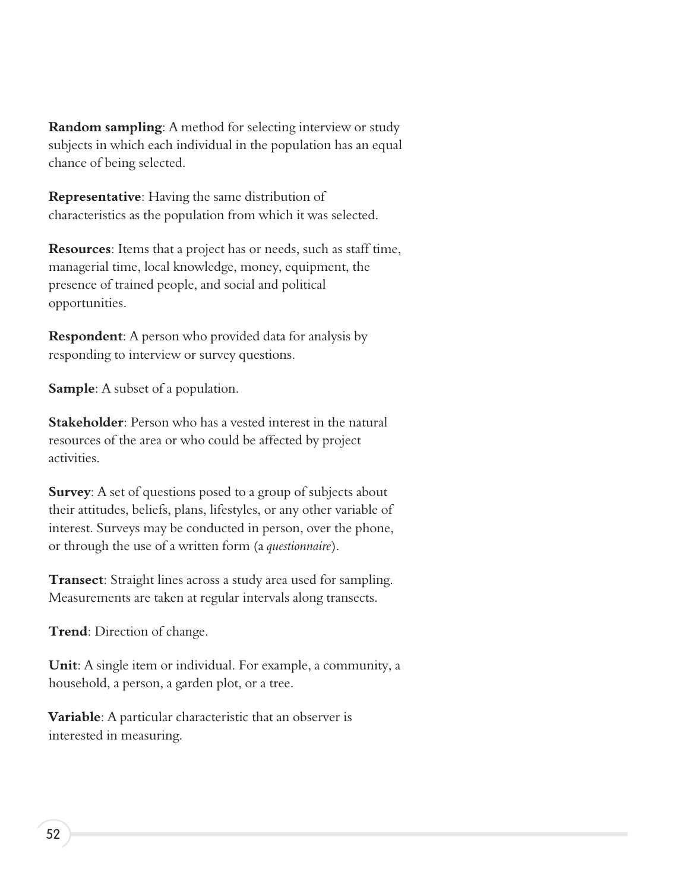**Random sampling**: A method for selecting interview or study subjects in which each individual in the population has an equal chance of being selected.

**Representative**: Having the same distribution of characteristics as the population from which it was selected.

**Resources**: Items that a project has or needs, such as staff time, managerial time, local knowledge, money, equipment, the presence of trained people, and social and political opportunities.

**Respondent**: A person who provided data for analysis by responding to interview or survey questions.

**Sample**: A subset of a population.

**Stakeholder**: Person who has a vested interest in the natural resources of the area or who could be affected by project activities.

**Survey**: A set of questions posed to a group of subjects about their attitudes, beliefs, plans, lifestyles, or any other variable of interest. Surveys may be conducted in person, over the phone, or through the use of a written form (a *questionnaire*).

**Transect**: Straight lines across a study area used for sampling. Measurements are taken at regular intervals along transects.

**Trend**: Direction of change.

**Unit**: A single item or individual. For example, a community, a household, a person, a garden plot, or a tree.

**Variable**: A particular characteristic that an observer is interested in measuring.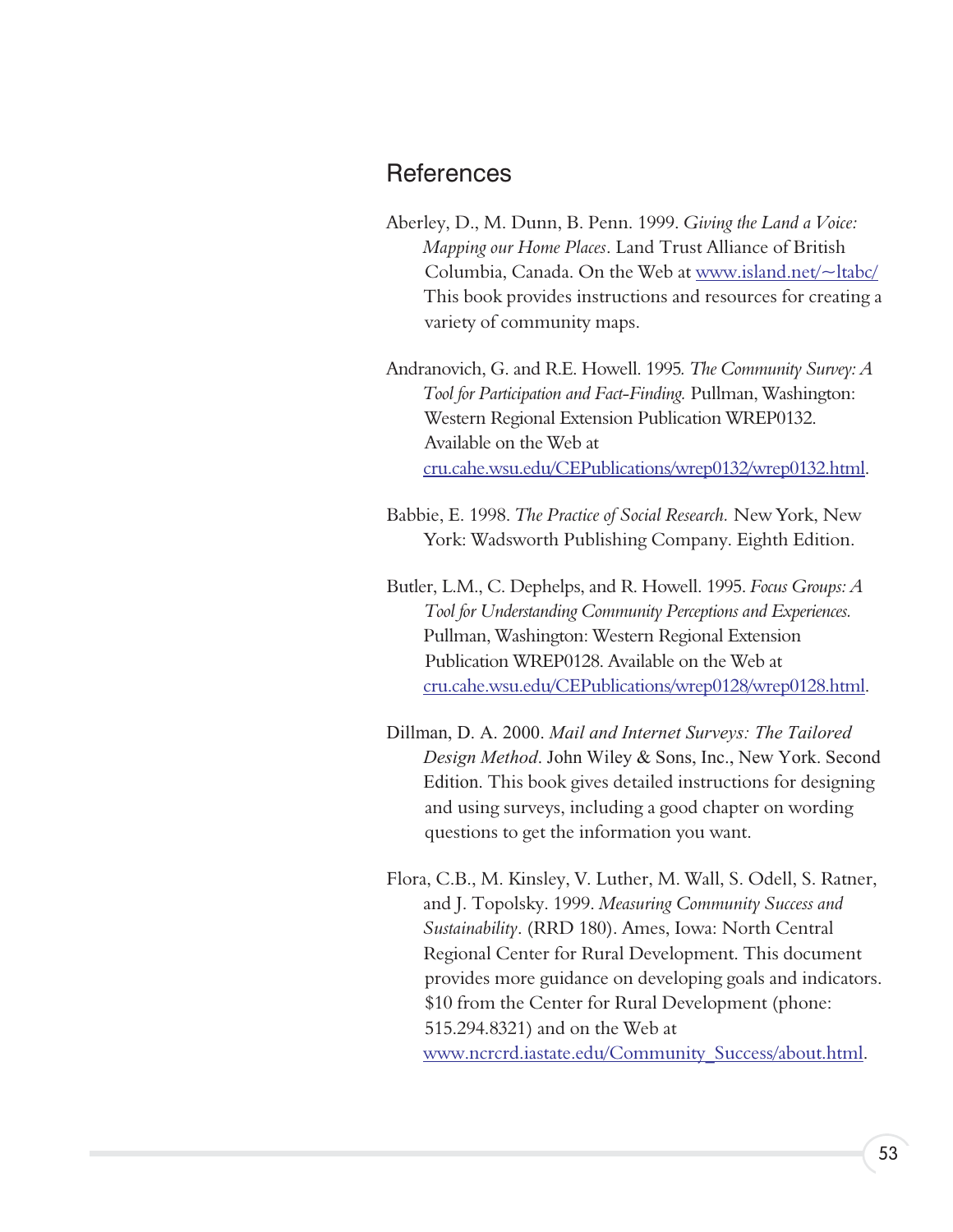## References

Aberley, D., M. Dunn, B. Penn. 1999. *Giving the Land a Voice: Mapping our Home Places*. Land Trust Alliance of British Columbia, Canada. On the Web at www.island.net/~ltabc/ This book provides instructions and resources for creating a variety of community maps.

Andranovich, G. and R.E. Howell. 1995. *The Community Survey: A Tool for Participation and Fact-Finding.* Pullman, Washington: Western Regional Extension Publication WREP0132. Available on the Web at cru.cahe.wsu.edu/CEPublications/wrep0132/wrep0132.html.

Babbie, E. 1998. *The Practice of Social Research.* New York, New York: Wadsworth Publishing Company. Eighth Edition.

Butler, L.M., C. Dephelps, and R. Howell. 1995. *Focus Groups: A Tool for Understanding Community Perceptions and Experiences.* Pullman, Washington: Western Regional Extension Publication WREP0128. Available on the Web at cru.cahe.wsu.edu/CEPublications/wrep0128/wrep0128.html.

Dillman, D. A. 2000. *Mail and Internet Surveys: The Tailored Design Method*. John Wiley & Sons, Inc., New York. Second Edition. This book gives detailed instructions for designing and using surveys, including a good chapter on wording questions to get the information you want.

Flora, C.B., M. Kinsley, V. Luther, M. Wall, S. Odell, S. Ratner, and J. Topolsky. 1999. *Measuring Community Success and Sustainability*. (RRD 180). Ames, Iowa: North Central Regional Center for Rural Development. This document provides more guidance on developing goals and indicators. $10 from the Center for Rural Development (phone: 515.294.8321) and on the Web at www.ncrcrd.iastate.edu/Community_Success/about.html.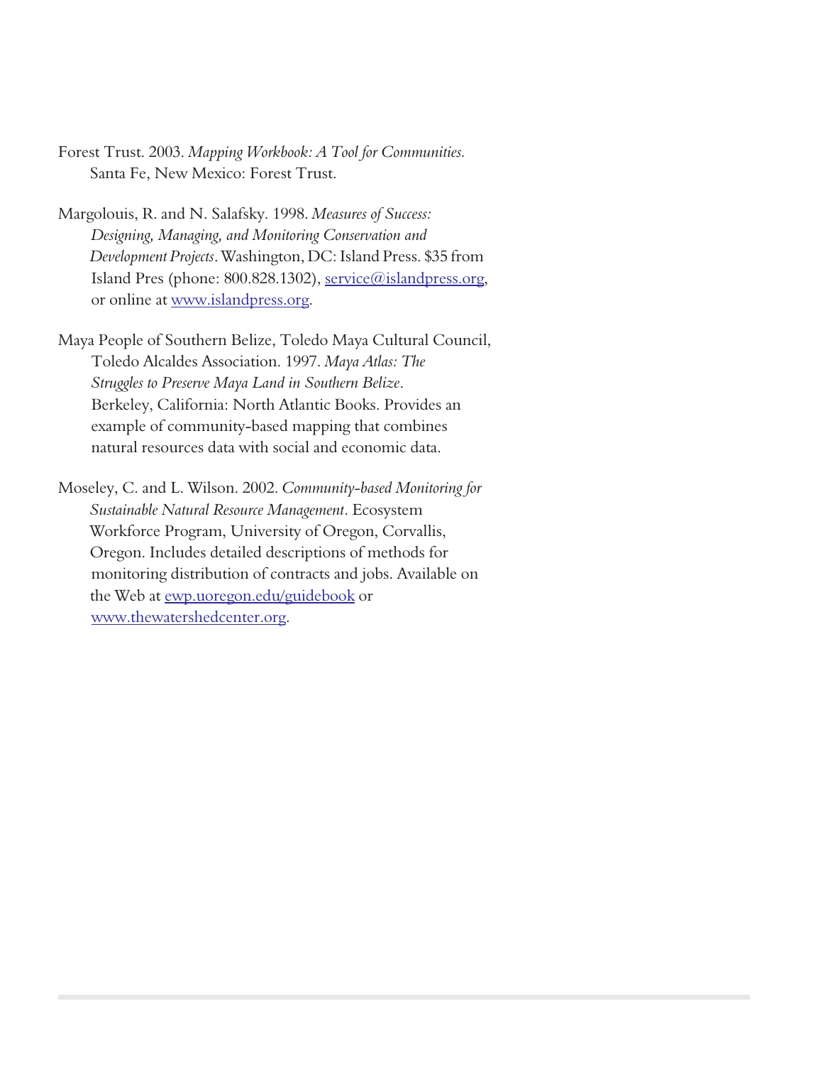Forest Trust. 2003. *Mapping Workbook: A Tool for Communities.* Santa Fe, New Mexico: Forest Trust.

Margolouis, R. and N. Salafsky. 1998. *Measures of Success: Designing, Managing, and Monitoring Conservation and Development Projects*. Washington, DC: Island Press. $35 from Island Pres (phone: 800.828.1302), service@islandpress.org, or online at www.islandpress.org.

Maya People of Southern Belize, Toledo Maya Cultural Council, Toledo Alcaldes Association. 1997. *Maya Atlas: The Struggles to Preserve Maya Land in Southern Belize*. Berkeley, California: North Atlantic Books. Provides an example of community-based mapping that combines natural resources data with social and economic data.

Moseley, C. and L. Wilson. 2002. *Community-based Monitoring for Sustainable Natural Resource Management*. Ecosystem Workforce Program, University of Oregon, Corvallis, Oregon. Includes detailed descriptions of methods for monitoring distribution of contracts and jobs. Available on the Web at ewp.uoregon.edu/guidebook or www.thewatershedcenter.org.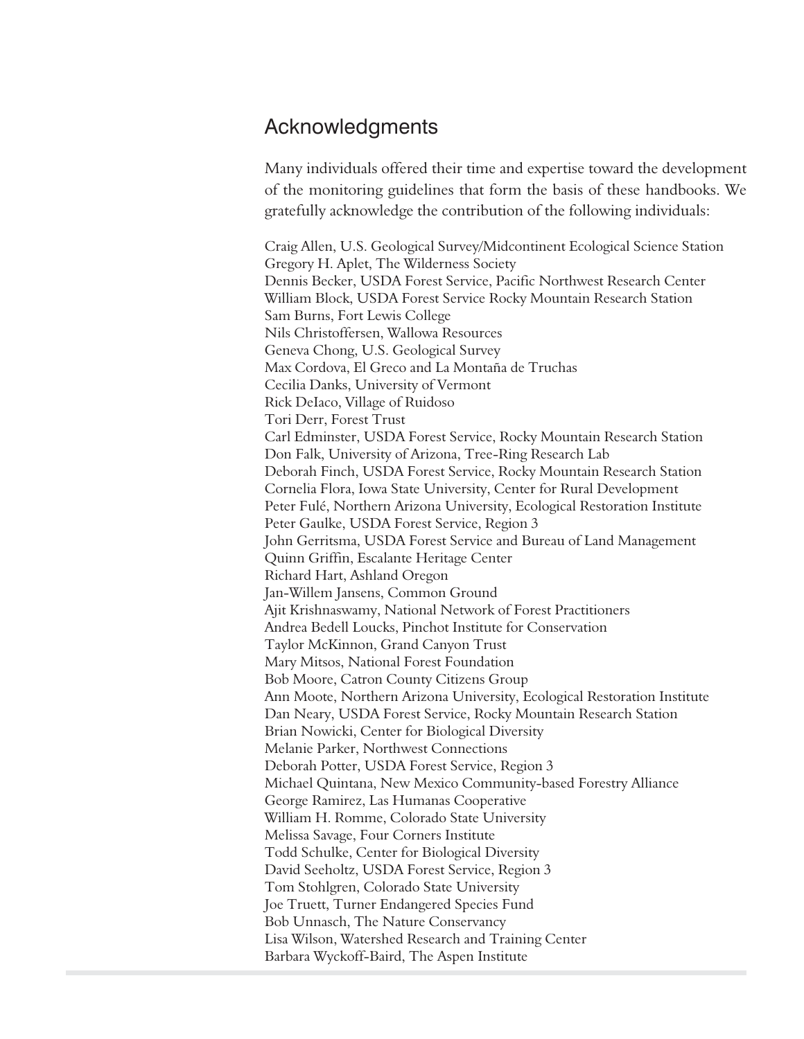## Acknowledgments

Many individuals offered their time and expertise toward the development of the monitoring guidelines that form the basis of these handbooks. We gratefully acknowledge the contribution of the following individuals:

Craig Allen, U.S. Geological Survey/Midcontinent Ecological Science Station
Gregory H. Aplet, The Wilderness Society
Dennis Becker, USDA Forest Service, Pacific Northwest Research Center
William Block, USDA Forest Service Rocky Mountain Research Station
Sam Burns, Fort Lewis College
Nils Christoffersen, Wallowa Resources
Geneva Chong, U.S. Geological Survey
Max Cordova, El Greco and La Montaña de Truchas
Cecilia Danks, University of Vermont
Rick DeIaco, Village of Ruidoso
Tori Derr, Forest Trust
Carl Edminster, USDA Forest Service, Rocky Mountain Research Station
Don Falk, University of Arizona, Tree-Ring Research Lab
Deborah Finch, USDA Forest Service, Rocky Mountain Research Station
Cornelia Flora, Iowa State University, Center for Rural Development
Peter Fulé, Northern Arizona University, Ecological Restoration Institute
Peter Gaulke, USDA Forest Service, Region 3
John Gerritsma, USDA Forest Service and Bureau of Land Management
Quinn Griffin, Escalante Heritage Center
Richard Hart, Ashland Oregon
Jan-Willem Jansens, Common Ground
Ajit Krishnaswamy, National Network of Forest Practitioners
Andrea Bedell Loucks, Pinchot Institute for Conservation
Taylor McKinnon, Grand Canyon Trust
Mary Mitsos, National Forest Foundation
Bob Moore, Catron County Citizens Group
Ann Moote, Northern Arizona University, Ecological Restoration Institute
Dan Neary, USDA Forest Service, Rocky Mountain Research Station
Brian Nowicki, Center for Biological Diversity
Melanie Parker, Northwest Connections
Deborah Potter, USDA Forest Service, Region 3
Michael Quintana, New Mexico Community-based Forestry Alliance
George Ramirez, Las Humanas Cooperative
William H. Romme, Colorado State University
Melissa Savage, Four Corners Institute
Todd Schulke, Center for Biological Diversity
David Seeholtz, USDA Forest Service, Region 3
Tom Stohlgren, Colorado State University
Joe Truett, Turner Endangered Species Fund
Bob Unnasch, The Nature Conservancy
Lisa Wilson, Watershed Research and Training Center
Barbara Wyckoff-Baird, The Aspen Institute